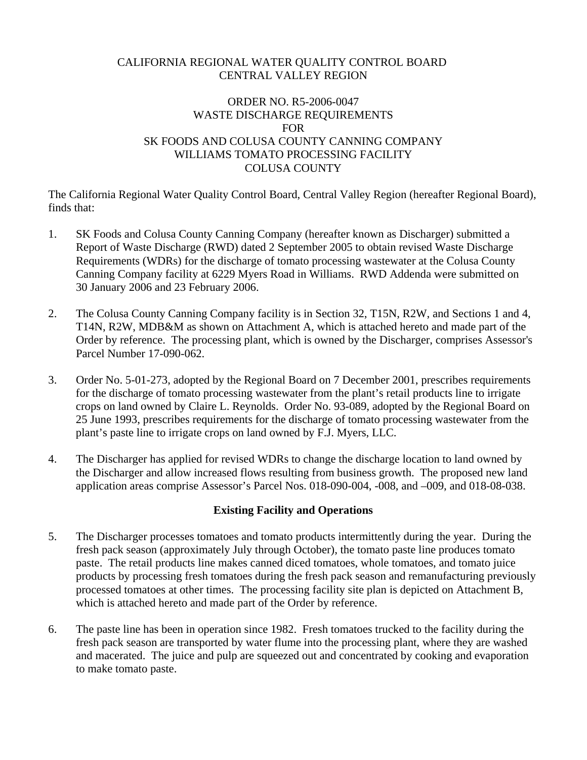CALIFORNIA REGIONAL WATER QUALITY CONTROL BOARD
CENTRAL VALLEY REGION

ORDER NO. R5-2006-0047
WASTE DISCHARGE REQUIREMENTS
FOR
SK FOODS AND COLUSA COUNTY CANNING COMPANY
WILLIAMS TOMATO PROCESSING FACILITY
COLUSA COUNTY

The California Regional Water Quality Control Board, Central Valley Region (hereafter Regional Board), finds that:

1. SK Foods and Colusa County Canning Company (hereafter known as Discharger) submitted a Report of Waste Discharge (RWD) dated 2 September 2005 to obtain revised Waste Discharge Requirements (WDRs) for the discharge of tomato processing wastewater at the Colusa County Canning Company facility at 6229 Myers Road in Williams. RWD Addenda were submitted on 30 January 2006 and 23 February 2006.

2. The Colusa County Canning Company facility is in Section 32, T15N, R2W, and Sections 1 and 4, T14N, R2W, MDB&M as shown on Attachment A, which is attached hereto and made part of the Order by reference. The processing plant, which is owned by the Discharger, comprises Assessor's Parcel Number 17-090-062.

3. Order No. 5-01-273, adopted by the Regional Board on 7 December 2001, prescribes requirements for the discharge of tomato processing wastewater from the plant's retail products line to irrigate crops on land owned by Claire L. Reynolds. Order No. 93-089, adopted by the Regional Board on 25 June 1993, prescribes requirements for the discharge of tomato processing wastewater from the plant's paste line to irrigate crops on land owned by F.J. Myers, LLC.

4. The Discharger has applied for revised WDRs to change the discharge location to land owned by the Discharger and allow increased flows resulting from business growth. The proposed new land application areas comprise Assessor's Parcel Nos. 018-090-004, -008, and –009, and 018-08-038.

**Existing Facility and Operations**

5. The Discharger processes tomatoes and tomato products intermittently during the year. During the fresh pack season (approximately July through October), the tomato paste line produces tomato paste. The retail products line makes canned diced tomatoes, whole tomatoes, and tomato juice products by processing fresh tomatoes during the fresh pack season and remanufacturing previously processed tomatoes at other times. The processing facility site plan is depicted on Attachment B, which is attached hereto and made part of the Order by reference.

6. The paste line has been in operation since 1982. Fresh tomatoes trucked to the facility during the fresh pack season are transported by water flume into the processing plant, where they are washed and macerated. The juice and pulp are squeezed out and concentrated by cooking and evaporation to make tomato paste.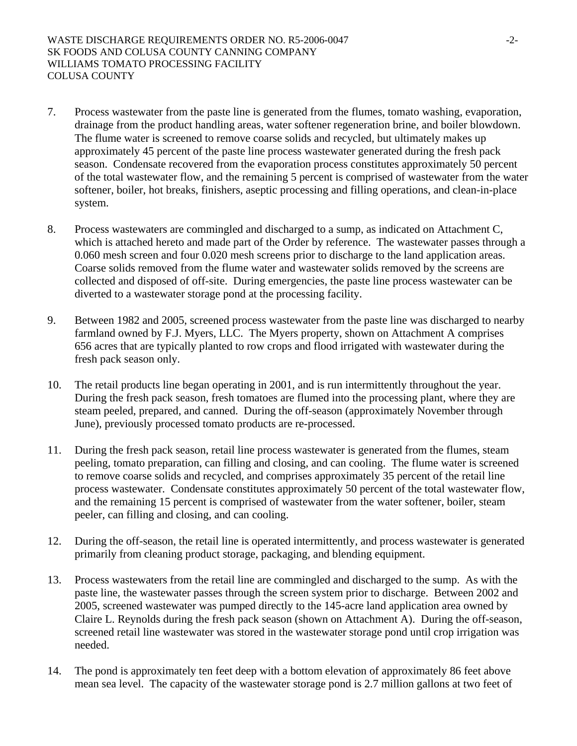7. Process wastewater from the paste line is generated from the flumes, tomato washing, evaporation, drainage from the product handling areas, water softener regeneration brine, and boiler blowdown. The flume water is screened to remove coarse solids and recycled, but ultimately makes up approximately 45 percent of the paste line process wastewater generated during the fresh pack season. Condensate recovered from the evaporation process constitutes approximately 50 percent of the total wastewater flow, and the remaining 5 percent is comprised of wastewater from the water softener, boiler, hot breaks, finishers, aseptic processing and filling operations, and clean-in-place system.

8. Process wastewaters are commingled and discharged to a sump, as indicated on Attachment C, which is attached hereto and made part of the Order by reference. The wastewater passes through a 0.060 mesh screen and four 0.020 mesh screens prior to discharge to the land application areas. Coarse solids removed from the flume water and wastewater solids removed by the screens are collected and disposed of off-site. During emergencies, the paste line process wastewater can be diverted to a wastewater storage pond at the processing facility.

9. Between 1982 and 2005, screened process wastewater from the paste line was discharged to nearby farmland owned by F.J. Myers, LLC. The Myers property, shown on Attachment A comprises 656 acres that are typically planted to row crops and flood irrigated with wastewater during the fresh pack season only.

10. The retail products line began operating in 2001, and is run intermittently throughout the year. During the fresh pack season, fresh tomatoes are flumed into the processing plant, where they are steam peeled, prepared, and canned. During the off-season (approximately November through June), previously processed tomato products are re-processed.

11. During the fresh pack season, retail line process wastewater is generated from the flumes, steam peeling, tomato preparation, can filling and closing, and can cooling. The flume water is screened to remove coarse solids and recycled, and comprises approximately 35 percent of the retail line process wastewater. Condensate constitutes approximately 50 percent of the total wastewater flow, and the remaining 15 percent is comprised of wastewater from the water softener, boiler, steam peeler, can filling and closing, and can cooling.

12. During the off-season, the retail line is operated intermittently, and process wastewater is generated primarily from cleaning product storage, packaging, and blending equipment.

13. Process wastewaters from the retail line are commingled and discharged to the sump. As with the paste line, the wastewater passes through the screen system prior to discharge. Between 2002 and 2005, screened wastewater was pumped directly to the 145-acre land application area owned by Claire L. Reynolds during the fresh pack season (shown on Attachment A). During the off-season, screened retail line wastewater was stored in the wastewater storage pond until crop irrigation was needed.

14. The pond is approximately ten feet deep with a bottom elevation of approximately 86 feet above mean sea level. The capacity of the wastewater storage pond is 2.7 million gallons at two feet of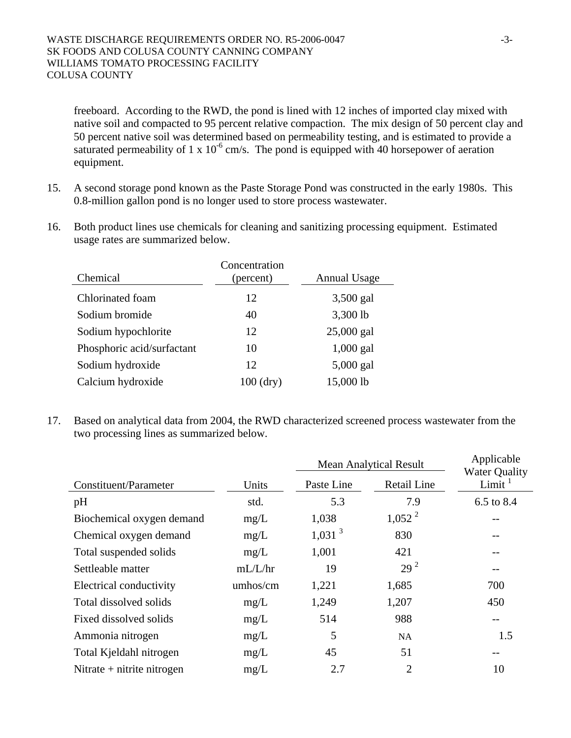freeboard. According to the RWD, the pond is lined with 12 inches of imported clay mixed with native soil and compacted to 95 percent relative compaction. The mix design of 50 percent clay and 50 percent native soil was determined based on permeability testing, and is estimated to provide a saturated permeability of $1 \times 10^{-6}$ cm/s. The pond is equipped with 40 horsepower of aeration equipment.

15. A second storage pond known as the Paste Storage Pond was constructed in the early 1980s. This 0.8-million gallon pond is no longer used to store process wastewater.

16. Both product lines use chemicals for cleaning and sanitizing processing equipment. Estimated usage rates are summarized below.

| Chemical | Concentration (percent) | Annual Usage |
|---|---|---|
| Chlorinated foam | 12 | 3,500 gal |
| Sodium bromide | 40 | 3,300 lb |
| Sodium hypochlorite | 12 | 25,000 gal |
| Phosphoric acid/surfactant | 10 | 1,000 gal |
| Sodium hydroxide | 12 | 5,000 gal |
| Calcium hydroxide | 100 (dry) | 15,000 lb |

17. Based on analytical data from 2004, the RWD characterized screened process wastewater from the two processing lines as summarized below.

| | | Mean Analytical Result | | Applicable |
|---|---|---|---|---|
| Constituent/Parameter | Units | Paste Line | Retail Line | Water Quality Limit [1] |
| pH | std. | 5.3 | 7.9 | 6.5 to 8.4 |
| Biochemical oxygen demand | mg/L | 1,038 | 1,052 [2] | -- |
| Chemical oxygen demand | mg/L | 1,031 [3] | 830 | -- |
| Total suspended solids | mg/L | 1,001 | 421 | -- |
| Settleable matter | mL/L/hr | 19 | 29 [2] | -- |
| Electrical conductivity | umhos/cm | 1,221 | 1,685 | 700 |
| Total dissolved solids | mg/L | 1,249 | 1,207 | 450 |
| Fixed dissolved solids | mg/L | 514 | 988 | -- |
| Ammonia nitrogen | mg/L | 5 | NA | 1.5 |
| Total Kjeldahl nitrogen | mg/L | 45 | 51 | -- |
| Nitrate + nitrite nitrogen | mg/L | 2.7 | 2 | 10 |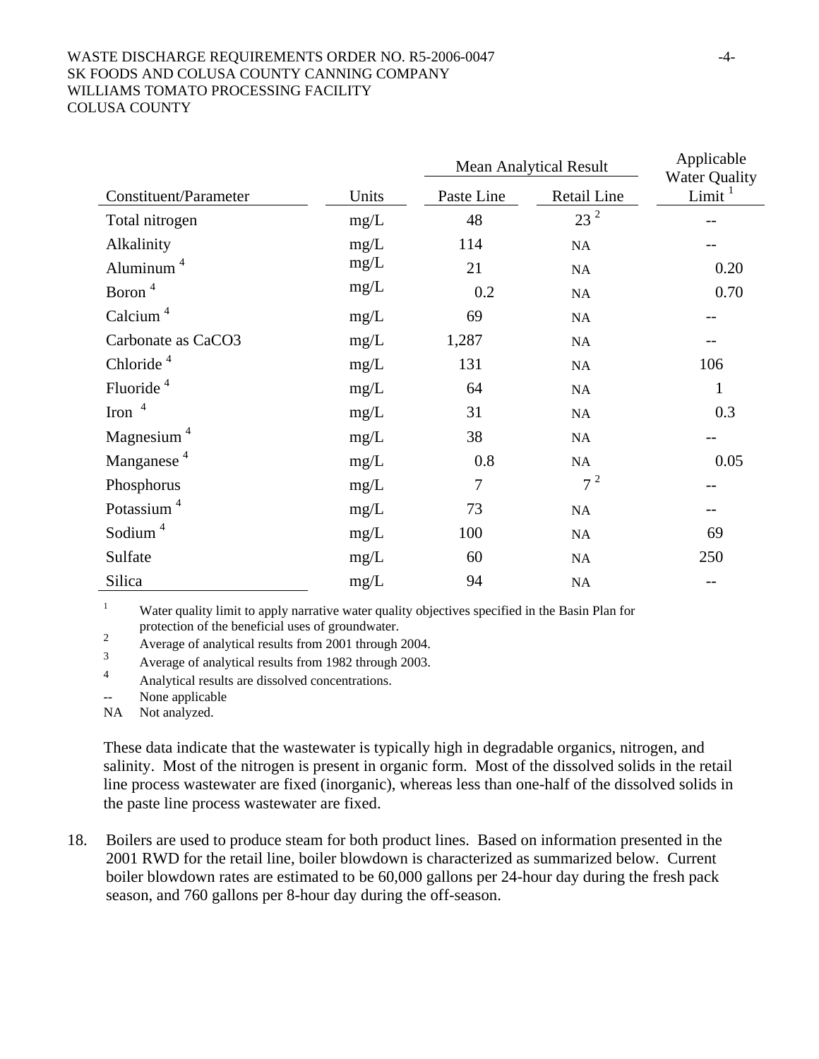| Constituent/Parameter | Units | Mean Analytical Result | | Applicable Water Quality Limit [1] |
|---|---|---|---|---|
| | | Paste Line | Retail Line | |
| Total nitrogen | mg/L | 48 | 23 [2] | -- |
| Alkalinity | mg/L | 114 | NA | -- |
| Aluminum [4] | mg/L | 21 | NA | 0.20 |
| Boron [4] | mg/L | 0.2 | NA | 0.70 |
| Calcium [4] | mg/L | 69 | NA | -- |
| Carbonate as $CaCO_3$ | mg/L | 1,287 | NA | -- |
| Chloride [4] | mg/L | 131 | NA | 106 |
| Fluoride [4] | mg/L | 64 | NA | 1 |
| Iron [4] | mg/L | 31 | NA | 0.3 |
| Magnesium [4] | mg/L | 38 | NA | -- |
| Manganese [4] | mg/L | 0.8 | NA | 0.05 |
| Phosphorus | mg/L | 7 | 7 [2] | -- |
| Potassium [4] | mg/L | 73 | NA | -- |
| Sodium [4] | mg/L | 100 | NA | 69 |
| Sulfate | mg/L | 60 | NA | 250 |
| Silica | mg/L | 94 | NA | -- |

[1] Water quality limit to apply narrative water quality objectives specified in the Basin Plan for protection of the beneficial uses of groundwater.
[2] Average of analytical results from 2001 through 2004.
[3] Average of analytical results from 1982 through 2003.
[4] Analytical results are dissolved concentrations.
-- None applicable
NA Not analyzed.

These data indicate that the wastewater is typically high in degradable organics, nitrogen, and salinity. Most of the nitrogen is present in organic form. Most of the dissolved solids in the retail line process wastewater are fixed (inorganic), whereas less than one-half of the dissolved solids in the paste line process wastewater are fixed.

18. Boilers are used to produce steam for both product lines. Based on information presented in the 2001 RWD for the retail line, boiler blowdown is characterized as summarized below. Current boiler blowdown rates are estimated to be 60,000 gallons per 24-hour day during the fresh pack season, and 760 gallons per 8-hour day during the off-season.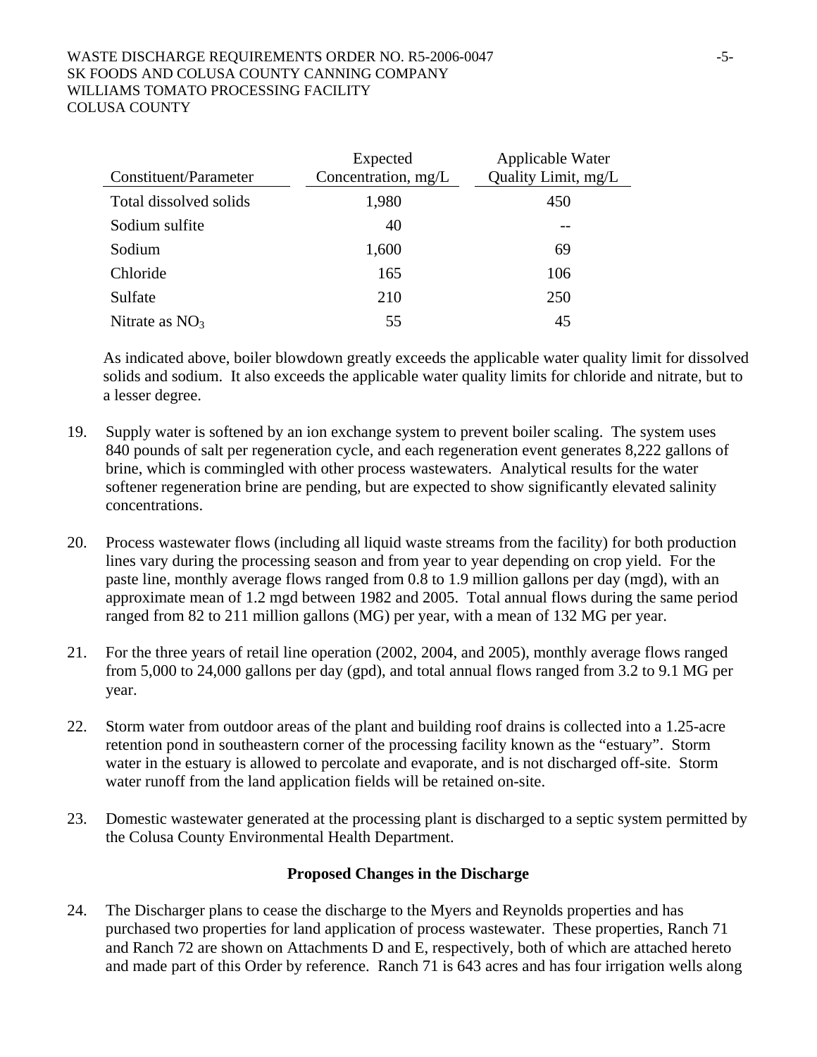| Constituent/Parameter | Expected Concentration, mg/L | Applicable Water Quality Limit, mg/L |
|---|---|---|
| Total dissolved solids | 1,980 | 450 |
| Sodium sulfite | 40 | -- |
| Sodium | 1,600 | 69 |
| Chloride | 165 | 106 |
| Sulfate | 210 | 250 |
| Nitrate as $NO_3$ | 55 | 45 |

As indicated above, boiler blowdown greatly exceeds the applicable water quality limit for dissolved solids and sodium. It also exceeds the applicable water quality limits for chloride and nitrate, but to a lesser degree.

19. Supply water is softened by an ion exchange system to prevent boiler scaling. The system uses 840 pounds of salt per regeneration cycle, and each regeneration event generates 8,222 gallons of brine, which is commingled with other process wastewaters. Analytical results for the water softener regeneration brine are pending, but are expected to show significantly elevated salinity concentrations.

20. Process wastewater flows (including all liquid waste streams from the facility) for both production lines vary during the processing season and from year to year depending on crop yield. For the paste line, monthly average flows ranged from 0.8 to 1.9 million gallons per day (mgd), with an approximate mean of 1.2 mgd between 1982 and 2005. Total annual flows during the same period ranged from 82 to 211 million gallons (MG) per year, with a mean of 132 MG per year.

21. For the three years of retail line operation (2002, 2004, and 2005), monthly average flows ranged from 5,000 to 24,000 gallons per day (gpd), and total annual flows ranged from 3.2 to 9.1 MG per year.

22. Storm water from outdoor areas of the plant and building roof drains is collected into a 1.25-acre retention pond in southeastern corner of the processing facility known as the "estuary". Storm water in the estuary is allowed to percolate and evaporate, and is not discharged off-site. Storm water runoff from the land application fields will be retained on-site.

23. Domestic wastewater generated at the processing plant is discharged to a septic system permitted by the Colusa County Environmental Health Department.

**Proposed Changes in the Discharge**

24. The Discharger plans to cease the discharge to the Myers and Reynolds properties and has purchased two properties for land application of process wastewater. These properties, Ranch 71 and Ranch 72 are shown on Attachments D and E, respectively, both of which are attached hereto and made part of this Order by reference. Ranch 71 is 643 acres and has four irrigation wells along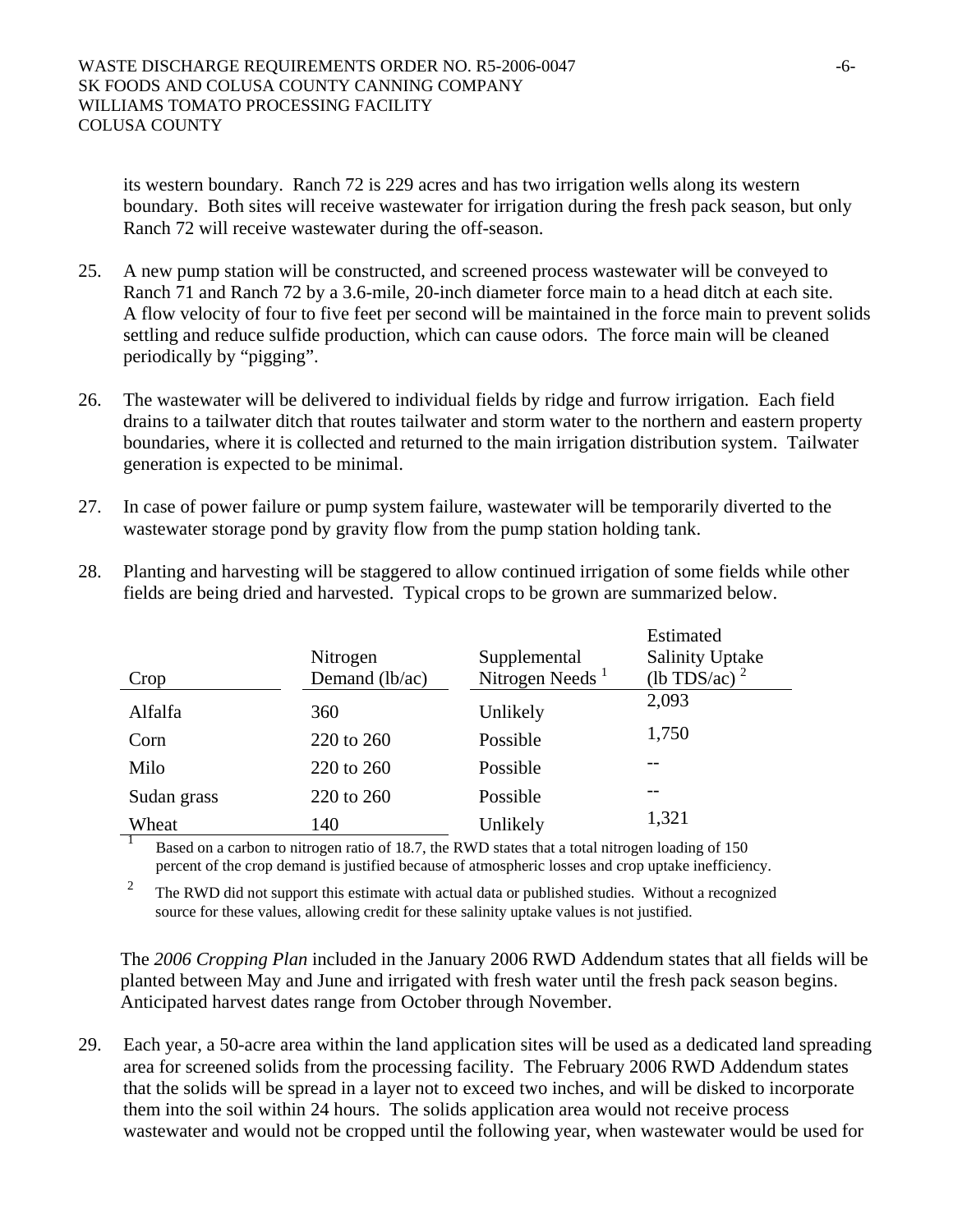its western boundary. Ranch 72 is 229 acres and has two irrigation wells along its western boundary. Both sites will receive wastewater for irrigation during the fresh pack season, but only Ranch 72 will receive wastewater during the off-season.

25. A new pump station will be constructed, and screened process wastewater will be conveyed to Ranch 71 and Ranch 72 by a 3.6-mile, 20-inch diameter force main to a head ditch at each site. A flow velocity of four to five feet per second will be maintained in the force main to prevent solids settling and reduce sulfide production, which can cause odors. The force main will be cleaned periodically by "pigging".

26. The wastewater will be delivered to individual fields by ridge and furrow irrigation. Each field drains to a tailwater ditch that routes tailwater and storm water to the northern and eastern property boundaries, where it is collected and returned to the main irrigation distribution system. Tailwater generation is expected to be minimal.

27. In case of power failure or pump system failure, wastewater will be temporarily diverted to the wastewater storage pond by gravity flow from the pump station holding tank.

28. Planting and harvesting will be staggered to allow continued irrigation of some fields while other fields are being dried and harvested. Typical crops to be grown are summarized below.

| Crop | Nitrogen Demand (lb/ac) | Supplemental Nitrogen Needs [1] | Estimated Salinity Uptake (lb TDS/ac) [2] |
|---|---|---|---|
| Alfalfa | 360 | Unlikely | 2,093 |
| Corn | 220 to 260 | Possible | 1,750 |
| Milo | 220 to 260 | Possible | -- |
| Sudan grass | 220 to 260 | Possible | -- |
| Wheat | 140 | Unlikely | 1,321 |

[1] Based on a carbon to nitrogen ratio of 18.7, the RWD states that a total nitrogen loading of 150 percent of the crop demand is justified because of atmospheric losses and crop uptake inefficiency.

[2] The RWD did not support this estimate with actual data or published studies. Without a recognized source for these values, allowing credit for these salinity uptake values is not justified.

The *2006 Cropping Plan* included in the January 2006 RWD Addendum states that all fields will be planted between May and June and irrigated with fresh water until the fresh pack season begins. Anticipated harvest dates range from October through November.

29. Each year, a 50-acre area within the land application sites will be used as a dedicated land spreading area for screened solids from the processing facility. The February 2006 RWD Addendum states that the solids will be spread in a layer not to exceed two inches, and will be disked to incorporate them into the soil within 24 hours. The solids application area would not receive process wastewater and would not be cropped until the following year, when wastewater would be used for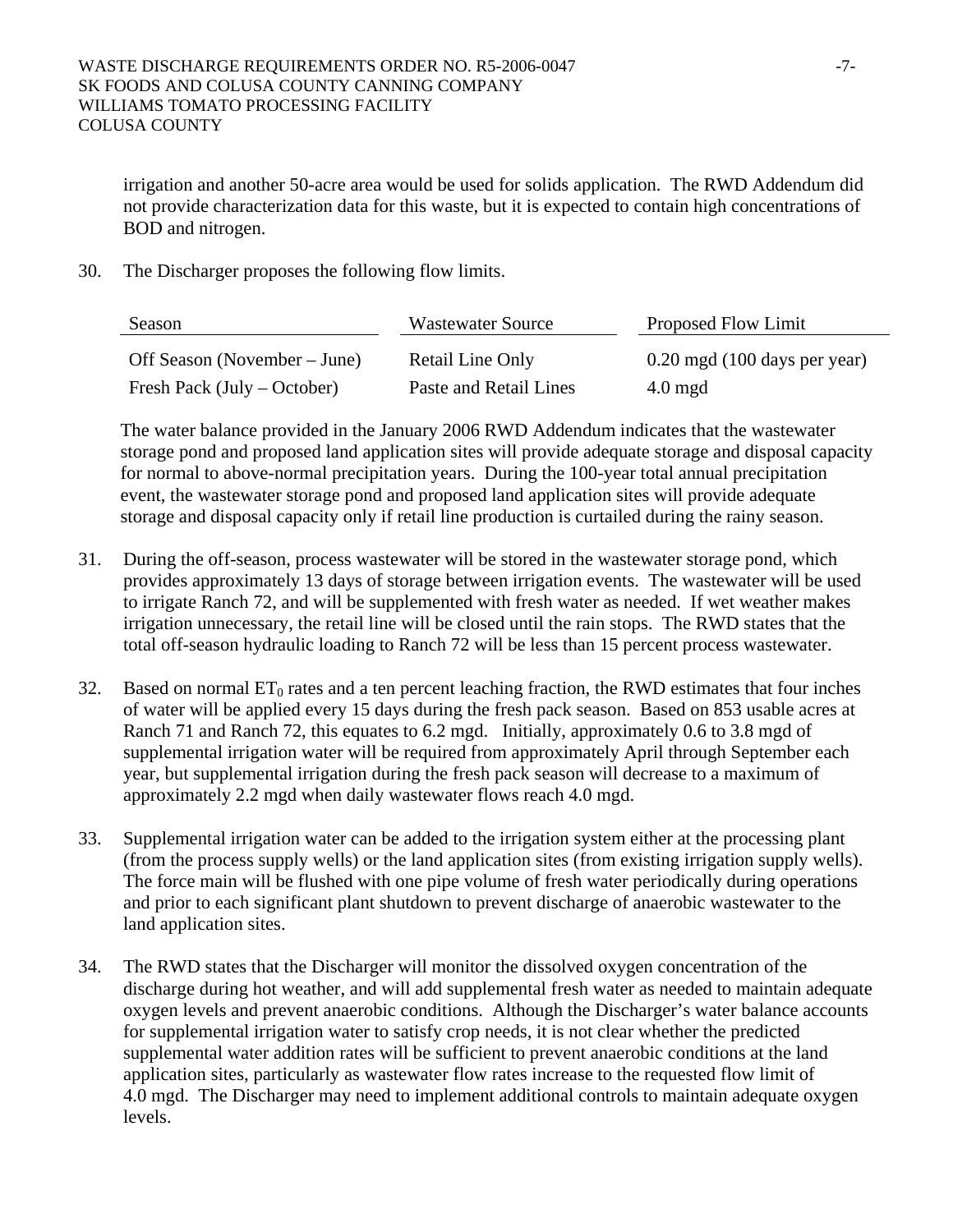irrigation and another 50-acre area would be used for solids application. The RWD Addendum did not provide characterization data for this waste, but it is expected to contain high concentrations of BOD and nitrogen.

30. The Discharger proposes the following flow limits.

| Season | Wastewater Source | Proposed Flow Limit |
|---|---|---|
| Off Season (November – June) | Retail Line Only | 0.20 mgd (100 days per year) |
| Fresh Pack (July – October) | Paste and Retail Lines | 4.0 mgd |

The water balance provided in the January 2006 RWD Addendum indicates that the wastewater storage pond and proposed land application sites will provide adequate storage and disposal capacity for normal to above-normal precipitation years. During the 100-year total annual precipitation event, the wastewater storage pond and proposed land application sites will provide adequate storage and disposal capacity only if retail line production is curtailed during the rainy season.

31. During the off-season, process wastewater will be stored in the wastewater storage pond, which provides approximately 13 days of storage between irrigation events. The wastewater will be used to irrigate Ranch 72, and will be supplemented with fresh water as needed. If wet weather makes irrigation unnecessary, the retail line will be closed until the rain stops. The RWD states that the total off-season hydraulic loading to Ranch 72 will be less than 15 percent process wastewater.

32. Based on normal $ET_0$ rates and a ten percent leaching fraction, the RWD estimates that four inches of water will be applied every 15 days during the fresh pack season. Based on 853 usable acres at Ranch 71 and Ranch 72, this equates to 6.2 mgd. Initially, approximately 0.6 to 3.8 mgd of supplemental irrigation water will be required from approximately April through September each year, but supplemental irrigation during the fresh pack season will decrease to a maximum of approximately 2.2 mgd when daily wastewater flows reach 4.0 mgd.

33. Supplemental irrigation water can be added to the irrigation system either at the processing plant (from the process supply wells) or the land application sites (from existing irrigation supply wells). The force main will be flushed with one pipe volume of fresh water periodically during operations and prior to each significant plant shutdown to prevent discharge of anaerobic wastewater to the land application sites.

34. The RWD states that the Discharger will monitor the dissolved oxygen concentration of the discharge during hot weather, and will add supplemental fresh water as needed to maintain adequate oxygen levels and prevent anaerobic conditions. Although the Discharger's water balance accounts for supplemental irrigation water to satisfy crop needs, it is not clear whether the predicted supplemental water addition rates will be sufficient to prevent anaerobic conditions at the land application sites, particularly as wastewater flow rates increase to the requested flow limit of 4.0 mgd. The Discharger may need to implement additional controls to maintain adequate oxygen levels.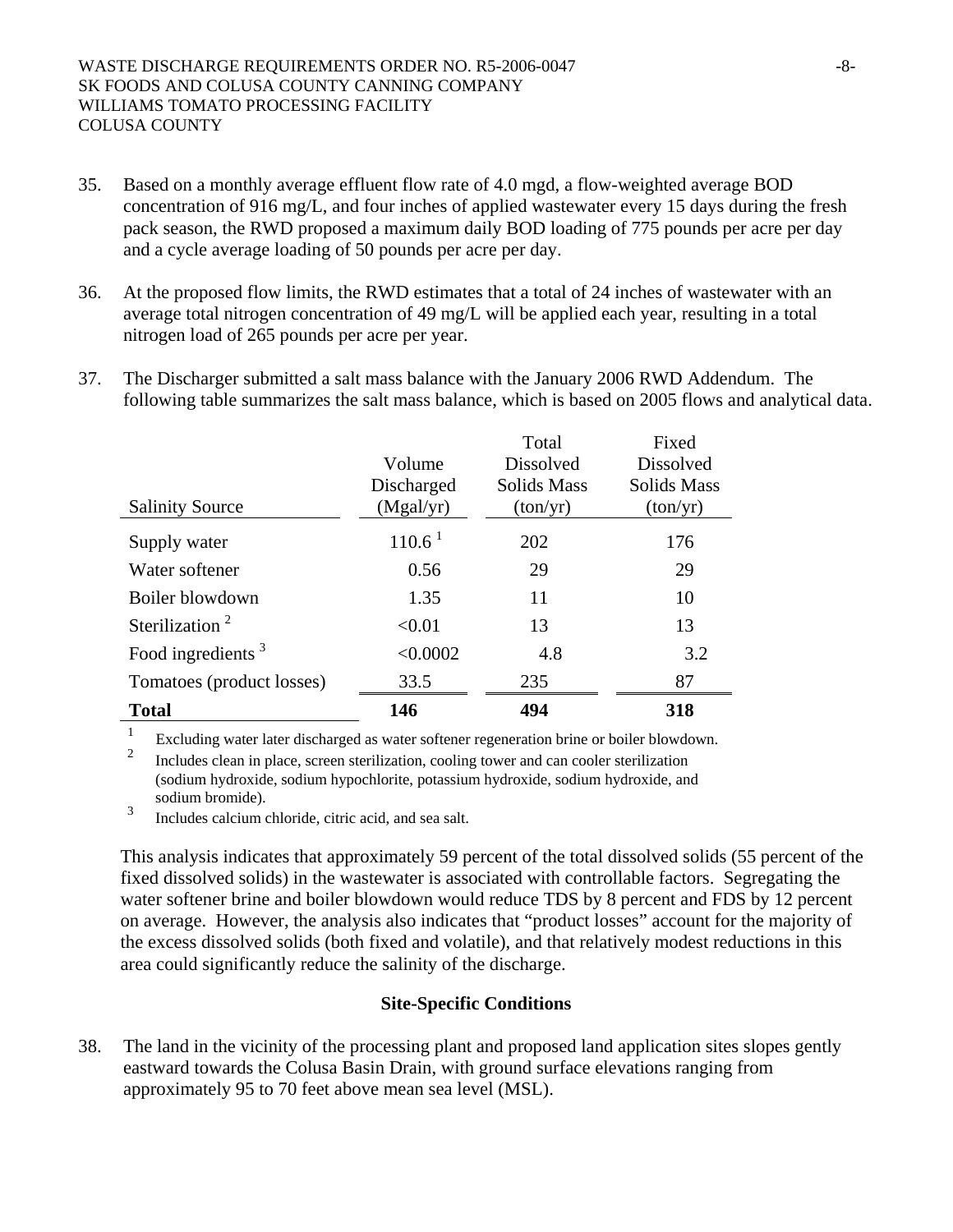35. Based on a monthly average effluent flow rate of 4.0 mgd, a flow-weighted average BOD concentration of 916 mg/L, and four inches of applied wastewater every 15 days during the fresh pack season, the RWD proposed a maximum daily BOD loading of 775 pounds per acre per day and a cycle average loading of 50 pounds per acre per day.

36. At the proposed flow limits, the RWD estimates that a total of 24 inches of wastewater with an average total nitrogen concentration of 49 mg/L will be applied each year, resulting in a total nitrogen load of 265 pounds per acre per year.

37. The Discharger submitted a salt mass balance with the January 2006 RWD Addendum. The following table summarizes the salt mass balance, which is based on 2005 flows and analytical data.

| Salinity Source | Volume Discharged (Mgal/yr) | Total Dissolved Solids Mass (ton/yr) | Fixed Dissolved Solids Mass (ton/yr) |
|---|---|---|---|
| Supply water | 110.6 [1] | 202 | 176 |
| Water softener | 0.56 | 29 | 29 |
| Boiler blowdown | 1.35 | 11 | 10 |
| Sterilization [2] | <0.01 | 13 | 13 |
| Food ingredients [3] | <0.0002 | 4.8 | 3.2 |
| Tomatoes (product losses) | 33.5 | 235 | 87 |
| **Total** | **146** | **494** | **318** |

[1] Excluding water later discharged as water softener regeneration brine or boiler blowdown.

[2] Includes clean in place, screen sterilization, cooling tower and can cooler sterilization (sodium hydroxide, sodium hypochlorite, potassium hydroxide, sodium hydroxide, and sodium bromide).

[3] Includes calcium chloride, citric acid, and sea salt.

This analysis indicates that approximately 59 percent of the total dissolved solids (55 percent of the fixed dissolved solids) in the wastewater is associated with controllable factors. Segregating the water softener brine and boiler blowdown would reduce TDS by 8 percent and FDS by 12 percent on average. However, the analysis also indicates that "product losses" account for the majority of the excess dissolved solids (both fixed and volatile), and that relatively modest reductions in this area could significantly reduce the salinity of the discharge.

## Site-Specific Conditions

38. The land in the vicinity of the processing plant and proposed land application sites slopes gently eastward towards the Colusa Basin Drain, with ground surface elevations ranging from approximately 95 to 70 feet above mean sea level (MSL).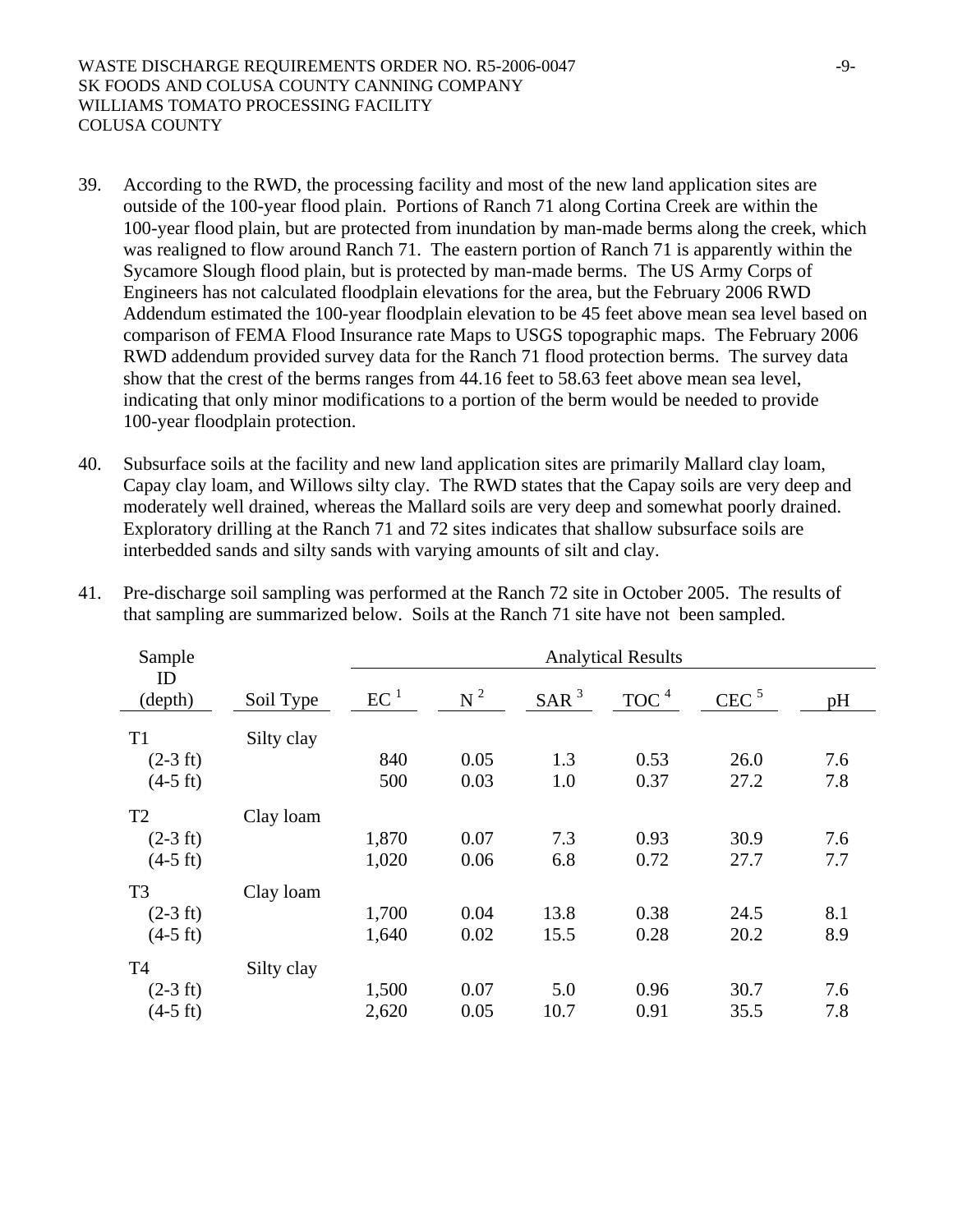39. According to the RWD, the processing facility and most of the new land application sites are outside of the 100-year flood plain. Portions of Ranch 71 along Cortina Creek are within the 100-year flood plain, but are protected from inundation by man-made berms along the creek, which was realigned to flow around Ranch 71. The eastern portion of Ranch 71 is apparently within the Sycamore Slough flood plain, but is protected by man-made berms. The US Army Corps of Engineers has not calculated floodplain elevations for the area, but the February 2006 RWD Addendum estimated the 100-year floodplain elevation to be 45 feet above mean sea level based on comparison of FEMA Flood Insurance rate Maps to USGS topographic maps. The February 2006 RWD addendum provided survey data for the Ranch 71 flood protection berms. The survey data show that the crest of the berms ranges from 44.16 feet to 58.63 feet above mean sea level, indicating that only minor modifications to a portion of the berm would be needed to provide 100-year floodplain protection.

40. Subsurface soils at the facility and new land application sites are primarily Mallard clay loam, Capay clay loam, and Willows silty clay. The RWD states that the Capay soils are very deep and moderately well drained, whereas the Mallard soils are very deep and somewhat poorly drained. Exploratory drilling at the Ranch 71 and 72 sites indicates that shallow subsurface soils are interbedded sands and silty sands with varying amounts of silt and clay.

41. Pre-discharge soil sampling was performed at the Ranch 72 site in October 2005. The results of that sampling are summarized below. Soils at the Ranch 71 site have not been sampled.

| Sample ID (depth) | Soil Type | Analytical Results | | | | | |
|---|---|---|---|---|---|---|---|
| | | EC [1] | N [2] | SAR [3] | TOC [4] | CEC [5] | pH |
| T1 | Silty clay | | | | | | |
| (2-3 ft) | | 840 | 0.05 | 1.3 | 0.53 | 26.0 | 7.6 |
| (4-5 ft) | | 500 | 0.03 | 1.0 | 0.37 | 27.2 | 7.8 |
| T2 | Clay loam | | | | | | |
| (2-3 ft) | | 1,870 | 0.07 | 7.3 | 0.93 | 30.9 | 7.6 |
| (4-5 ft) | | 1,020 | 0.06 | 6.8 | 0.72 | 27.7 | 7.7 |
| T3 | Clay loam | | | | | | |
| (2-3 ft) | | 1,700 | 0.04 | 13.8 | 0.38 | 24.5 | 8.1 |
| (4-5 ft) | | 1,640 | 0.02 | 15.5 | 0.28 | 20.2 | 8.9 |
| T4 | Silty clay | | | | | | |
| (2-3 ft) | | 1,500 | 0.07 | 5.0 | 0.96 | 30.7 | 7.6 |
| (4-5 ft) | | 2,620 | 0.05 | 10.7 | 0.91 | 35.5 | 7.8 |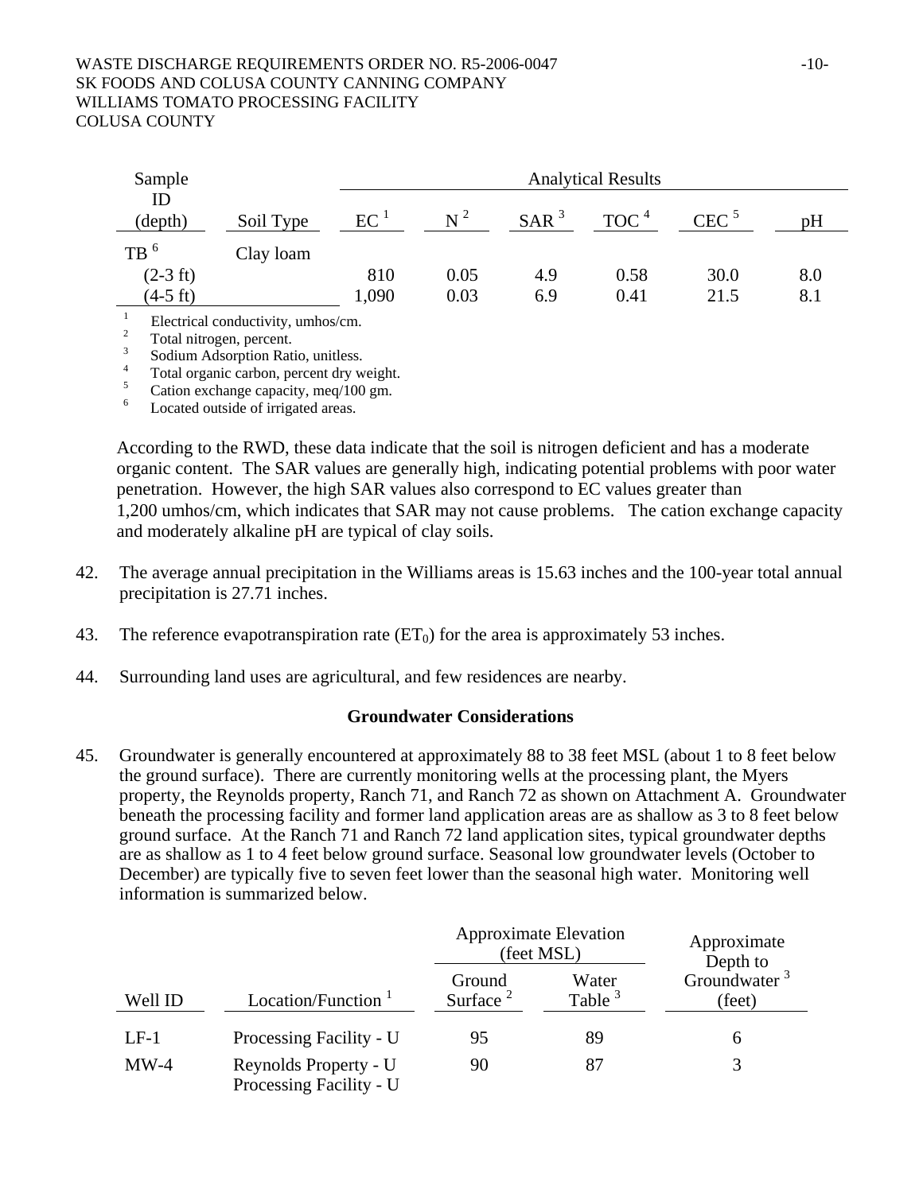| Sample ID (depth) | Soil Type | Analytical Results | | | | | |
|---|---|---|---|---|---|---|---|
| | | EC [1] | N [2] | SAR [3] | TOC [4] | CEC [5] | pH |
| TB [6] | Clay loam | | | | | | |
| (2-3 ft) | | 810 | 0.05 | 4.9 | 0.58 | 30.0 | 8.0 |
| (4-5 ft) | | 1,090 | 0.03 | 6.9 | 0.41 | 21.5 | 8.1 |

[1] Electrical conductivity, umhos/cm.
[2] Total nitrogen, percent.
[3] Sodium Adsorption Ratio, unitless.
[4] Total organic carbon, percent dry weight.
[5] Cation exchange capacity, meq/100 gm.
[6] Located outside of irrigated areas.

According to the RWD, these data indicate that the soil is nitrogen deficient and has a moderate organic content. The SAR values are generally high, indicating potential problems with poor water penetration. However, the high SAR values also correspond to EC values greater than 1,200 umhos/cm, which indicates that SAR may not cause problems. The cation exchange capacity and moderately alkaline pH are typical of clay soils.

42. The average annual precipitation in the Williams areas is 15.63 inches and the 100-year total annual precipitation is 27.71 inches.

43. The reference evapotranspiration rate ($ET_0$) for the area is approximately 53 inches.

44. Surrounding land uses are agricultural, and few residences are nearby.

**Groundwater Considerations**

45. Groundwater is generally encountered at approximately 88 to 38 feet MSL (about 1 to 8 feet below the ground surface). There are currently monitoring wells at the processing plant, the Myers property, the Reynolds property, Ranch 71, and Ranch 72 as shown on Attachment A. Groundwater beneath the processing facility and former land application areas are as shallow as 3 to 8 feet below ground surface. At the Ranch 71 and Ranch 72 land application sites, typical groundwater depths are as shallow as 1 to 4 feet below ground surface. Seasonal low groundwater levels (October to December) are typically five to seven feet lower than the seasonal high water. Monitoring well information is summarized below.

| Well ID | Location/Function [1] | Approximate Elevation (feet MSL) | | Approximate Depth to Groundwater [3] (feet) |
|---|---|---|---|---|
| | | Ground Surface [2] | Water Table [3] | |
| LF-1 | Processing Facility - U | 95 | 89 | 6 |
| MW-4 | Reynolds Property - U Processing Facility - U | 90 | 87 | 3 |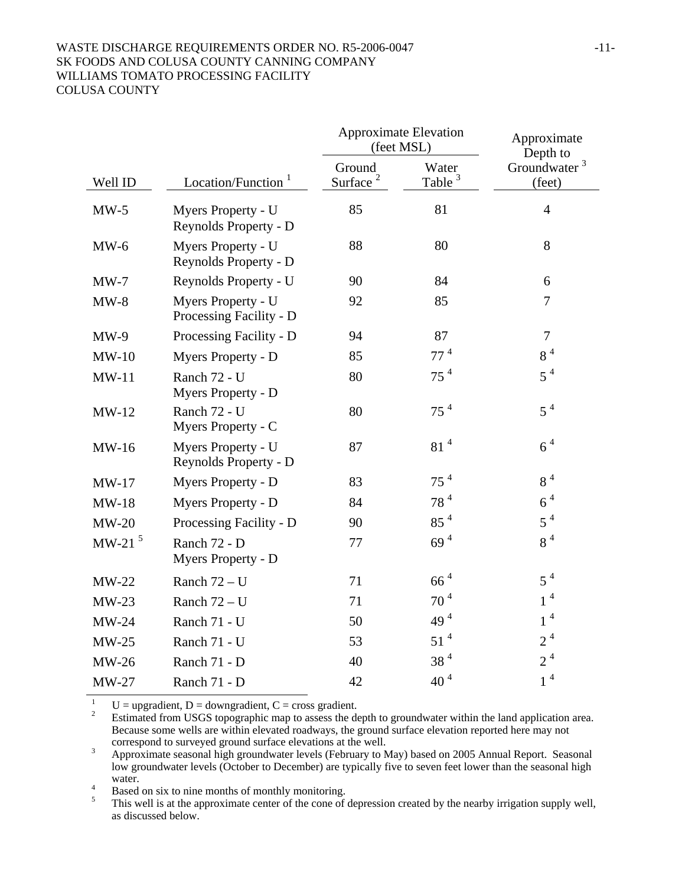| Well ID | Location/Function [1] | Approximate Elevation (feet MSL) | | Approximate Depth to Groundwater [3] (feet) |
|---|---|---|---|---|
| | | Ground Surface [2] | Water Table [3] | |
| MW-5 | Myers Property - U<br>Reynolds Property - D | 85 | 81 | 4 |
| MW-6 | Myers Property - U<br>Reynolds Property - D | 88 | 80 | 8 |
| MW-7 | Reynolds Property - U | 90 | 84 | 6 |
| MW-8 | Myers Property - U<br>Processing Facility - D | 92 | 85 | 7 |
| MW-9 | Processing Facility - D | 94 | 87 | 7 |
| MW-10 | Myers Property - D | 85 | 77 [4] | 8 [4] |
| MW-11 | Ranch 72 - U<br>Myers Property - D | 80 | 75 [4] | 5 [4] |
| MW-12 | Ranch 72 - U<br>Myers Property - C | 80 | 75 [4] | 5 [4] |
| MW-16 | Myers Property - U<br>Reynolds Property - D | 87 | 81 [4] | 6 [4] |
| MW-17 | Myers Property - D | 83 | 75 [4] | 8 [4] |
| MW-18 | Myers Property - D | 84 | 78 [4] | 6 [4] |
| MW-20 | Processing Facility - D | 90 | 85 [4] | 5 [4] |
| MW-21 [5] | Ranch 72 - D<br>Myers Property - D | 77 | 69 [4] | 8 [4] |
| MW-22 | Ranch 72 – U | 71 | 66 [4] | 5 [4] |
| MW-23 | Ranch 72 – U | 71 | 70 [4] | 1 [4] |
| MW-24 | Ranch 71 - U | 50 | 49 [4] | 1 [4] |
| MW-25 | Ranch 71 - U | 53 | 51 [4] | 2 [4] |
| MW-26 | Ranch 71 - D | 40 | 38 [4] | 2 [4] |
| MW-27 | Ranch 71 - D | 42 | 40 [4] | 1 [4] |

[1] U = upgradient, D = downgradient, C = cross gradient.

[2] Estimated from USGS topographic map to assess the depth to groundwater within the land application area. Because some wells are within elevated roadways, the ground surface elevation reported here may not correspond to surveyed ground surface elevations at the well.

[3] Approximate seasonal high groundwater levels (February to May) based on 2005 Annual Report. Seasonal low groundwater levels (October to December) are typically five to seven feet lower than the seasonal high water.

[4] Based on six to nine months of monthly monitoring.

[5] This well is at the approximate center of the cone of depression created by the nearby irrigation supply well, as discussed below.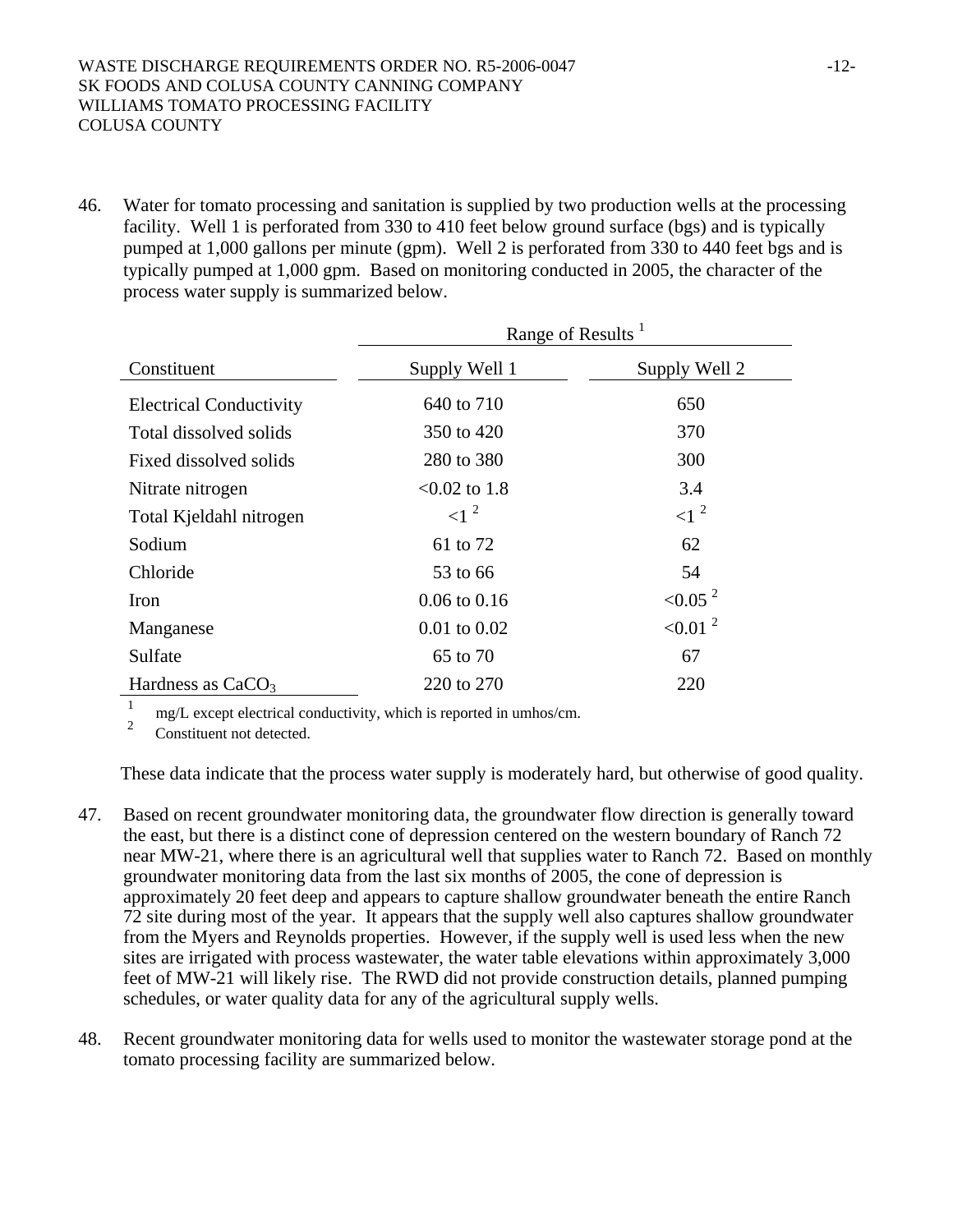46. Water for tomato processing and sanitation is supplied by two production wells at the processing facility. Well 1 is perforated from 330 to 410 feet below ground surface (bgs) and is typically pumped at 1,000 gallons per minute (gpm). Well 2 is perforated from 330 to 440 feet bgs and is typically pumped at 1,000 gpm. Based on monitoring conducted in 2005, the character of the process water supply is summarized below.

| | Range of Results [1] | |
|---|---|---|
| Constituent | Supply Well 1 | Supply Well 2 |
| Electrical Conductivity | 640 to 710 | 650 |
| Total dissolved solids | 350 to 420 | 370 |
| Fixed dissolved solids | 280 to 380 | 300 |
| Nitrate nitrogen | <0.02 to 1.8 | 3.4 |
| Total Kjeldahl nitrogen | <1 [2] | <1 [2] |
| Sodium | 61 to 72 | 62 |
| Chloride | 53 to 66 | 54 |
| Iron | 0.06 to 0.16 | <0.05 [2] |
| Manganese | 0.01 to 0.02 | <0.01 [2] |
| Sulfate | 65 to 70 | 67 |
| Hardness as $CaCO_3$ | 220 to 270 | 220 |

[1] mg/L except electrical conductivity, which is reported in umhos/cm.
[2] Constituent not detected.

These data indicate that the process water supply is moderately hard, but otherwise of good quality.

47. Based on recent groundwater monitoring data, the groundwater flow direction is generally toward the east, but there is a distinct cone of depression centered on the western boundary of Ranch 72 near MW-21, where there is an agricultural well that supplies water to Ranch 72. Based on monthly groundwater monitoring data from the last six months of 2005, the cone of depression is approximately 20 feet deep and appears to capture shallow groundwater beneath the entire Ranch 72 site during most of the year. It appears that the supply well also captures shallow groundwater from the Myers and Reynolds properties. However, if the supply well is used less when the new sites are irrigated with process wastewater, the water table elevations within approximately 3,000 feet of MW-21 will likely rise. The RWD did not provide construction details, planned pumping schedules, or water quality data for any of the agricultural supply wells.

48. Recent groundwater monitoring data for wells used to monitor the wastewater storage pond at the tomato processing facility are summarized below.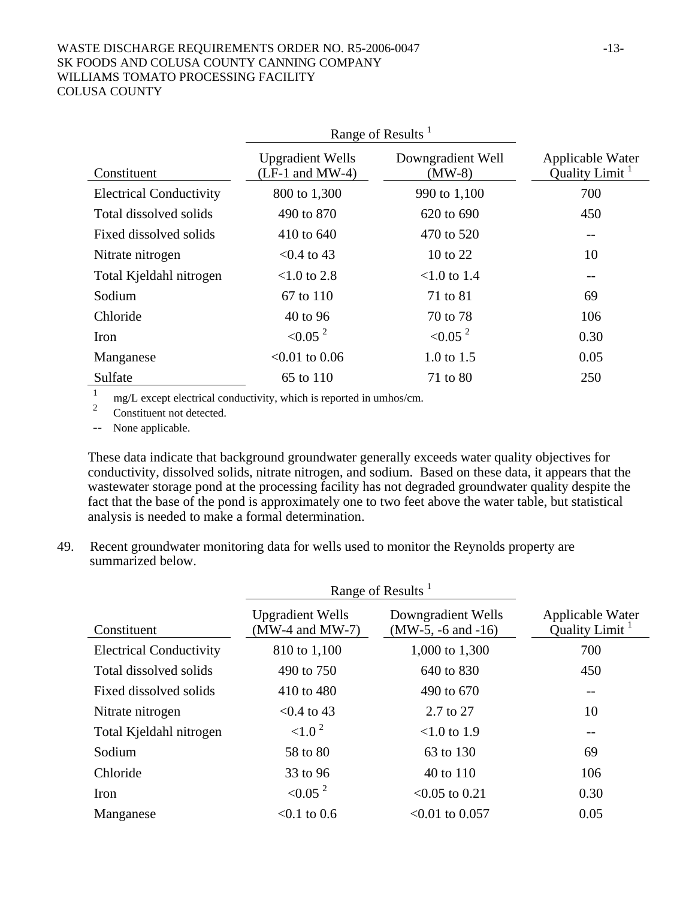| Constituent | Range of Results [1] | | Applicable Water Quality Limit [1] |
|---|---|---|---|
| | Upgradient Wells (LF-1 and MW-4) | Downgradient Well (MW-8) | |
| Electrical Conductivity | 800 to 1,300 | 990 to 1,100 | 700 |
| Total dissolved solids | 490 to 870 | 620 to 690 | 450 |
| Fixed dissolved solids | 410 to 640 | 470 to 520 | -- |
| Nitrate nitrogen | <0.4 to 43 | 10 to 22 | 10 |
| Total Kjeldahl nitrogen | <1.0 to 2.8 | <1.0 to 1.4 | -- |
| Sodium | 67 to 110 | 71 to 81 | 69 |
| Chloride | 40 to 96 | 70 to 78 | 106 |
| Iron | <0.05 [2] | <0.05 [2] | 0.30 |
| Manganese | <0.01 to 0.06 | 1.0 to 1.5 | 0.05 |
| Sulfate | 65 to 110 | 71 to 80 | 250 |

[1] mg/L except electrical conductivity, which is reported in umhos/cm.

[2] Constituent not detected.

-- None applicable.

These data indicate that background groundwater generally exceeds water quality objectives for conductivity, dissolved solids, nitrate nitrogen, and sodium. Based on these data, it appears that the wastewater storage pond at the processing facility has not degraded groundwater quality despite the fact that the base of the pond is approximately one to two feet above the water table, but statistical analysis is needed to make a formal determination.

49. Recent groundwater monitoring data for wells used to monitor the Reynolds property are summarized below.

| Constituent | Range of Results [1] | | Applicable Water Quality Limit [1] |
|---|---|---|---|
| | Upgradient Wells (MW-4 and MW-7) | Downgradient Wells (MW-5, -6 and -16) | |
| Electrical Conductivity | 810 to 1,100 | 1,000 to 1,300 | 700 |
| Total dissolved solids | 490 to 750 | 640 to 830 | 450 |
| Fixed dissolved solids | 410 to 480 | 490 to 670 | -- |
| Nitrate nitrogen | <0.4 to 43 | 2.7 to 27 | 10 |
| Total Kjeldahl nitrogen | <1.0 [2] | <1.0 to 1.9 | -- |
| Sodium | 58 to 80 | 63 to 130 | 69 |
| Chloride | 33 to 96 | 40 to 110 | 106 |
| Iron | <0.05 [2] | <0.05 to 0.21 | 0.30 |
| Manganese | <0.1 to 0.6 | <0.01 to 0.057 | 0.05 |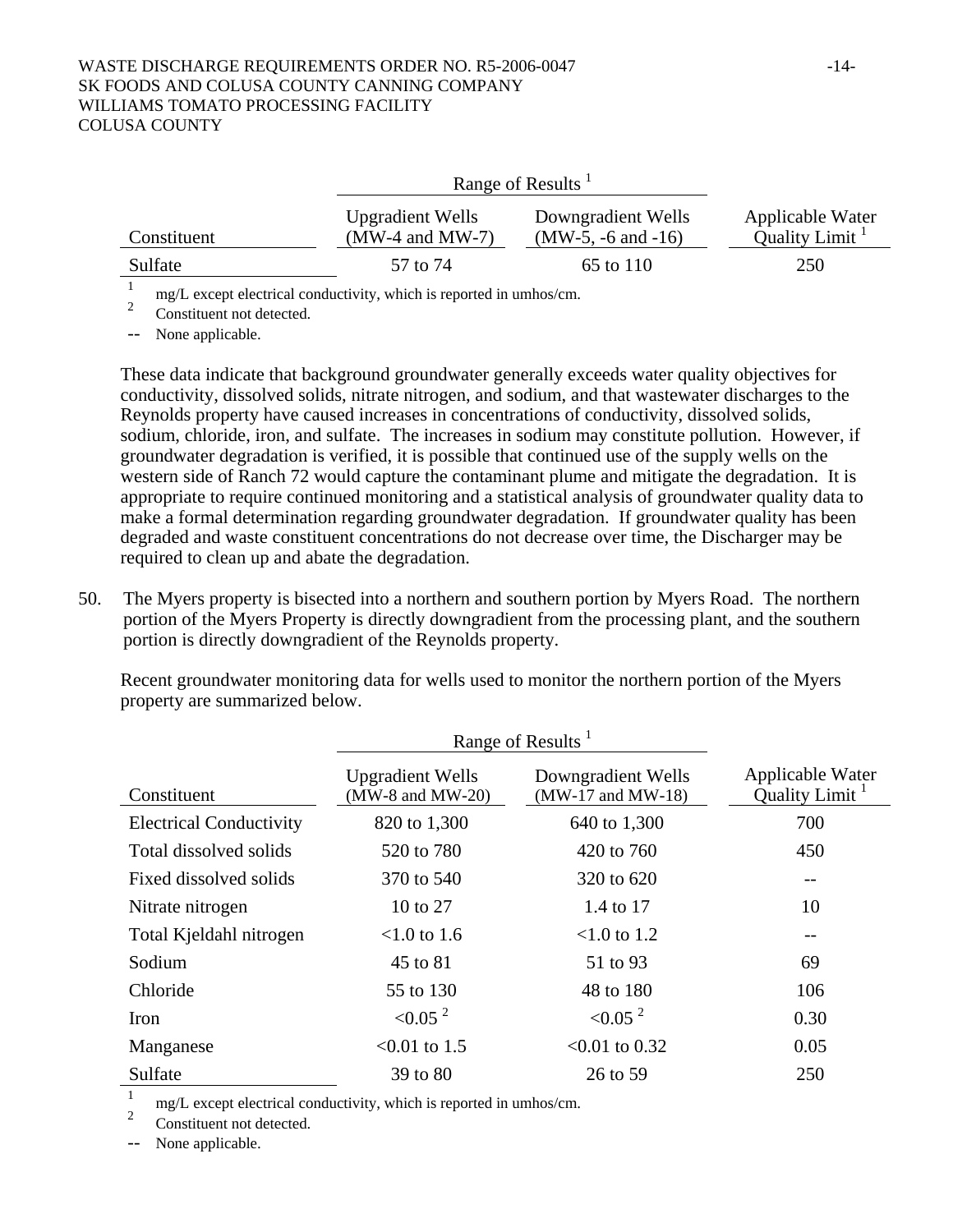| Constituent | Range of Results [1] | | Applicable Water Quality Limit [1] |
|---|---|---|---|
| | Upgradient Wells (MW-4 and MW-7) | Downgradient Wells (MW-5, -6 and -16) | |
| Sulfate | 57 to 74 | 65 to 110 | 250 |

[1] mg/L except electrical conductivity, which is reported in umhos/cm.
[2] Constituent not detected.
-- None applicable.

These data indicate that background groundwater generally exceeds water quality objectives for conductivity, dissolved solids, nitrate nitrogen, and sodium, and that wastewater discharges to the Reynolds property have caused increases in concentrations of conductivity, dissolved solids, sodium, chloride, iron, and sulfate. The increases in sodium may constitute pollution. However, if groundwater degradation is verified, it is possible that continued use of the supply wells on the western side of Ranch 72 would capture the contaminant plume and mitigate the degradation. It is appropriate to require continued monitoring and a statistical analysis of groundwater quality data to make a formal determination regarding groundwater degradation. If groundwater quality has been degraded and waste constituent concentrations do not decrease over time, the Discharger may be required to clean up and abate the degradation.

50. The Myers property is bisected into a northern and southern portion by Myers Road. The northern portion of the Myers Property is directly downgradient from the processing plant, and the southern portion is directly downgradient of the Reynolds property.

Recent groundwater monitoring data for wells used to monitor the northern portion of the Myers property are summarized below.

| Constituent | Range of Results [1] | | Applicable Water Quality Limit [1] |
|---|---|---|---|
| | Upgradient Wells (MW-8 and MW-20) | Downgradient Wells (MW-17 and MW-18) | |
| Electrical Conductivity | 820 to 1,300 | 640 to 1,300 | 700 |
| Total dissolved solids | 520 to 780 | 420 to 760 | 450 |
| Fixed dissolved solids | 370 to 540 | 320 to 620 | -- |
| Nitrate nitrogen | 10 to 27 | 1.4 to 17 | 10 |
| Total Kjeldahl nitrogen | <1.0 to 1.6 | <1.0 to 1.2 | -- |
| Sodium | 45 to 81 | 51 to 93 | 69 |
| Chloride | 55 to 130 | 48 to 180 | 106 |
| Iron | <0.05 [2] | <0.05 [2] | 0.30 |
| Manganese | <0.01 to 1.5 | <0.01 to 0.32 | 0.05 |
| Sulfate | 39 to 80 | 26 to 59 | 250 |

[1] mg/L except electrical conductivity, which is reported in umhos/cm.
[2] Constituent not detected.
-- None applicable.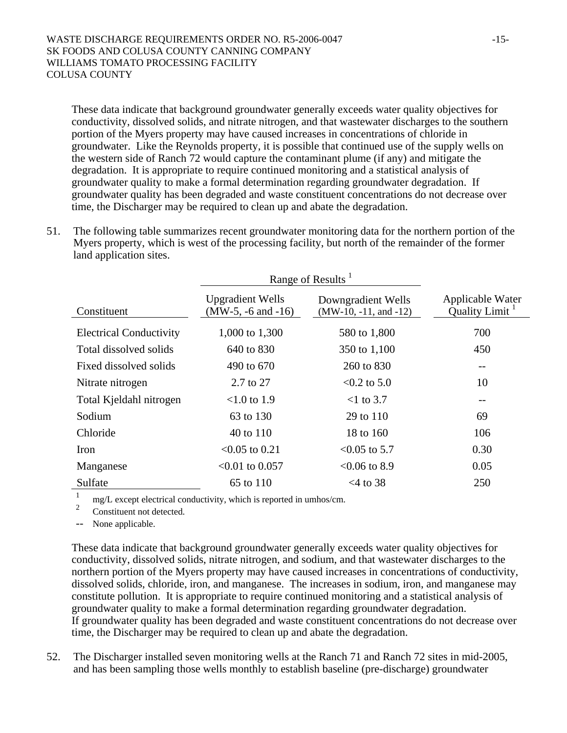These data indicate that background groundwater generally exceeds water quality objectives for conductivity, dissolved solids, and nitrate nitrogen, and that wastewater discharges to the southern portion of the Myers property may have caused increases in concentrations of chloride in groundwater. Like the Reynolds property, it is possible that continued use of the supply wells on the western side of Ranch 72 would capture the contaminant plume (if any) and mitigate the degradation. It is appropriate to require continued monitoring and a statistical analysis of groundwater quality to make a formal determination regarding groundwater degradation. If groundwater quality has been degraded and waste constituent concentrations do not decrease over time, the Discharger may be required to clean up and abate the degradation.

51. The following table summarizes recent groundwater monitoring data for the northern portion of the Myers property, which is west of the processing facility, but north of the remainder of the former land application sites.

| | Range of Results [1] | | |
|---|---|---|---|
| Constituent | Upgradient Wells (MW-5, -6 and -16) | Downgradient Wells (MW-10, -11, and -12) | Applicable Water Quality Limit [1] |
| Electrical Conductivity | 1,000 to 1,300 | 580 to 1,800 | 700 |
| Total dissolved solids | 640 to 830 | 350 to 1,100 | 450 |
| Fixed dissolved solids | 490 to 670 | 260 to 830 | -- |
| Nitrate nitrogen | 2.7 to 27 | <0.2 to 5.0 | 10 |
| Total Kjeldahl nitrogen | <1.0 to 1.9 | <1 to 3.7 | -- |
| Sodium | 63 to 130 | 29 to 110 | 69 |
| Chloride | 40 to 110 | 18 to 160 | 106 |
| Iron | <0.05 to 0.21 | <0.05 to 5.7 | 0.30 |
| Manganese | <0.01 to 0.057 | <0.06 to 8.9 | 0.05 |
| Sulfate | 65 to 110 | <4 to 38 | 250 |

[1] mg/L except electrical conductivity, which is reported in umhos/cm.

[2] Constituent not detected.

-- None applicable.

These data indicate that background groundwater generally exceeds water quality objectives for conductivity, dissolved solids, nitrate nitrogen, and sodium, and that wastewater discharges to the northern portion of the Myers property may have caused increases in concentrations of conductivity, dissolved solids, chloride, iron, and manganese. The increases in sodium, iron, and manganese may constitute pollution. It is appropriate to require continued monitoring and a statistical analysis of groundwater quality to make a formal determination regarding groundwater degradation. If groundwater quality has been degraded and waste constituent concentrations do not decrease over time, the Discharger may be required to clean up and abate the degradation.

52. The Discharger installed seven monitoring wells at the Ranch 71 and Ranch 72 sites in mid-2005, and has been sampling those wells monthly to establish baseline (pre-discharge) groundwater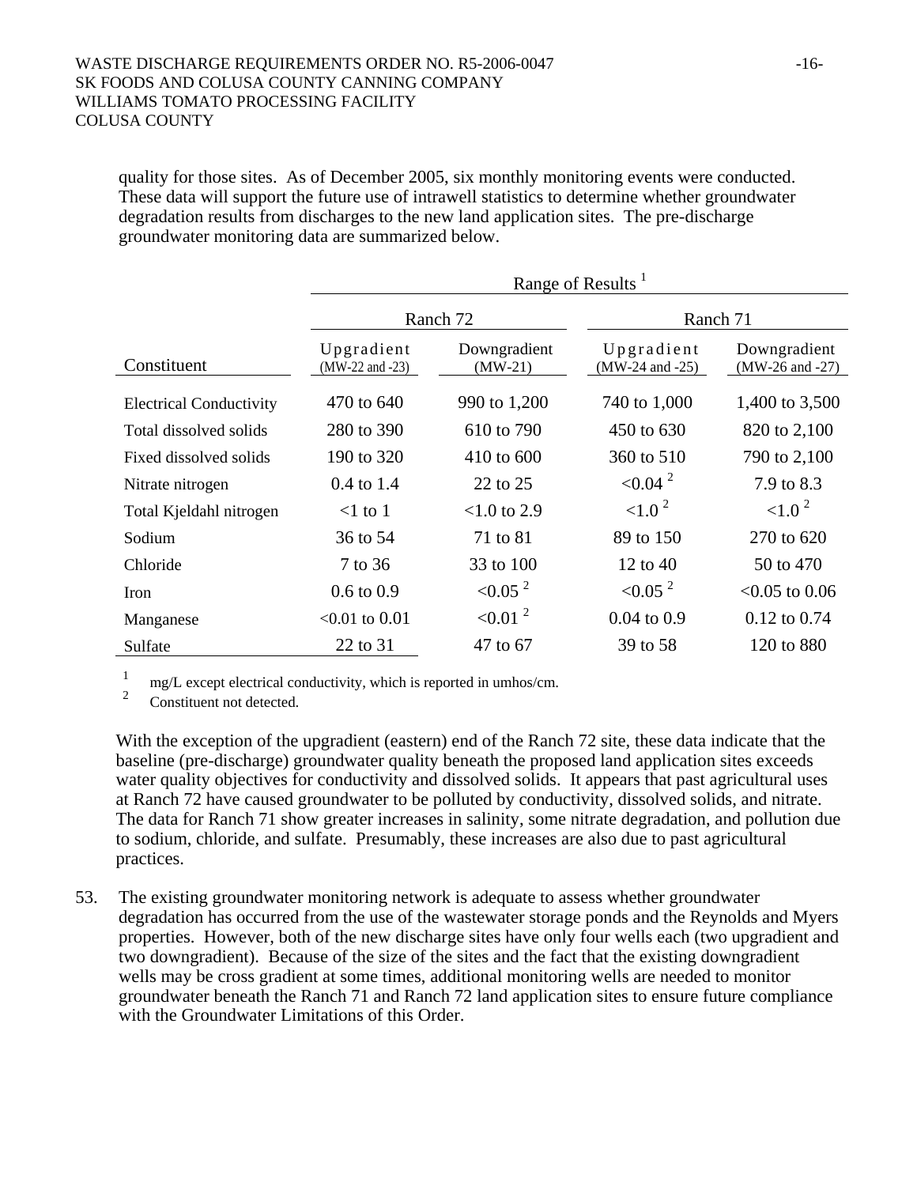quality for those sites. As of December 2005, six monthly monitoring events were conducted. These data will support the future use of intrawell statistics to determine whether groundwater degradation results from discharges to the new land application sites. The pre-discharge groundwater monitoring data are summarized below.

| | Range of Results [1] | | | |
|---|---|---|---|---|
| | Ranch 72 | | Ranch 71 | |
| Constituent | Upgradient (MW-22 and -23) | Downgradient (MW-21) | Upgradient (MW-24 and -25) | Downgradient (MW-26 and -27) |
| Electrical Conductivity | 470 to 640 | 990 to 1,200 | 740 to 1,000 | 1,400 to 3,500 |
| Total dissolved solids | 280 to 390 | 610 to 790 | 450 to 630 | 820 to 2,100 |
| Fixed dissolved solids | 190 to 320 | 410 to 600 | 360 to 510 | 790 to 2,100 |
| Nitrate nitrogen | 0.4 to 1.4 | 22 to 25 | <0.04 [2] | 7.9 to 8.3 |
| Total Kjeldahl nitrogen | <1 to 1 | <1.0 to 2.9 | <1.0 [2] | <1.0 [2] |
| Sodium | 36 to 54 | 71 to 81 | 89 to 150 | 270 to 620 |
| Chloride | 7 to 36 | 33 to 100 | 12 to 40 | 50 to 470 |
| Iron | 0.6 to 0.9 | <0.05 [2] | <0.05 [2] | <0.05 to 0.06 |
| Manganese | <0.01 to 0.01 | <0.01 [2] | 0.04 to 0.9 | 0.12 to 0.74 |
| Sulfate | 22 to 31 | 47 to 67 | 39 to 58 | 120 to 880 |

[1] mg/L except electrical conductivity, which is reported in umhos/cm.
[2] Constituent not detected.

With the exception of the upgradient (eastern) end of the Ranch 72 site, these data indicate that the baseline (pre-discharge) groundwater quality beneath the proposed land application sites exceeds water quality objectives for conductivity and dissolved solids. It appears that past agricultural uses at Ranch 72 have caused groundwater to be polluted by conductivity, dissolved solids, and nitrate. The data for Ranch 71 show greater increases in salinity, some nitrate degradation, and pollution due to sodium, chloride, and sulfate. Presumably, these increases are also due to past agricultural practices.

53. The existing groundwater monitoring network is adequate to assess whether groundwater degradation has occurred from the use of the wastewater storage ponds and the Reynolds and Myers properties. However, both of the new discharge sites have only four wells each (two upgradient and two downgradient). Because of the size of the sites and the fact that the existing downgradient wells may be cross gradient at some times, additional monitoring wells are needed to monitor groundwater beneath the Ranch 71 and Ranch 72 land application sites to ensure future compliance with the Groundwater Limitations of this Order.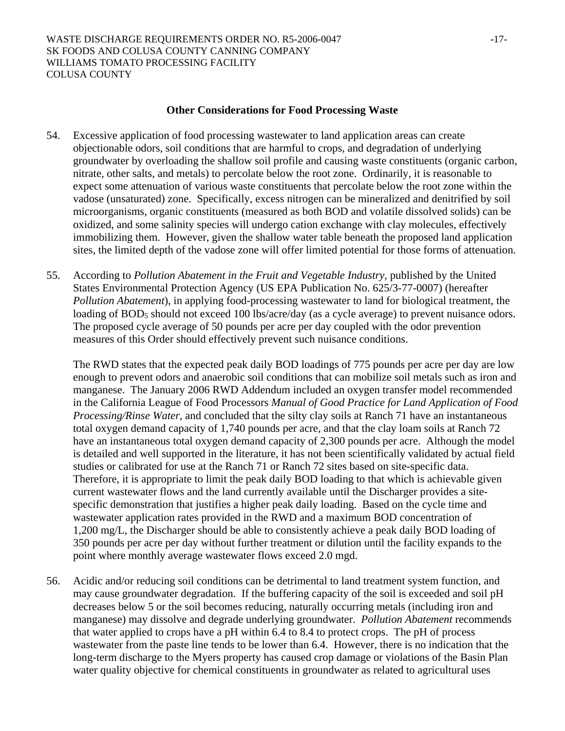## Other Considerations for Food Processing Waste

54. Excessive application of food processing wastewater to land application areas can create objectionable odors, soil conditions that are harmful to crops, and degradation of underlying groundwater by overloading the shallow soil profile and causing waste constituents (organic carbon, nitrate, other salts, and metals) to percolate below the root zone. Ordinarily, it is reasonable to expect some attenuation of various waste constituents that percolate below the root zone within the vadose (unsaturated) zone. Specifically, excess nitrogen can be mineralized and denitrified by soil microorganisms, organic constituents (measured as both BOD and volatile dissolved solids) can be oxidized, and some salinity species will undergo cation exchange with clay molecules, effectively immobilizing them. However, given the shallow water table beneath the proposed land application sites, the limited depth of the vadose zone will offer limited potential for those forms of attenuation.

55. According to *Pollution Abatement in the Fruit and Vegetable Industry*, published by the United States Environmental Protection Agency (US EPA Publication No. 625/3-77-0007) (hereafter *Pollution Abatement*), in applying food-processing wastewater to land for biological treatment, the loading of $BOD_5$ should not exceed 100 lbs/acre/day (as a cycle average) to prevent nuisance odors. The proposed cycle average of 50 pounds per acre per day coupled with the odor prevention measures of this Order should effectively prevent such nuisance conditions.

    The RWD states that the expected peak daily BOD loadings of 775 pounds per acre per day are low enough to prevent odors and anaerobic soil conditions that can mobilize soil metals such as iron and manganese. The January 2006 RWD Addendum included an oxygen transfer model recommended in the California League of Food Processors *Manual of Good Practice for Land Application of Food Processing/Rinse Water*, and concluded that the silty clay soils at Ranch 71 have an instantaneous total oxygen demand capacity of 1,740 pounds per acre, and that the clay loam soils at Ranch 72 have an instantaneous total oxygen demand capacity of 2,300 pounds per acre. Although the model is detailed and well supported in the literature, it has not been scientifically validated by actual field studies or calibrated for use at the Ranch 71 or Ranch 72 sites based on site-specific data. Therefore, it is appropriate to limit the peak daily BOD loading to that which is achievable given current wastewater flows and the land currently available until the Discharger provides a site-specific demonstration that justifies a higher peak daily loading. Based on the cycle time and wastewater application rates provided in the RWD and a maximum BOD concentration of 1,200 mg/L, the Discharger should be able to consistently achieve a peak daily BOD loading of 350 pounds per acre per day without further treatment or dilution until the facility expands to the point where monthly average wastewater flows exceed 2.0 mgd.

56. Acidic and/or reducing soil conditions can be detrimental to land treatment system function, and may cause groundwater degradation. If the buffering capacity of the soil is exceeded and soil pH decreases below 5 or the soil becomes reducing, naturally occurring metals (including iron and manganese) may dissolve and degrade underlying groundwater. *Pollution Abatement* recommends that water applied to crops have a pH within 6.4 to 8.4 to protect crops. The pH of process wastewater from the paste line tends to be lower than 6.4. However, there is no indication that the long-term discharge to the Myers property has caused crop damage or violations of the Basin Plan water quality objective for chemical constituents in groundwater as related to agricultural uses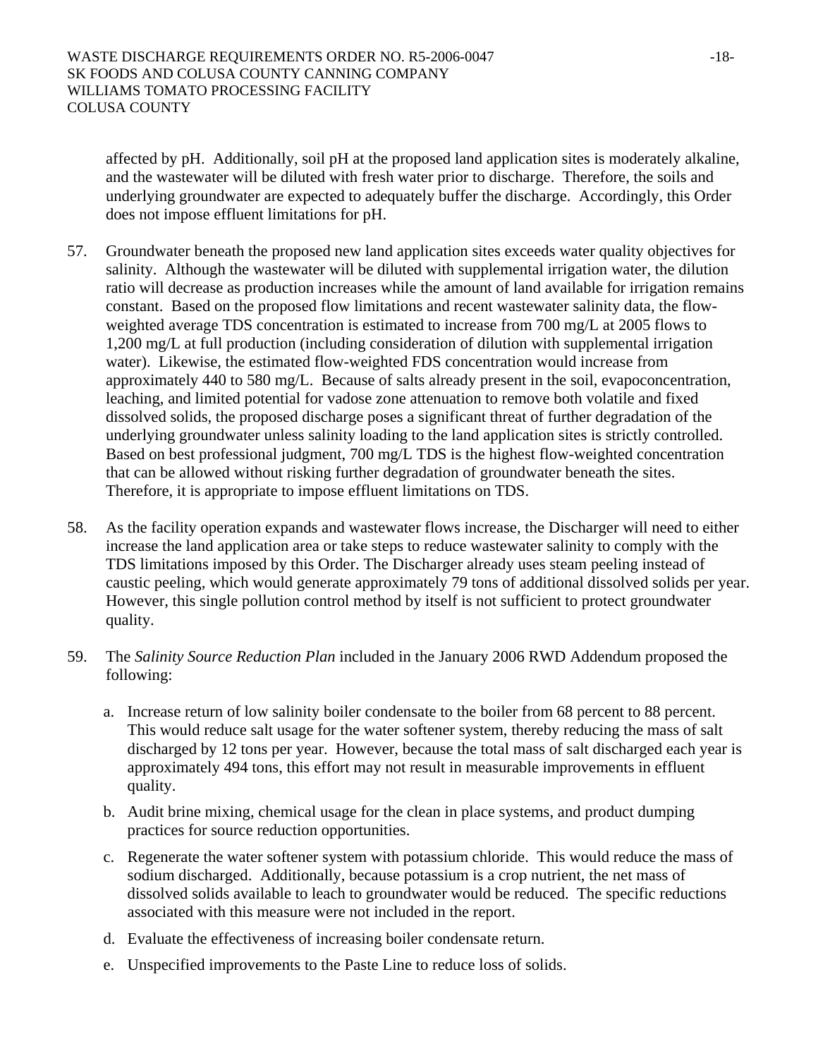affected by pH. Additionally, soil pH at the proposed land application sites is moderately alkaline, and the wastewater will be diluted with fresh water prior to discharge. Therefore, the soils and underlying groundwater are expected to adequately buffer the discharge. Accordingly, this Order does not impose effluent limitations for pH.

57. Groundwater beneath the proposed new land application sites exceeds water quality objectives for salinity. Although the wastewater will be diluted with supplemental irrigation water, the dilution ratio will decrease as production increases while the amount of land available for irrigation remains constant. Based on the proposed flow limitations and recent wastewater salinity data, the flow-weighted average TDS concentration is estimated to increase from 700 mg/L at 2005 flows to 1,200 mg/L at full production (including consideration of dilution with supplemental irrigation water). Likewise, the estimated flow-weighted FDS concentration would increase from approximately 440 to 580 mg/L. Because of salts already present in the soil, evapoconcentration, leaching, and limited potential for vadose zone attenuation to remove both volatile and fixed dissolved solids, the proposed discharge poses a significant threat of further degradation of the underlying groundwater unless salinity loading to the land application sites is strictly controlled. Based on best professional judgment, 700 mg/L TDS is the highest flow-weighted concentration that can be allowed without risking further degradation of groundwater beneath the sites. Therefore, it is appropriate to impose effluent limitations on TDS.

58. As the facility operation expands and wastewater flows increase, the Discharger will need to either increase the land application area or take steps to reduce wastewater salinity to comply with the TDS limitations imposed by this Order. The Discharger already uses steam peeling instead of caustic peeling, which would generate approximately 79 tons of additional dissolved solids per year. However, this single pollution control method by itself is not sufficient to protect groundwater quality.

59. The *Salinity Source Reduction Plan* included in the January 2006 RWD Addendum proposed the following:

    a. Increase return of low salinity boiler condensate to the boiler from 68 percent to 88 percent. This would reduce salt usage for the water softener system, thereby reducing the mass of salt discharged by 12 tons per year. However, because the total mass of salt discharged each year is approximately 494 tons, this effort may not result in measurable improvements in effluent quality.

    b. Audit brine mixing, chemical usage for the clean in place systems, and product dumping practices for source reduction opportunities.

    c. Regenerate the water softener system with potassium chloride. This would reduce the mass of sodium discharged. Additionally, because potassium is a crop nutrient, the net mass of dissolved solids available to leach to groundwater would be reduced. The specific reductions associated with this measure were not included in the report.

    d. Evaluate the effectiveness of increasing boiler condensate return.

    e. Unspecified improvements to the Paste Line to reduce loss of solids.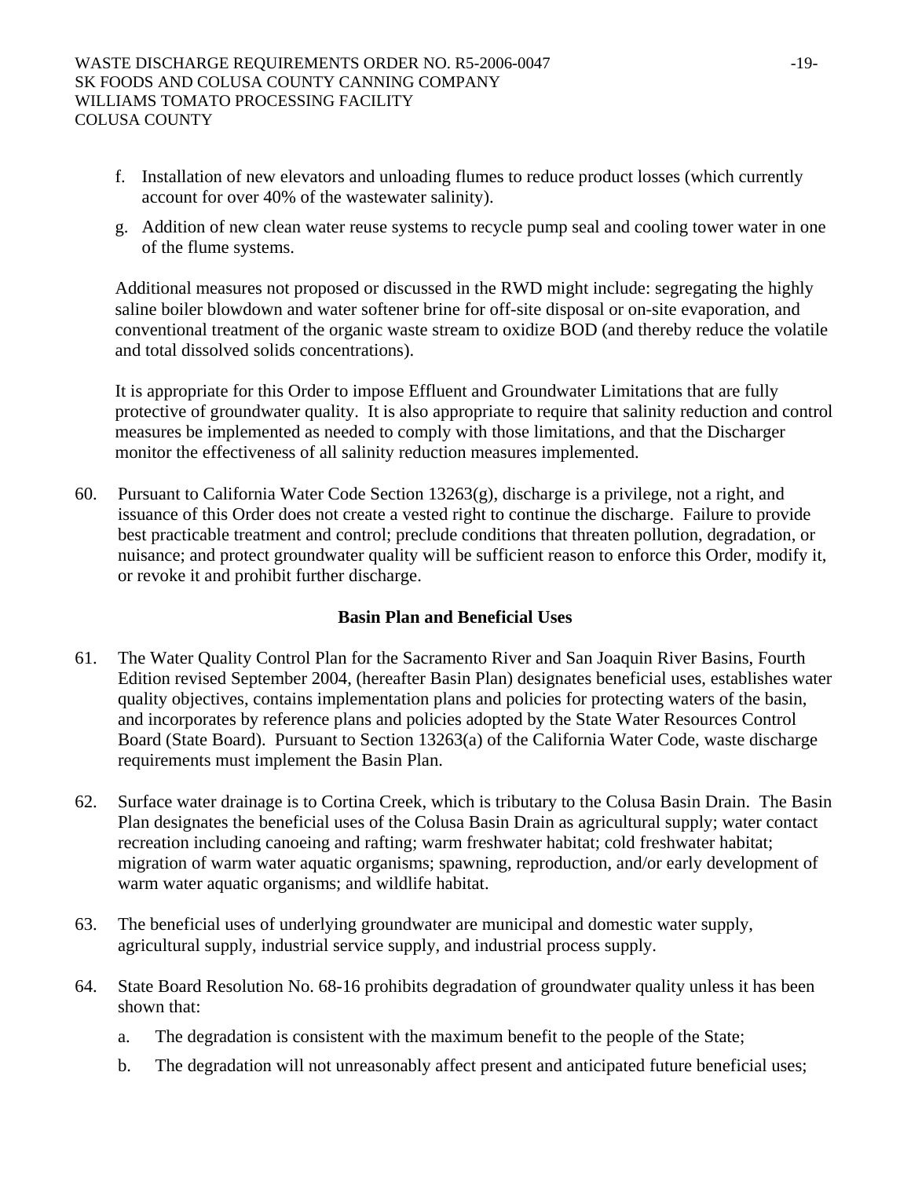f. Installation of new elevators and unloading flumes to reduce product losses (which currently account for over 40% of the wastewater salinity).

g. Addition of new clean water reuse systems to recycle pump seal and cooling tower water in one of the flume systems.

Additional measures not proposed or discussed in the RWD might include: segregating the highly saline boiler blowdown and water softener brine for off-site disposal or on-site evaporation, and conventional treatment of the organic waste stream to oxidize BOD (and thereby reduce the volatile and total dissolved solids concentrations).

It is appropriate for this Order to impose Effluent and Groundwater Limitations that are fully protective of groundwater quality. It is also appropriate to require that salinity reduction and control measures be implemented as needed to comply with those limitations, and that the Discharger monitor the effectiveness of all salinity reduction measures implemented.

60. Pursuant to California Water Code Section 13263(g), discharge is a privilege, not a right, and issuance of this Order does not create a vested right to continue the discharge. Failure to provide best practicable treatment and control; preclude conditions that threaten pollution, degradation, or nuisance; and protect groundwater quality will be sufficient reason to enforce this Order, modify it, or revoke it and prohibit further discharge.

## Basin Plan and Beneficial Uses

61. The Water Quality Control Plan for the Sacramento River and San Joaquin River Basins, Fourth Edition revised September 2004, (hereafter Basin Plan) designates beneficial uses, establishes water quality objectives, contains implementation plans and policies for protecting waters of the basin, and incorporates by reference plans and policies adopted by the State Water Resources Control Board (State Board). Pursuant to Section 13263(a) of the California Water Code, waste discharge requirements must implement the Basin Plan.

62. Surface water drainage is to Cortina Creek, which is tributary to the Colusa Basin Drain. The Basin Plan designates the beneficial uses of the Colusa Basin Drain as agricultural supply; water contact recreation including canoeing and rafting; warm freshwater habitat; cold freshwater habitat; migration of warm water aquatic organisms; spawning, reproduction, and/or early development of warm water aquatic organisms; and wildlife habitat.

63. The beneficial uses of underlying groundwater are municipal and domestic water supply, agricultural supply, industrial service supply, and industrial process supply.

64. State Board Resolution No. 68-16 prohibits degradation of groundwater quality unless it has been shown that:

    a. The degradation is consistent with the maximum benefit to the people of the State;

    b. The degradation will not unreasonably affect present and anticipated future beneficial uses;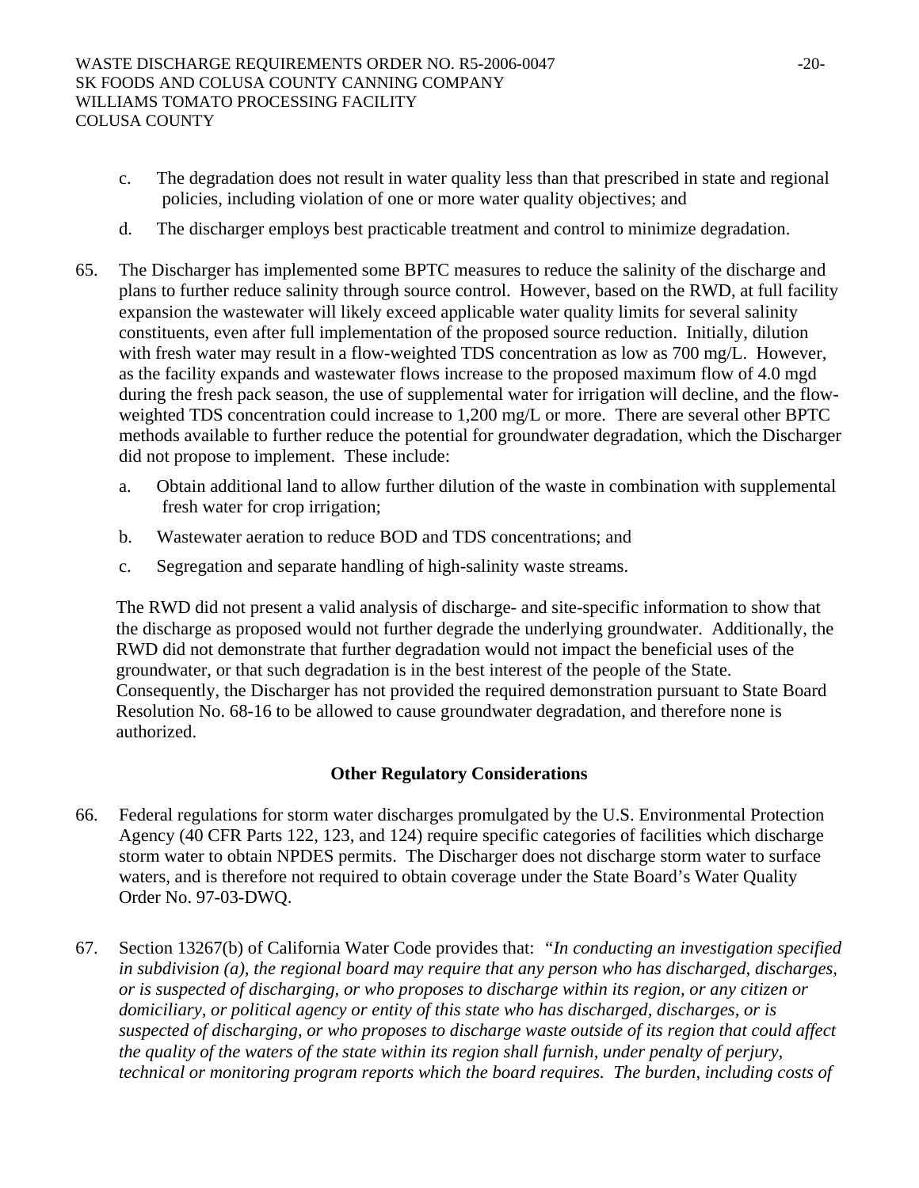c. The degradation does not result in water quality less than that prescribed in state and regional policies, including violation of one or more water quality objectives; and

d. The discharger employs best practicable treatment and control to minimize degradation.

65. The Discharger has implemented some BPTC measures to reduce the salinity of the discharge and plans to further reduce salinity through source control. However, based on the RWD, at full facility expansion the wastewater will likely exceed applicable water quality limits for several salinity constituents, even after full implementation of the proposed source reduction. Initially, dilution with fresh water may result in a flow-weighted TDS concentration as low as 700 mg/L. However, as the facility expands and wastewater flows increase to the proposed maximum flow of 4.0 mgd during the fresh pack season, the use of supplemental water for irrigation will decline, and the flow-weighted TDS concentration could increase to 1,200 mg/L or more. There are several other BPTC methods available to further reduce the potential for groundwater degradation, which the Discharger did not propose to implement. These include:

   a. Obtain additional land to allow further dilution of the waste in combination with supplemental fresh water for crop irrigation;

   b. Wastewater aeration to reduce BOD and TDS concentrations; and

   c. Segregation and separate handling of high-salinity waste streams.

   The RWD did not present a valid analysis of discharge- and site-specific information to show that the discharge as proposed would not further degrade the underlying groundwater. Additionally, the RWD did not demonstrate that further degradation would not impact the beneficial uses of the groundwater, or that such degradation is in the best interest of the people of the State. Consequently, the Discharger has not provided the required demonstration pursuant to State Board Resolution No. 68-16 to be allowed to cause groundwater degradation, and therefore none is authorized.

## Other Regulatory Considerations

66. Federal regulations for storm water discharges promulgated by the U.S. Environmental Protection Agency (40 CFR Parts 122, 123, and 124) require specific categories of facilities which discharge storm water to obtain NPDES permits. The Discharger does not discharge storm water to surface waters, and is therefore not required to obtain coverage under the State Board's Water Quality Order No. 97-03-DWQ.

67. Section 13267(b) of California Water Code provides that: *"In conducting an investigation specified in subdivision (a), the regional board may require that any person who has discharged, discharges, or is suspected of discharging, or who proposes to discharge within its region, or any citizen or domiciliary, or political agency or entity of this state who has discharged, discharges, or is suspected of discharging, or who proposes to discharge waste outside of its region that could affect the quality of the waters of the state within its region shall furnish, under penalty of perjury, technical or monitoring program reports which the board requires. The burden, including costs of*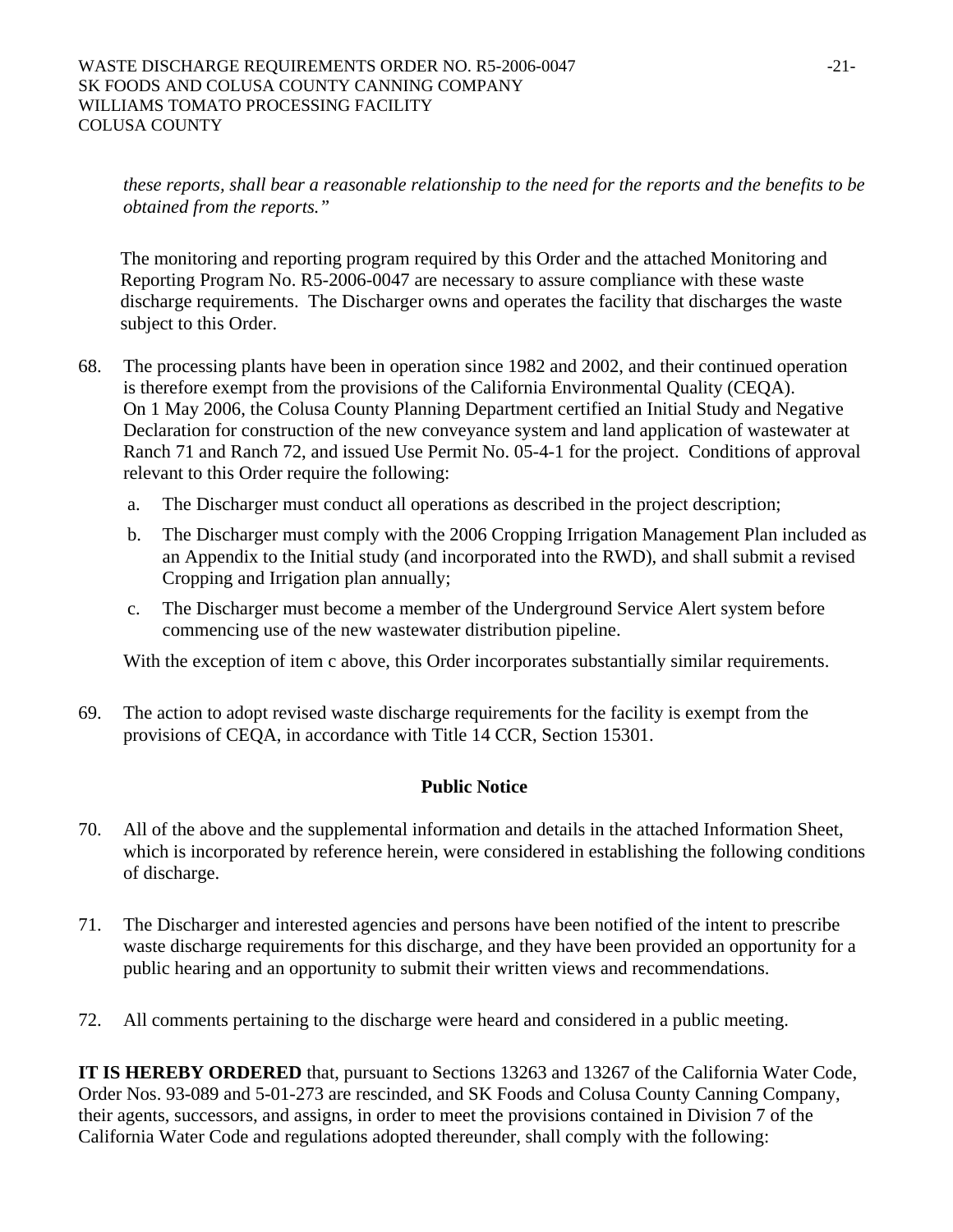*these reports, shall bear a reasonable relationship to the need for the reports and the benefits to be obtained from the reports."*

The monitoring and reporting program required by this Order and the attached Monitoring and Reporting Program No. R5-2006-0047 are necessary to assure compliance with these waste discharge requirements. The Discharger owns and operates the facility that discharges the waste subject to this Order.

68. The processing plants have been in operation since 1982 and 2002, and their continued operation is therefore exempt from the provisions of the California Environmental Quality (CEQA). On 1 May 2006, the Colusa County Planning Department certified an Initial Study and Negative Declaration for construction of the new conveyance system and land application of wastewater at Ranch 71 and Ranch 72, and issued Use Permit No. 05-4-1 for the project. Conditions of approval relevant to this Order require the following:

    a. The Discharger must conduct all operations as described in the project description;

    b. The Discharger must comply with the 2006 Cropping Irrigation Management Plan included as an Appendix to the Initial study (and incorporated into the RWD), and shall submit a revised Cropping and Irrigation plan annually;

    c. The Discharger must become a member of the Underground Service Alert system before commencing use of the new wastewater distribution pipeline.

    With the exception of item c above, this Order incorporates substantially similar requirements.

69. The action to adopt revised waste discharge requirements for the facility is exempt from the provisions of CEQA, in accordance with Title 14 CCR, Section 15301.

## Public Notice

70. All of the above and the supplemental information and details in the attached Information Sheet, which is incorporated by reference herein, were considered in establishing the following conditions of discharge.

71. The Discharger and interested agencies and persons have been notified of the intent to prescribe waste discharge requirements for this discharge, and they have been provided an opportunity for a public hearing and an opportunity to submit their written views and recommendations.

72. All comments pertaining to the discharge were heard and considered in a public meeting.

**IT IS HEREBY ORDERED** that, pursuant to Sections 13263 and 13267 of the California Water Code, Order Nos. 93-089 and 5-01-273 are rescinded, and SK Foods and Colusa County Canning Company, their agents, successors, and assigns, in order to meet the provisions contained in Division 7 of the California Water Code and regulations adopted thereunder, shall comply with the following: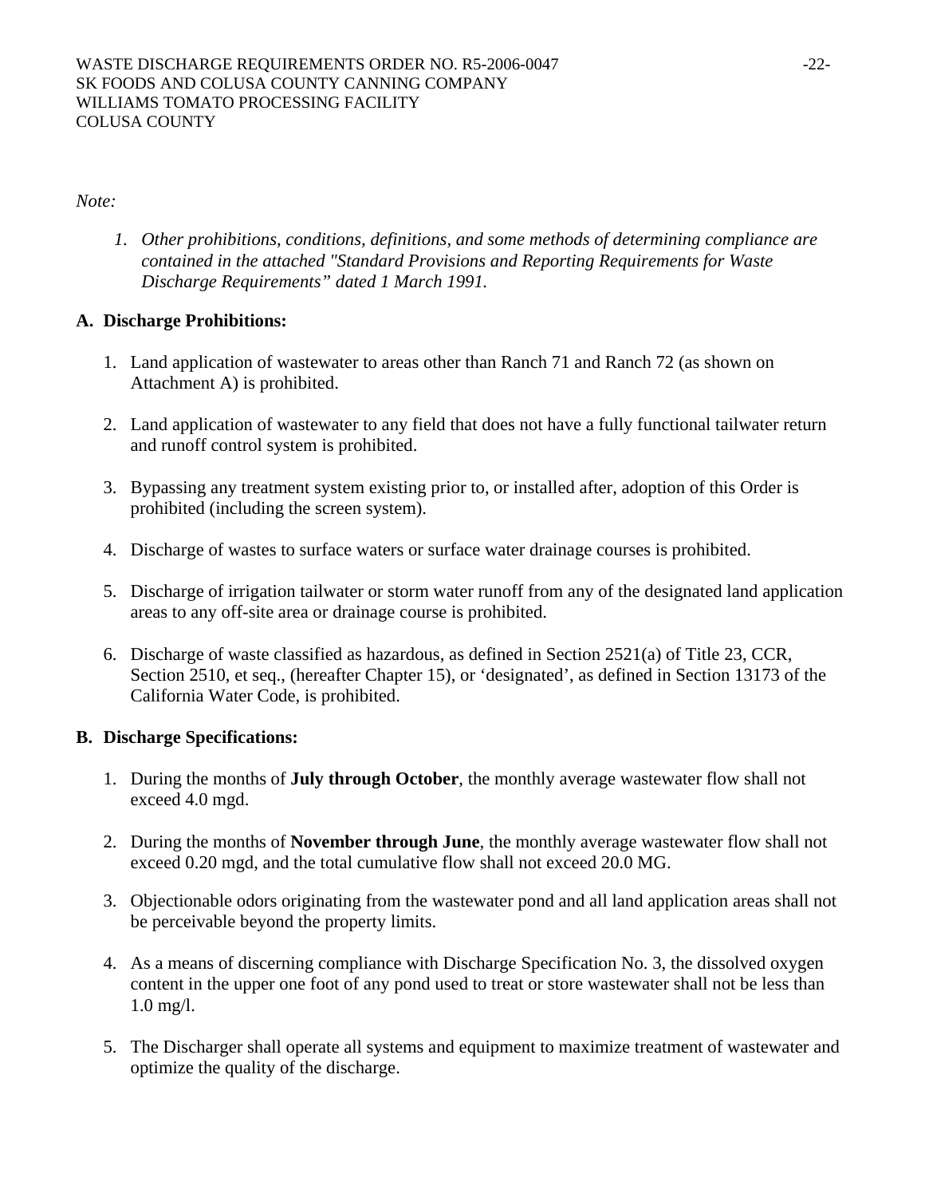*Note:*

1. *Other prohibitions, conditions, definitions, and some methods of determining compliance are contained in the attached "Standard Provisions and Reporting Requirements for Waste Discharge Requirements" dated 1 March 1991.*

**A. Discharge Prohibitions:**

1. Land application of wastewater to areas other than Ranch 71 and Ranch 72 (as shown on Attachment A) is prohibited.

2. Land application of wastewater to any field that does not have a fully functional tailwater return and runoff control system is prohibited.

3. Bypassing any treatment system existing prior to, or installed after, adoption of this Order is prohibited (including the screen system).

4. Discharge of wastes to surface waters or surface water drainage courses is prohibited.

5. Discharge of irrigation tailwater or storm water runoff from any of the designated land application areas to any off-site area or drainage course is prohibited.

6. Discharge of waste classified as hazardous, as defined in Section 2521(a) of Title 23, CCR, Section 2510, et seq., (hereafter Chapter 15), or 'designated', as defined in Section 13173 of the California Water Code, is prohibited.

**B. Discharge Specifications:**

1. During the months of **July through October**, the monthly average wastewater flow shall not exceed 4.0 mgd.

2. During the months of **November through June**, the monthly average wastewater flow shall not exceed 0.20 mgd, and the total cumulative flow shall not exceed 20.0 MG.

3. Objectionable odors originating from the wastewater pond and all land application areas shall not be perceivable beyond the property limits.

4. As a means of discerning compliance with Discharge Specification No. 3, the dissolved oxygen content in the upper one foot of any pond used to treat or store wastewater shall not be less than 1.0 mg/l.

5. The Discharger shall operate all systems and equipment to maximize treatment of wastewater and optimize the quality of the discharge.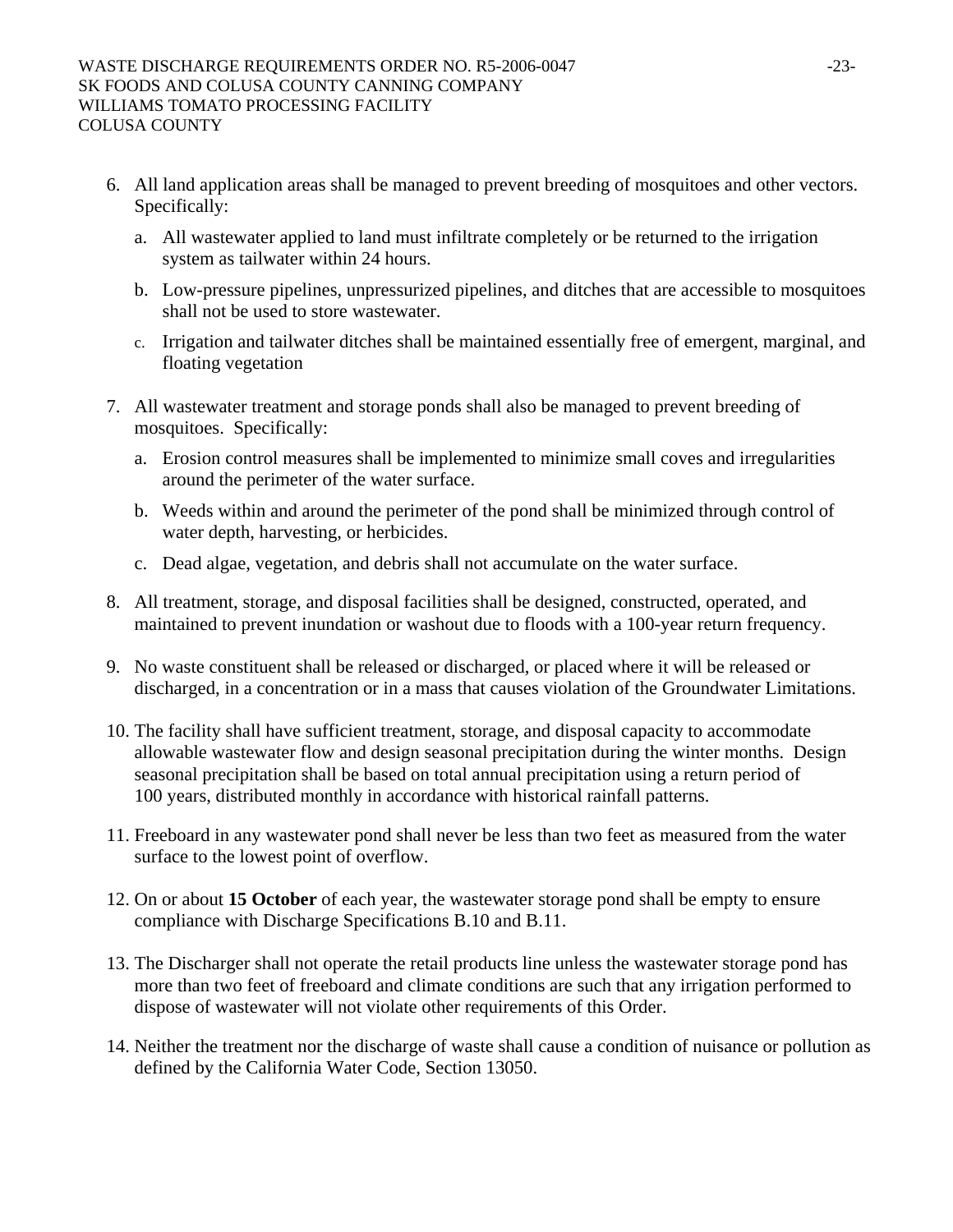6. All land application areas shall be managed to prevent breeding of mosquitoes and other vectors. Specifically:

   a. All wastewater applied to land must infiltrate completely or be returned to the irrigation system as tailwater within 24 hours.

   b. Low-pressure pipelines, unpressurized pipelines, and ditches that are accessible to mosquitoes shall not be used to store wastewater.

   c. Irrigation and tailwater ditches shall be maintained essentially free of emergent, marginal, and floating vegetation

7. All wastewater treatment and storage ponds shall also be managed to prevent breeding of mosquitoes. Specifically:

   a. Erosion control measures shall be implemented to minimize small coves and irregularities around the perimeter of the water surface.

   b. Weeds within and around the perimeter of the pond shall be minimized through control of water depth, harvesting, or herbicides.

   c. Dead algae, vegetation, and debris shall not accumulate on the water surface.

8. All treatment, storage, and disposal facilities shall be designed, constructed, operated, and maintained to prevent inundation or washout due to floods with a 100-year return frequency.

9. No waste constituent shall be released or discharged, or placed where it will be released or discharged, in a concentration or in a mass that causes violation of the Groundwater Limitations.

10. The facility shall have sufficient treatment, storage, and disposal capacity to accommodate allowable wastewater flow and design seasonal precipitation during the winter months. Design seasonal precipitation shall be based on total annual precipitation using a return period of 100 years, distributed monthly in accordance with historical rainfall patterns.

11. Freeboard in any wastewater pond shall never be less than two feet as measured from the water surface to the lowest point of overflow.

12. On or about **15 October** of each year, the wastewater storage pond shall be empty to ensure compliance with Discharge Specifications B.10 and B.11.

13. The Discharger shall not operate the retail products line unless the wastewater storage pond has more than two feet of freeboard and climate conditions are such that any irrigation performed to dispose of wastewater will not violate other requirements of this Order.

14. Neither the treatment nor the discharge of waste shall cause a condition of nuisance or pollution as defined by the California Water Code, Section 13050.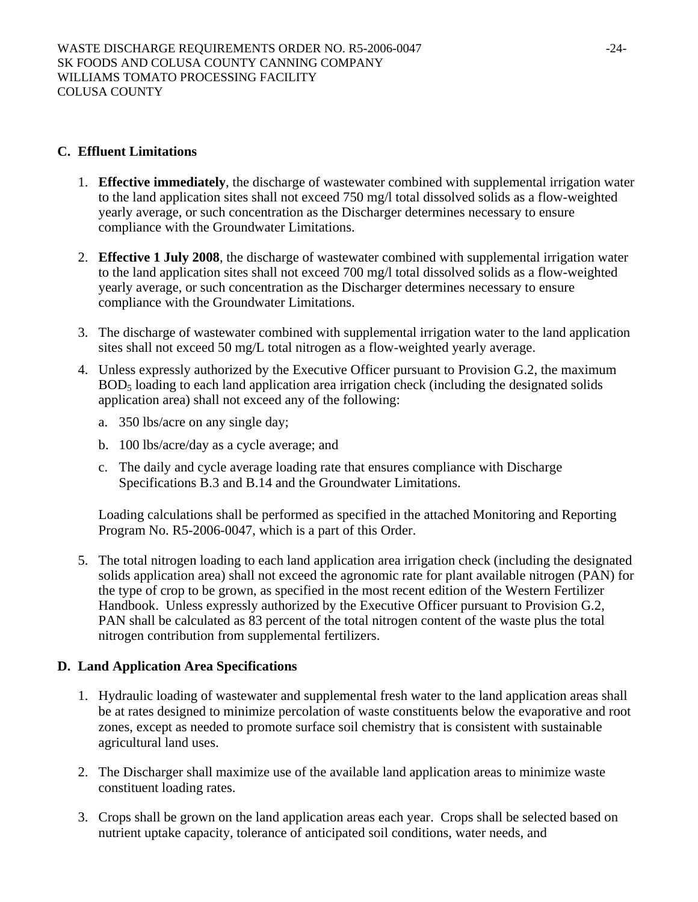## C. Effluent Limitations

1. **Effective immediately**, the discharge of wastewater combined with supplemental irrigation water to the land application sites shall not exceed 750 mg/l total dissolved solids as a flow-weighted yearly average, or such concentration as the Discharger determines necessary to ensure compliance with the Groundwater Limitations.

2. **Effective 1 July 2008**, the discharge of wastewater combined with supplemental irrigation water to the land application sites shall not exceed 700 mg/l total dissolved solids as a flow-weighted yearly average, or such concentration as the Discharger determines necessary to ensure compliance with the Groundwater Limitations.

3. The discharge of wastewater combined with supplemental irrigation water to the land application sites shall not exceed 50 mg/L total nitrogen as a flow-weighted yearly average.

4. Unless expressly authorized by the Executive Officer pursuant to Provision G.2, the maximum $BOD_5$ loading to each land application area irrigation check (including the designated solids application area) shall not exceed any of the following:

   a. 350 lbs/acre on any single day;

   b. 100 lbs/acre/day as a cycle average; and

   c. The daily and cycle average loading rate that ensures compliance with Discharge Specifications B.3 and B.14 and the Groundwater Limitations.

   Loading calculations shall be performed as specified in the attached Monitoring and Reporting Program No. R5-2006-0047, which is a part of this Order.

5. The total nitrogen loading to each land application area irrigation check (including the designated solids application area) shall not exceed the agronomic rate for plant available nitrogen (PAN) for the type of crop to be grown, as specified in the most recent edition of the Western Fertilizer Handbook. Unless expressly authorized by the Executive Officer pursuant to Provision G.2, PAN shall be calculated as 83 percent of the total nitrogen content of the waste plus the total nitrogen contribution from supplemental fertilizers.

## D. Land Application Area Specifications

1. Hydraulic loading of wastewater and supplemental fresh water to the land application areas shall be at rates designed to minimize percolation of waste constituents below the evaporative and root zones, except as needed to promote surface soil chemistry that is consistent with sustainable agricultural land uses.

2. The Discharger shall maximize use of the available land application areas to minimize waste constituent loading rates.

3. Crops shall be grown on the land application areas each year. Crops shall be selected based on nutrient uptake capacity, tolerance of anticipated soil conditions, water needs, and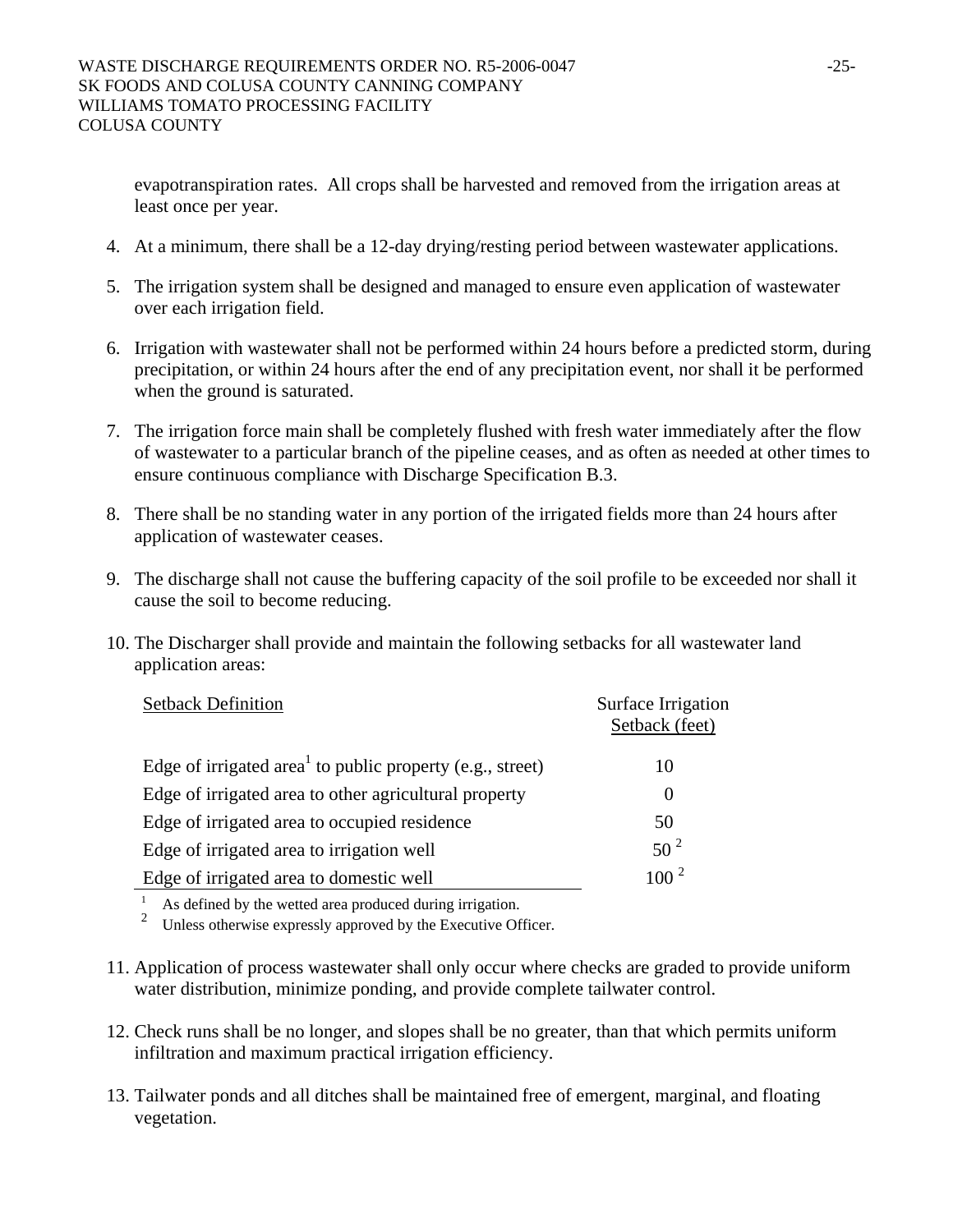evapotranspiration rates. All crops shall be harvested and removed from the irrigation areas at least once per year.

4. At a minimum, there shall be a 12-day drying/resting period between wastewater applications.

5. The irrigation system shall be designed and managed to ensure even application of wastewater over each irrigation field.

6. Irrigation with wastewater shall not be performed within 24 hours before a predicted storm, during precipitation, or within 24 hours after the end of any precipitation event, nor shall it be performed when the ground is saturated.

7. The irrigation force main shall be completely flushed with fresh water immediately after the flow of wastewater to a particular branch of the pipeline ceases, and as often as needed at other times to ensure continuous compliance with Discharge Specification B.3.

8. There shall be no standing water in any portion of the irrigated fields more than 24 hours after application of wastewater ceases.

9. The discharge shall not cause the buffering capacity of the soil profile to be exceeded nor shall it cause the soil to become reducing.

10. The Discharger shall provide and maintain the following setbacks for all wastewater land application areas:

| Setback Definition | Surface Irrigation Setback (feet) |
|---|---|
| Edge of irrigated area[1] to public property (e.g., street) | 10 |
| Edge of irrigated area to other agricultural property | 0 |
| Edge of irrigated area to occupied residence | 50 |
| Edge of irrigated area to irrigation well | 50 [2] |
| Edge of irrigated area to domestic well | 100 [2] |

[1] As defined by the wetted area produced during irrigation.
[2] Unless otherwise expressly approved by the Executive Officer.

11. Application of process wastewater shall only occur where checks are graded to provide uniform water distribution, minimize ponding, and provide complete tailwater control.

12. Check runs shall be no longer, and slopes shall be no greater, than that which permits uniform infiltration and maximum practical irrigation efficiency.

13. Tailwater ponds and all ditches shall be maintained free of emergent, marginal, and floating vegetation.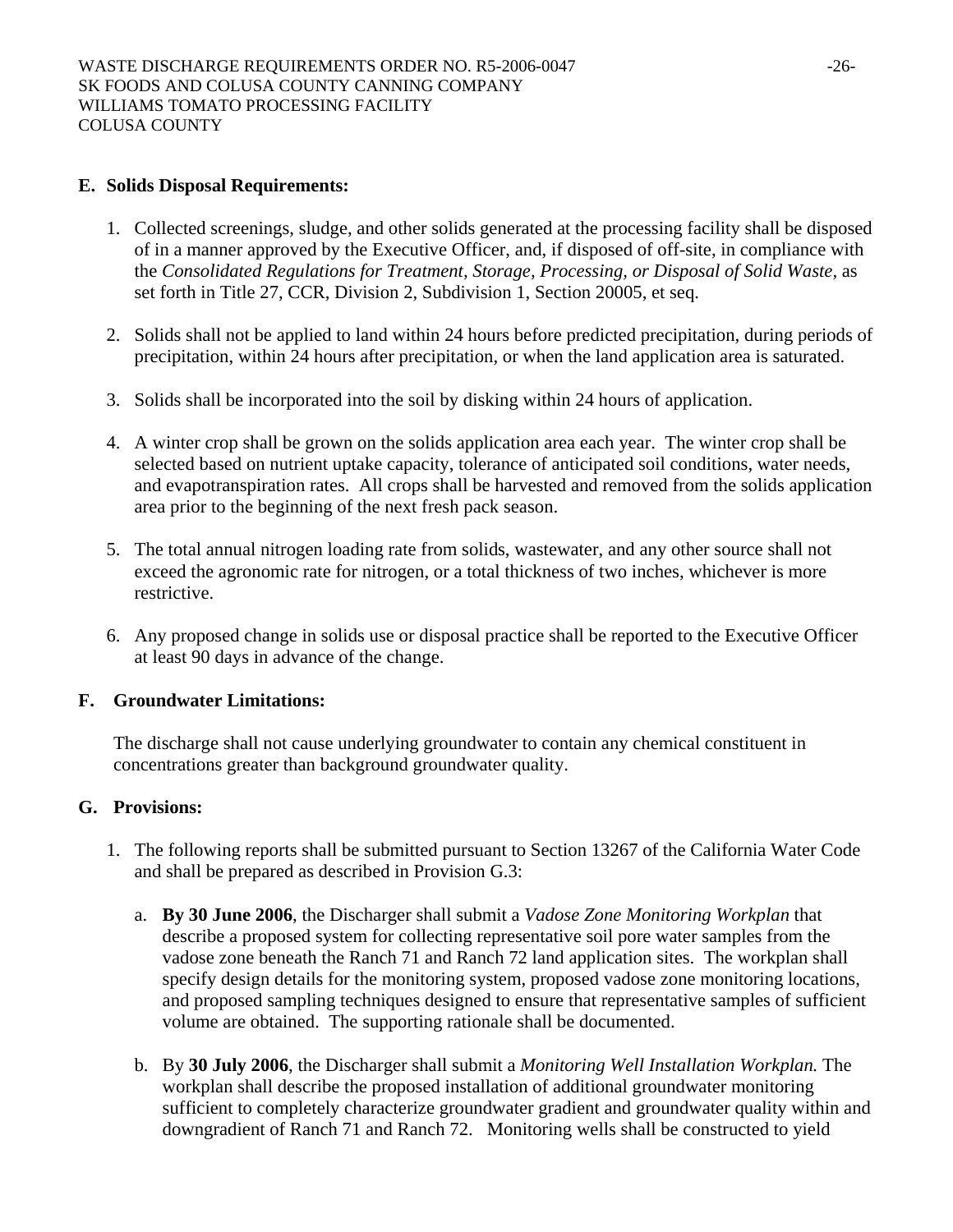## E. Solids Disposal Requirements:

1. Collected screenings, sludge, and other solids generated at the processing facility shall be disposed of in a manner approved by the Executive Officer, and, if disposed of off-site, in compliance with the *Consolidated Regulations for Treatment, Storage, Processing, or Disposal of Solid Waste,* as set forth in Title 27, CCR, Division 2, Subdivision 1, Section 20005, et seq.

2. Solids shall not be applied to land within 24 hours before predicted precipitation, during periods of precipitation, within 24 hours after precipitation, or when the land application area is saturated.

3. Solids shall be incorporated into the soil by disking within 24 hours of application.

4. A winter crop shall be grown on the solids application area each year. The winter crop shall be selected based on nutrient uptake capacity, tolerance of anticipated soil conditions, water needs, and evapotranspiration rates. All crops shall be harvested and removed from the solids application area prior to the beginning of the next fresh pack season.

5. The total annual nitrogen loading rate from solids, wastewater, and any other source shall not exceed the agronomic rate for nitrogen, or a total thickness of two inches, whichever is more restrictive.

6. Any proposed change in solids use or disposal practice shall be reported to the Executive Officer at least 90 days in advance of the change.

## F. Groundwater Limitations:

The discharge shall not cause underlying groundwater to contain any chemical constituent in concentrations greater than background groundwater quality.

## G. Provisions:

1. The following reports shall be submitted pursuant to Section 13267 of the California Water Code and shall be prepared as described in Provision G.3:

   a. **By 30 June 2006**, the Discharger shall submit a *Vadose Zone Monitoring Workplan* that describe a proposed system for collecting representative soil pore water samples from the vadose zone beneath the Ranch 71 and Ranch 72 land application sites. The workplan shall specify design details for the monitoring system, proposed vadose zone monitoring locations, and proposed sampling techniques designed to ensure that representative samples of sufficient volume are obtained. The supporting rationale shall be documented.

   b. By **30 July 2006**, the Discharger shall submit a *Monitoring Well Installation Workplan.* The workplan shall describe the proposed installation of additional groundwater monitoring sufficient to completely characterize groundwater gradient and groundwater quality within and downgradient of Ranch 71 and Ranch 72. Monitoring wells shall be constructed to yield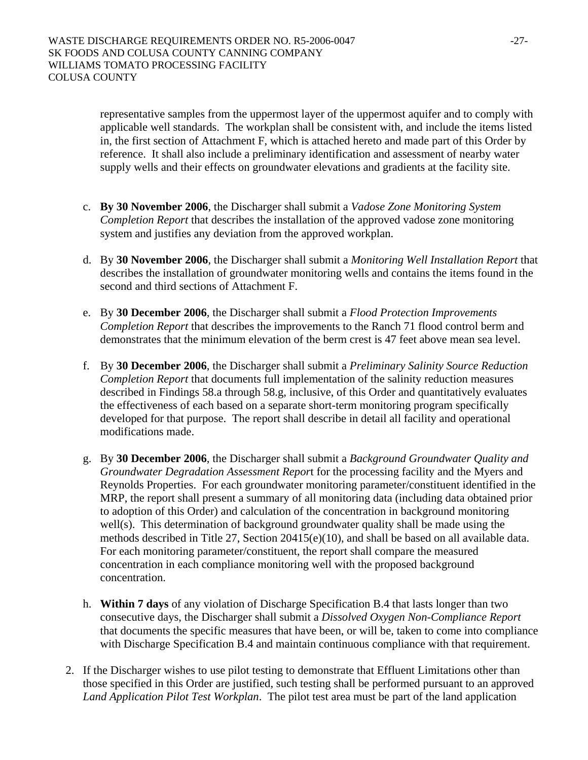representative samples from the uppermost layer of the uppermost aquifer and to comply with applicable well standards. The workplan shall be consistent with, and include the items listed in, the first section of Attachment F, which is attached hereto and made part of this Order by reference. It shall also include a preliminary identification and assessment of nearby water supply wells and their effects on groundwater elevations and gradients at the facility site.

c. **By 30 November 2006**, the Discharger shall submit a *Vadose Zone Monitoring System Completion Report* that describes the installation of the approved vadose zone monitoring system and justifies any deviation from the approved workplan.

d. By **30 November 2006**, the Discharger shall submit a *Monitoring Well Installation Report* that describes the installation of groundwater monitoring wells and contains the items found in the second and third sections of Attachment F.

e. By **30 December 2006**, the Discharger shall submit a *Flood Protection Improvements Completion Report* that describes the improvements to the Ranch 71 flood control berm and demonstrates that the minimum elevation of the berm crest is 47 feet above mean sea level.

f. By **30 December 2006**, the Discharger shall submit a *Preliminary Salinity Source Reduction Completion Report* that documents full implementation of the salinity reduction measures described in Findings 58.a through 58.g, inclusive, of this Order and quantitatively evaluates the effectiveness of each based on a separate short-term monitoring program specifically developed for that purpose. The report shall describe in detail all facility and operational modifications made.

g. By **30 December 2006**, the Discharger shall submit a *Background Groundwater Quality and Groundwater Degradation Assessment Report* for the processing facility and the Myers and Reynolds Properties. For each groundwater monitoring parameter/constituent identified in the MRP, the report shall present a summary of all monitoring data (including data obtained prior to adoption of this Order) and calculation of the concentration in background monitoring well(s). This determination of background groundwater quality shall be made using the methods described in Title 27, Section 20415(e)(10), and shall be based on all available data. For each monitoring parameter/constituent, the report shall compare the measured concentration in each compliance monitoring well with the proposed background concentration.

h. **Within 7 days** of any violation of Discharge Specification B.4 that lasts longer than two consecutive days, the Discharger shall submit a *Dissolved Oxygen Non-Compliance Report* that documents the specific measures that have been, or will be, taken to come into compliance with Discharge Specification B.4 and maintain continuous compliance with that requirement.

2. If the Discharger wishes to use pilot testing to demonstrate that Effluent Limitations other than those specified in this Order are justified, such testing shall be performed pursuant to an approved *Land Application Pilot Test Workplan*. The pilot test area must be part of the land application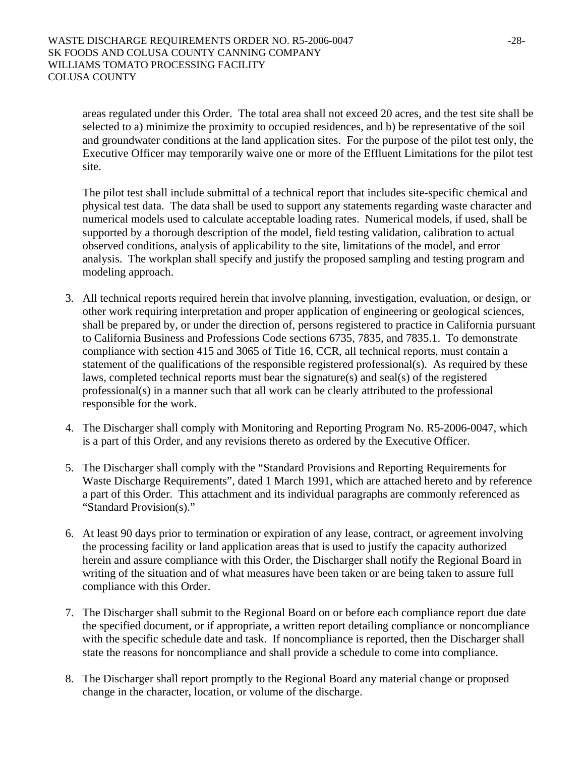areas regulated under this Order. The total area shall not exceed 20 acres, and the test site shall be selected to a) minimize the proximity to occupied residences, and b) be representative of the soil and groundwater conditions at the land application sites. For the purpose of the pilot test only, the Executive Officer may temporarily waive one or more of the Effluent Limitations for the pilot test site.

The pilot test shall include submittal of a technical report that includes site-specific chemical and physical test data. The data shall be used to support any statements regarding waste character and numerical models used to calculate acceptable loading rates. Numerical models, if used, shall be supported by a thorough description of the model, field testing validation, calibration to actual observed conditions, analysis of applicability to the site, limitations of the model, and error analysis. The workplan shall specify and justify the proposed sampling and testing program and modeling approach.

3. All technical reports required herein that involve planning, investigation, evaluation, or design, or other work requiring interpretation and proper application of engineering or geological sciences, shall be prepared by, or under the direction of, persons registered to practice in California pursuant to California Business and Professions Code sections 6735, 7835, and 7835.1. To demonstrate compliance with section 415 and 3065 of Title 16, CCR, all technical reports, must contain a statement of the qualifications of the responsible registered professional(s). As required by these laws, completed technical reports must bear the signature(s) and seal(s) of the registered professional(s) in a manner such that all work can be clearly attributed to the professional responsible for the work.

4. The Discharger shall comply with Monitoring and Reporting Program No. R5-2006-0047, which is a part of this Order, and any revisions thereto as ordered by the Executive Officer.

5. The Discharger shall comply with the "Standard Provisions and Reporting Requirements for Waste Discharge Requirements", dated 1 March 1991, which are attached hereto and by reference a part of this Order. This attachment and its individual paragraphs are commonly referenced as "Standard Provision(s)."

6. At least 90 days prior to termination or expiration of any lease, contract, or agreement involving the processing facility or land application areas that is used to justify the capacity authorized herein and assure compliance with this Order, the Discharger shall notify the Regional Board in writing of the situation and of what measures have been taken or are being taken to assure full compliance with this Order.

7. The Discharger shall submit to the Regional Board on or before each compliance report due date the specified document, or if appropriate, a written report detailing compliance or noncompliance with the specific schedule date and task. If noncompliance is reported, then the Discharger shall state the reasons for noncompliance and shall provide a schedule to come into compliance.

8. The Discharger shall report promptly to the Regional Board any material change or proposed change in the character, location, or volume of the discharge.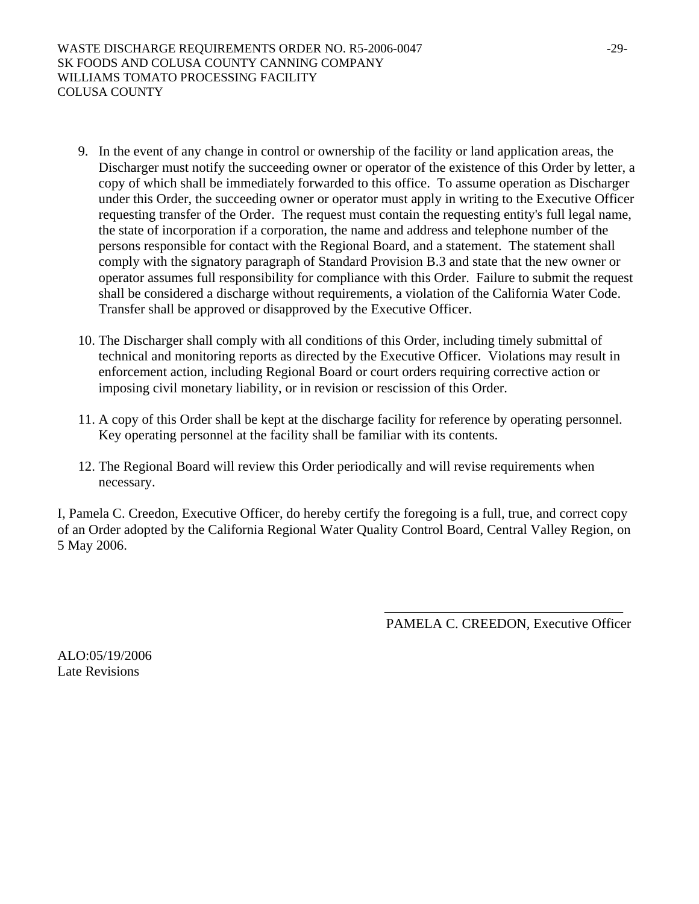9. In the event of any change in control or ownership of the facility or land application areas, the Discharger must notify the succeeding owner or operator of the existence of this Order by letter, a copy of which shall be immediately forwarded to this office. To assume operation as Discharger under this Order, the succeeding owner or operator must apply in writing to the Executive Officer requesting transfer of the Order. The request must contain the requesting entity's full legal name, the state of incorporation if a corporation, the name and address and telephone number of the persons responsible for contact with the Regional Board, and a statement. The statement shall comply with the signatory paragraph of Standard Provision B.3 and state that the new owner or operator assumes full responsibility for compliance with this Order. Failure to submit the request shall be considered a discharge without requirements, a violation of the California Water Code. Transfer shall be approved or disapproved by the Executive Officer.

10. The Discharger shall comply with all conditions of this Order, including timely submittal of technical and monitoring reports as directed by the Executive Officer. Violations may result in enforcement action, including Regional Board or court orders requiring corrective action or imposing civil monetary liability, or in revision or rescission of this Order.

11. A copy of this Order shall be kept at the discharge facility for reference by operating personnel. Key operating personnel at the facility shall be familiar with its contents.

12. The Regional Board will review this Order periodically and will revise requirements when necessary.

I, Pamela C. Creedon, Executive Officer, do hereby certify the foregoing is a full, true, and correct copy of an Order adopted by the California Regional Water Quality Control Board, Central Valley Region, on 5 May 2006.

PAMELA C. CREEDON, Executive Officer

ALO:05/19/2006
Late Revisions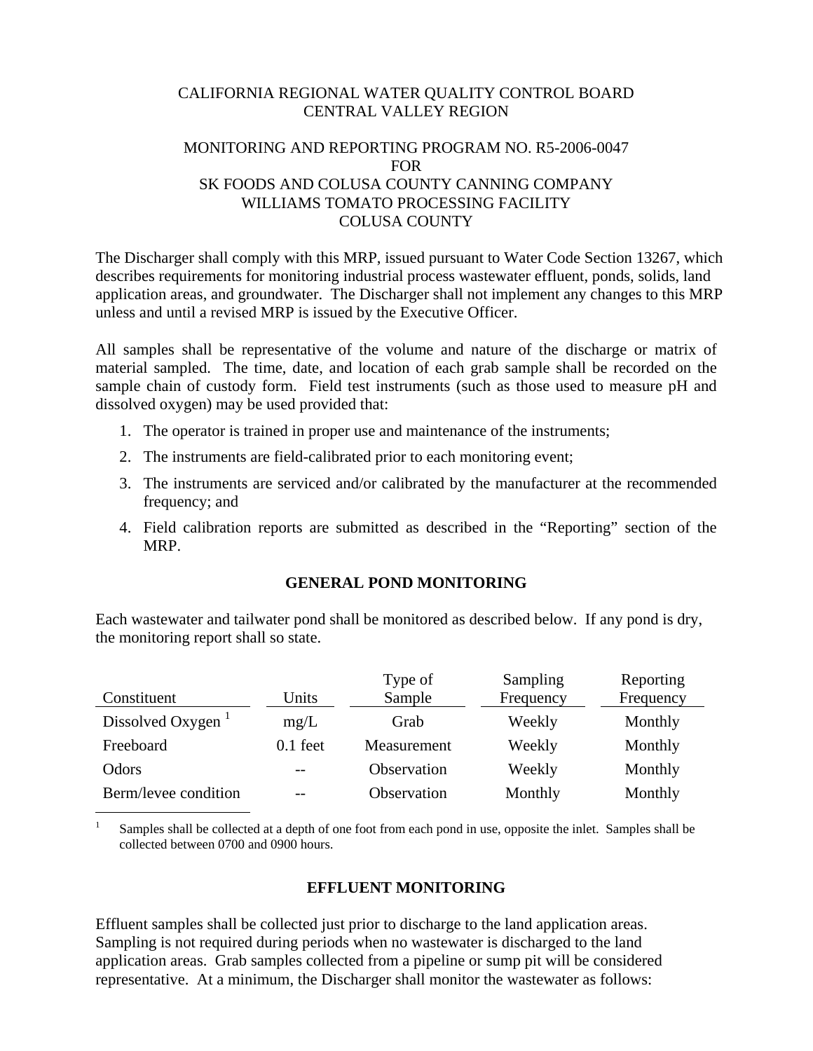CALIFORNIA REGIONAL WATER QUALITY CONTROL BOARD
CENTRAL VALLEY REGION

MONITORING AND REPORTING PROGRAM NO. R5-2006-0047
FOR
SK FOODS AND COLUSA COUNTY CANNING COMPANY
WILLIAMS TOMATO PROCESSING FACILITY
COLUSA COUNTY

The Discharger shall comply with this MRP, issued pursuant to Water Code Section 13267, which describes requirements for monitoring industrial process wastewater effluent, ponds, solids, land application areas, and groundwater. The Discharger shall not implement any changes to this MRP unless and until a revised MRP is issued by the Executive Officer.

All samples shall be representative of the volume and nature of the discharge or matrix of material sampled. The time, date, and location of each grab sample shall be recorded on the sample chain of custody form. Field test instruments (such as those used to measure pH and dissolved oxygen) may be used provided that:

1. The operator is trained in proper use and maintenance of the instruments;
2. The instruments are field-calibrated prior to each monitoring event;
3. The instruments are serviced and/or calibrated by the manufacturer at the recommended frequency; and
4. Field calibration reports are submitted as described in the "Reporting" section of the MRP.

## GENERAL POND MONITORING

Each wastewater and tailwater pond shall be monitored as described below. If any pond is dry, the monitoring report shall so state.

| Constituent | Units | Type of Sample | Sampling Frequency | Reporting Frequency |
|---|---|---|---|---|
| Dissolved Oxygen [1] | mg/L | Grab | Weekly | Monthly |
| Freeboard | 0.1 feet | Measurement | Weekly | Monthly |
| Odors | -- | Observation | Weekly | Monthly |
| Berm/levee condition | -- | Observation | Monthly | Monthly |

[1] Samples shall be collected at a depth of one foot from each pond in use, opposite the inlet. Samples shall be collected between 0700 and 0900 hours.

## EFFLUENT MONITORING

Effluent samples shall be collected just prior to discharge to the land application areas. Sampling is not required during periods when no wastewater is discharged to the land application areas. Grab samples collected from a pipeline or sump pit will be considered representative. At a minimum, the Discharger shall monitor the wastewater as follows: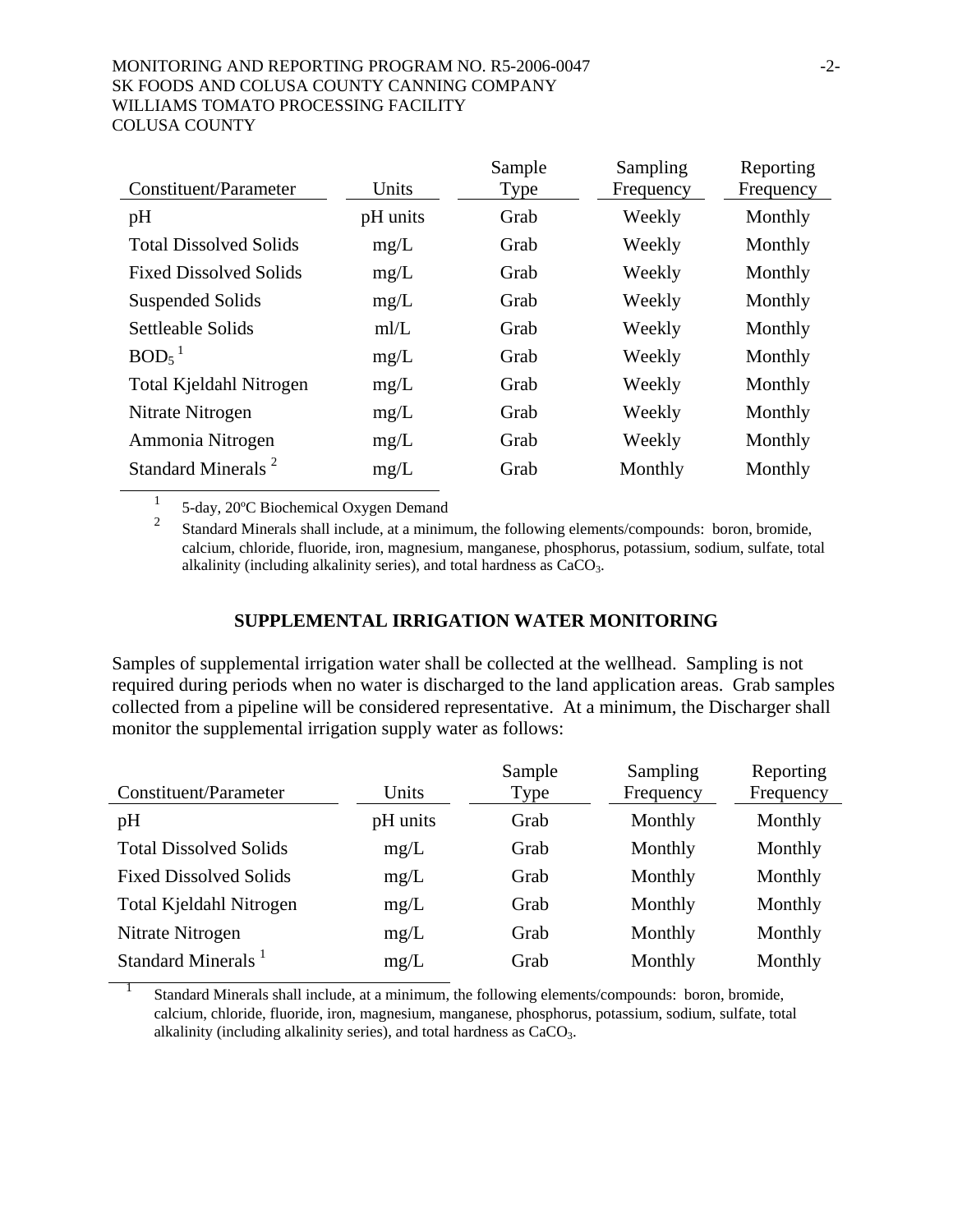| Constituent/Parameter | Units | Sample Type | Sampling Frequency | Reporting Frequency |
|---|---|---|---|---|
| pH | pH units | Grab | Weekly | Monthly |
| Total Dissolved Solids | mg/L | Grab | Weekly | Monthly |
| Fixed Dissolved Solids | mg/L | Grab | Weekly | Monthly |
| Suspended Solids | mg/L | Grab | Weekly | Monthly |
| Settleable Solids | ml/L | Grab | Weekly | Monthly |
| $BOD_5$ [1] | mg/L | Grab | Weekly | Monthly |
| Total Kjeldahl Nitrogen | mg/L | Grab | Weekly | Monthly |
| Nitrate Nitrogen | mg/L | Grab | Weekly | Monthly |
| Ammonia Nitrogen | mg/L | Grab | Weekly | Monthly |
| Standard Minerals [2] | mg/L | Grab | Monthly | Monthly |

[1] 5-day, 20ºC Biochemical Oxygen Demand

[2] Standard Minerals shall include, at a minimum, the following elements/compounds: boron, bromide, calcium, chloride, fluoride, iron, magnesium, manganese, phosphorus, potassium, sodium, sulfate, total alkalinity (including alkalinity series), and total hardness as $CaCO_3$.

## SUPPLEMENTAL IRRIGATION WATER MONITORING

Samples of supplemental irrigation water shall be collected at the wellhead. Sampling is not required during periods when no water is discharged to the land application areas. Grab samples collected from a pipeline will be considered representative. At a minimum, the Discharger shall monitor the supplemental irrigation supply water as follows:

| Constituent/Parameter | Units | Sample Type | Sampling Frequency | Reporting Frequency |
|---|---|---|---|---|
| pH | pH units | Grab | Monthly | Monthly |
| Total Dissolved Solids | mg/L | Grab | Monthly | Monthly |
| Fixed Dissolved Solids | mg/L | Grab | Monthly | Monthly |
| Total Kjeldahl Nitrogen | mg/L | Grab | Monthly | Monthly |
| Nitrate Nitrogen | mg/L | Grab | Monthly | Monthly |
| Standard Minerals [1] | mg/L | Grab | Monthly | Monthly |

[1] Standard Minerals shall include, at a minimum, the following elements/compounds: boron, bromide, calcium, chloride, fluoride, iron, magnesium, manganese, phosphorus, potassium, sodium, sulfate, total alkalinity (including alkalinity series), and total hardness as $CaCO_3$.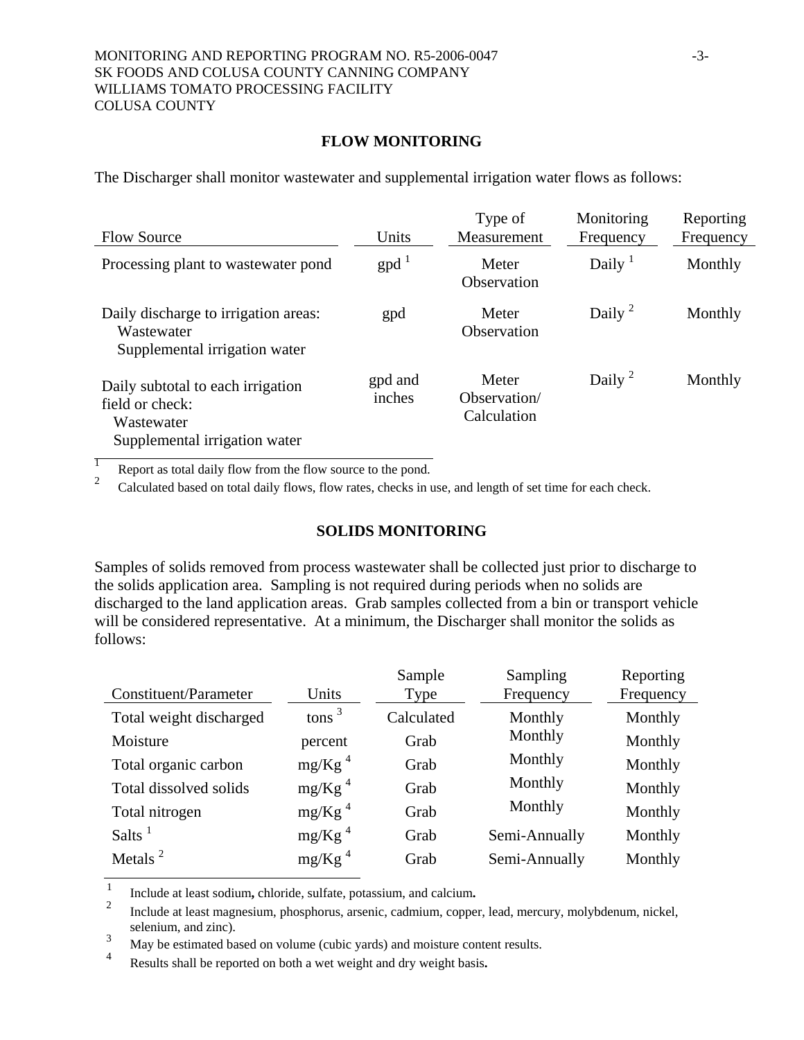## FLOW MONITORING

The Discharger shall monitor wastewater and supplemental irrigation water flows as follows:

| Flow Source | Units | Type of Measurement | Monitoring Frequency | Reporting Frequency |
|---|---|---|---|---|
| Processing plant to wastewater pond | gpd [1] | Meter Observation | Daily [1] | Monthly |
| Daily discharge to irrigation areas: Wastewater Supplemental irrigation water | gpd | Meter Observation | Daily [2] | Monthly |
| Daily subtotal to each irrigation field or check: Wastewater Supplemental irrigation water | gpd and inches | Meter Observation/ Calculation | Daily [2] | Monthly |

[1] Report as total daily flow from the flow source to the pond.

[2] Calculated based on total daily flows, flow rates, checks in use, and length of set time for each check.

## SOLIDS MONITORING

Samples of solids removed from process wastewater shall be collected just prior to discharge to the solids application area. Sampling is not required during periods when no solids are discharged to the land application areas. Grab samples collected from a bin or transport vehicle will be considered representative. At a minimum, the Discharger shall monitor the solids as follows:

| Constituent/Parameter | Units | Sample Type | Sampling Frequency | Reporting Frequency |
|---|---|---|---|---|
| Total weight discharged | tons [3] | Calculated | Monthly | Monthly |
| Moisture | percent | Grab | Monthly | Monthly |
| Total organic carbon | mg/Kg [4] | Grab | Monthly | Monthly |
| Total dissolved solids | mg/Kg [4] | Grab | Monthly | Monthly |
| Total nitrogen | mg/Kg [4] | Grab | Monthly | Monthly |
| Salts [1] | mg/Kg [4] | Grab | Semi-Annually | Monthly |
| Metals [2] | mg/Kg [4] | Grab | Semi-Annually | Monthly |

[1] Include at least sodium**,** chloride, sulfate, potassium, and calcium**.**

[2] Include at least magnesium, phosphorus, arsenic, cadmium, copper, lead, mercury, molybdenum, nickel, selenium, and zinc).

[3] May be estimated based on volume (cubic yards) and moisture content results.

[4] Results shall be reported on both a wet weight and dry weight basis**.**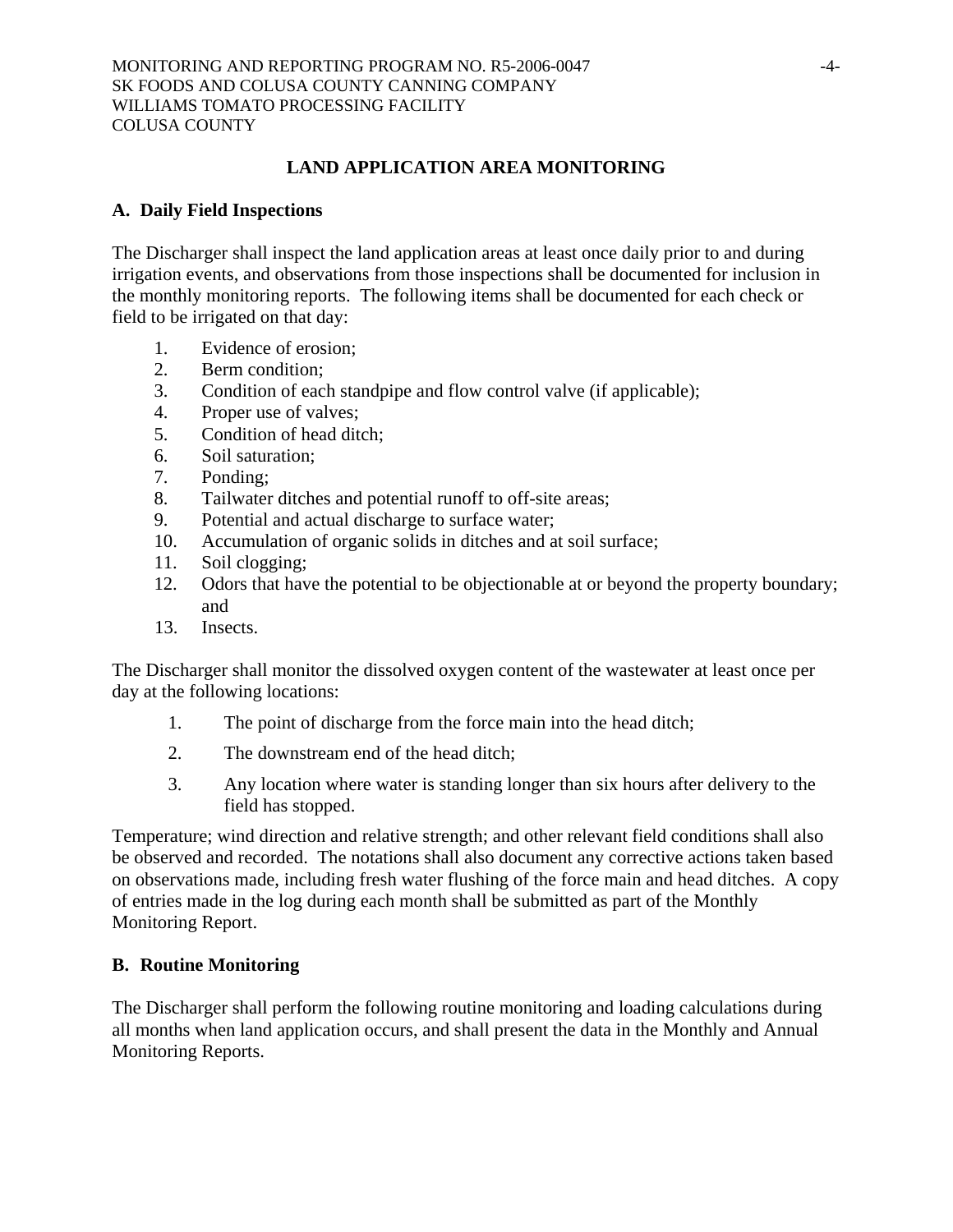## LAND APPLICATION AREA MONITORING

### A. Daily Field Inspections

The Discharger shall inspect the land application areas at least once daily prior to and during irrigation events, and observations from those inspections shall be documented for inclusion in the monthly monitoring reports. The following items shall be documented for each check or field to be irrigated on that day:

1. Evidence of erosion;
2. Berm condition;
3. Condition of each standpipe and flow control valve (if applicable);
4. Proper use of valves;
5. Condition of head ditch;
6. Soil saturation;
7. Ponding;
8. Tailwater ditches and potential runoff to off-site areas;
9. Potential and actual discharge to surface water;
10. Accumulation of organic solids in ditches and at soil surface;
11. Soil clogging;
12. Odors that have the potential to be objectionable at or beyond the property boundary; and
13. Insects.

The Discharger shall monitor the dissolved oxygen content of the wastewater at least once per day at the following locations:

1. The point of discharge from the force main into the head ditch;
2. The downstream end of the head ditch;
3. Any location where water is standing longer than six hours after delivery to the field has stopped.

Temperature; wind direction and relative strength; and other relevant field conditions shall also be observed and recorded. The notations shall also document any corrective actions taken based on observations made, including fresh water flushing of the force main and head ditches. A copy of entries made in the log during each month shall be submitted as part of the Monthly Monitoring Report.

### B. Routine Monitoring

The Discharger shall perform the following routine monitoring and loading calculations during all months when land application occurs, and shall present the data in the Monthly and Annual Monitoring Reports.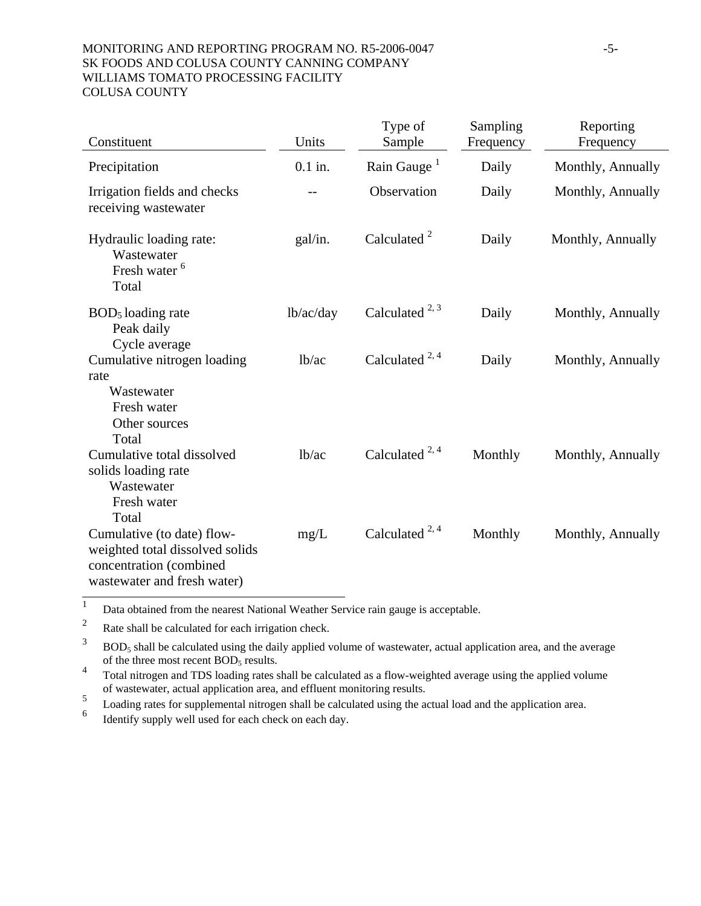| Constituent | Units | Type of Sample | Sampling Frequency | Reporting Frequency |
|---|---|---|---|---|
| Precipitation | 0.1 in. | Rain Gauge [1] | Daily | Monthly, Annually |
| Irrigation fields and checks receiving wastewater | -- | Observation | Daily | Monthly, Annually |
| Hydraulic loading rate:<br>Wastewater<br>Fresh water [6]<br>Total | gal/in. | Calculated [2] | Daily | Monthly, Annually |
| $BOD_5$ loading rate<br>Peak daily<br>Cycle average | lb/ac/day | Calculated [2, 3] | Daily | Monthly, Annually |
| Cumulative nitrogen loading rate<br>Wastewater<br>Fresh water<br>Other sources<br>Total | lb/ac | Calculated [2, 4] | Daily | Monthly, Annually |
| Cumulative total dissolved solids loading rate<br>Wastewater<br>Fresh water<br>Total | lb/ac | Calculated [2, 4] | Monthly | Monthly, Annually |
| Cumulative (to date) flow-weighted total dissolved solids concentration (combined wastewater and fresh water) | mg/L | Calculated [2, 4] | Monthly | Monthly, Annually |

[1] Data obtained from the nearest National Weather Service rain gauge is acceptable.

[2] Rate shall be calculated for each irrigation check.

[3] $BOD_5$ shall be calculated using the daily applied volume of wastewater, actual application area, and the average of the three most recent $BOD_5$ results.

[4] Total nitrogen and TDS loading rates shall be calculated as a flow-weighted average using the applied volume of wastewater, actual application area, and effluent monitoring results.

[5] Loading rates for supplemental nitrogen shall be calculated using the actual load and the application area.

[6] Identify supply well used for each check on each day.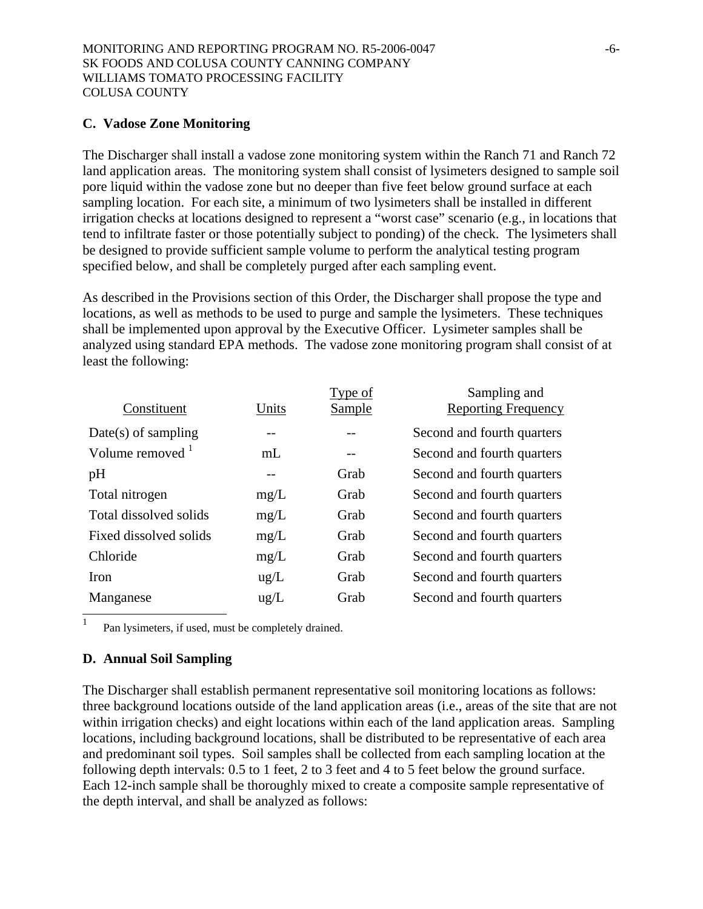## C. Vadose Zone Monitoring

The Discharger shall install a vadose zone monitoring system within the Ranch 71 and Ranch 72 land application areas. The monitoring system shall consist of lysimeters designed to sample soil pore liquid within the vadose zone but no deeper than five feet below ground surface at each sampling location. For each site, a minimum of two lysimeters shall be installed in different irrigation checks at locations designed to represent a "worst case" scenario (e.g., in locations that tend to infiltrate faster or those potentially subject to ponding) of the check. The lysimeters shall be designed to provide sufficient sample volume to perform the analytical testing program specified below, and shall be completely purged after each sampling event.

As described in the Provisions section of this Order, the Discharger shall propose the type and locations, as well as methods to be used to purge and sample the lysimeters. These techniques shall be implemented upon approval by the Executive Officer. Lysimeter samples shall be analyzed using standard EPA methods. The vadose zone monitoring program shall consist of at least the following:

| Constituent | Units | Type of Sample | Sampling and Reporting Frequency |
|---|---|---|---|
| Date(s) of sampling | -- | -- | Second and fourth quarters |
| Volume removed [1] | mL | -- | Second and fourth quarters |
| pH | -- | Grab | Second and fourth quarters |
| Total nitrogen | mg/L | Grab | Second and fourth quarters |
| Total dissolved solids | mg/L | Grab | Second and fourth quarters |
| Fixed dissolved solids | mg/L | Grab | Second and fourth quarters |
| Chloride | mg/L | Grab | Second and fourth quarters |
| Iron | ug/L | Grab | Second and fourth quarters |
| Manganese | ug/L | Grab | Second and fourth quarters |

[1] Pan lysimeters, if used, must be completely drained.

## D. Annual Soil Sampling

The Discharger shall establish permanent representative soil monitoring locations as follows: three background locations outside of the land application areas (i.e., areas of the site that are not within irrigation checks) and eight locations within each of the land application areas. Sampling locations, including background locations, shall be distributed to be representative of each area and predominant soil types. Soil samples shall be collected from each sampling location at the following depth intervals: 0.5 to 1 feet, 2 to 3 feet and 4 to 5 feet below the ground surface. Each 12-inch sample shall be thoroughly mixed to create a composite sample representative of the depth interval, and shall be analyzed as follows: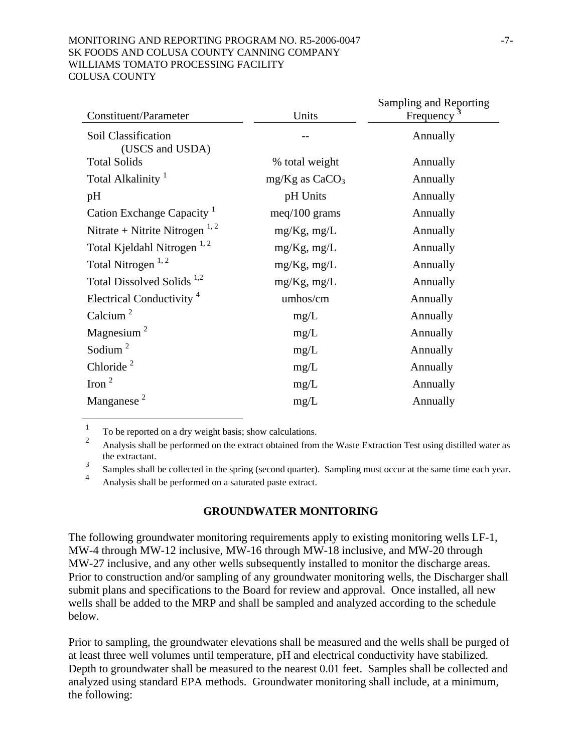| Constituent/Parameter | Units | Sampling and Reporting Frequency [3] |
|---|---|---|
| Soil Classification (USCS and USDA) | -- | Annually |
| Total Solids | % total weight | Annually |
| Total Alkalinity [1] | mg/Kg as $CaCO_3$ | Annually |
| pH | pH Units | Annually |
| Cation Exchange Capacity [1] | meq/100 grams | Annually |
| Nitrate + Nitrite Nitrogen [1, 2] | mg/Kg, mg/L | Annually |
| Total Kjeldahl Nitrogen [1, 2] | mg/Kg, mg/L | Annually |
| Total Nitrogen [1, 2] | mg/Kg, mg/L | Annually |
| Total Dissolved Solids [1,2] | mg/Kg, mg/L | Annually |
| Electrical Conductivity [4] | umhos/cm | Annually |
| Calcium [2] | mg/L | Annually |
| Magnesium [2] | mg/L | Annually |
| Sodium [2] | mg/L | Annually |
| Chloride [2] | mg/L | Annually |
| Iron [2] | mg/L | Annually |
| Manganese [2] | mg/L | Annually |

[1] To be reported on a dry weight basis; show calculations.

[2] Analysis shall be performed on the extract obtained from the Waste Extraction Test using distilled water as the extractant.

[3] Samples shall be collected in the spring (second quarter). Sampling must occur at the same time each year.

[4] Analysis shall be performed on a saturated paste extract.

## GROUNDWATER MONITORING

The following groundwater monitoring requirements apply to existing monitoring wells LF-1, MW-4 through MW-12 inclusive, MW-16 through MW-18 inclusive, and MW-20 through MW-27 inclusive, and any other wells subsequently installed to monitor the discharge areas. Prior to construction and/or sampling of any groundwater monitoring wells, the Discharger shall submit plans and specifications to the Board for review and approval. Once installed, all new wells shall be added to the MRP and shall be sampled and analyzed according to the schedule below.

Prior to sampling, the groundwater elevations shall be measured and the wells shall be purged of at least three well volumes until temperature, pH and electrical conductivity have stabilized. Depth to groundwater shall be measured to the nearest 0.01 feet. Samples shall be collected and analyzed using standard EPA methods. Groundwater monitoring shall include, at a minimum, the following: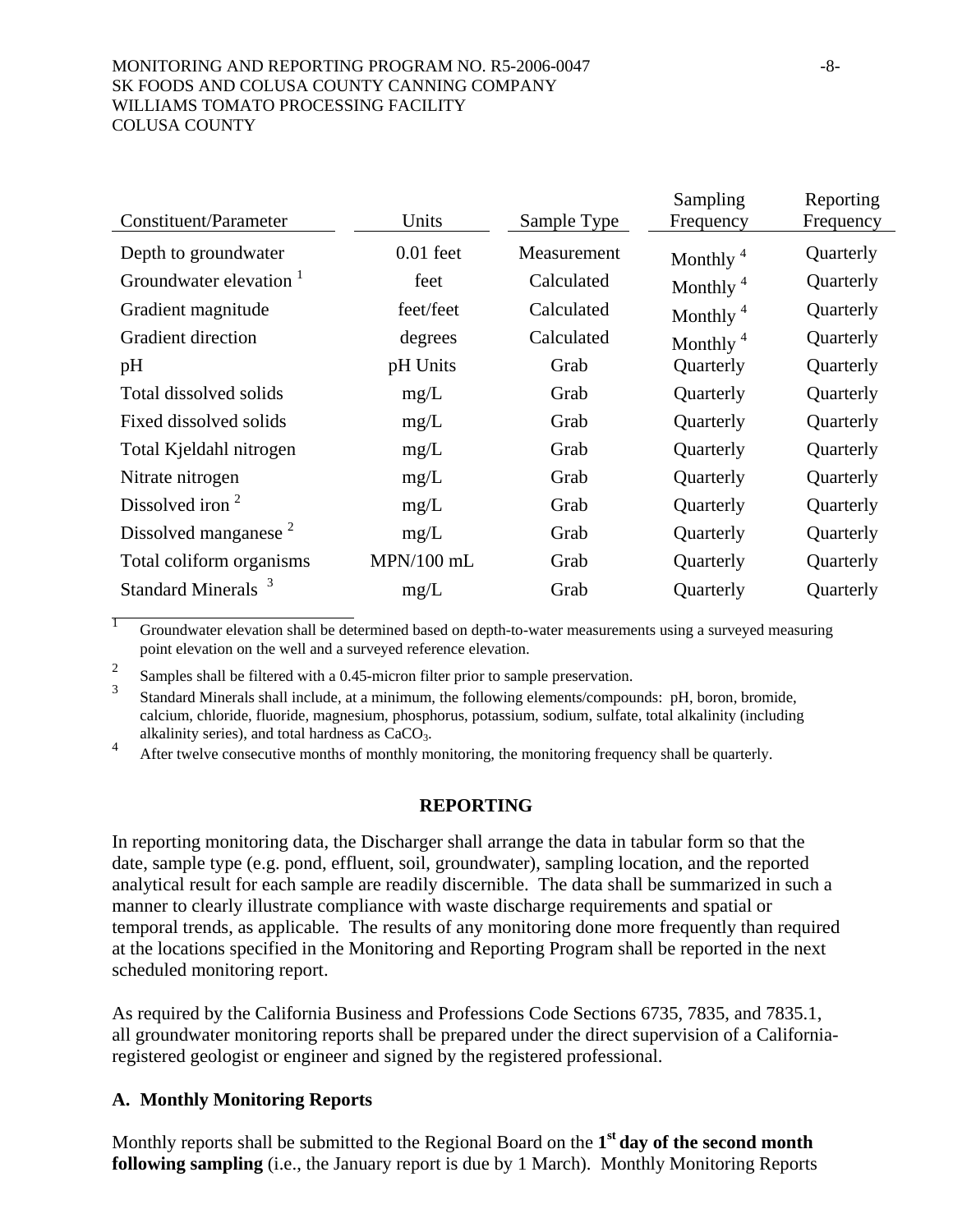| Constituent/Parameter | Units | Sample Type | Sampling Frequency | Reporting Frequency |
|---|---|---|---|---|
| Depth to groundwater | 0.01 feet | Measurement | Monthly [4] | Quarterly |
| Groundwater elevation [1] | feet | Calculated | Monthly [4] | Quarterly |
| Gradient magnitude | feet/feet | Calculated | Monthly [4] | Quarterly |
| Gradient direction | degrees | Calculated | Monthly [4] | Quarterly |
| pH | pH Units | Grab | Quarterly | Quarterly |
| Total dissolved solids | mg/L | Grab | Quarterly | Quarterly |
| Fixed dissolved solids | mg/L | Grab | Quarterly | Quarterly |
| Total Kjeldahl nitrogen | mg/L | Grab | Quarterly | Quarterly |
| Nitrate nitrogen | mg/L | Grab | Quarterly | Quarterly |
| Dissolved iron [2] | mg/L | Grab | Quarterly | Quarterly |
| Dissolved manganese [2] | mg/L | Grab | Quarterly | Quarterly |
| Total coliform organisms | MPN/100 mL | Grab | Quarterly | Quarterly |
| Standard Minerals [3] | mg/L | Grab | Quarterly | Quarterly |

[1] Groundwater elevation shall be determined based on depth-to-water measurements using a surveyed measuring point elevation on the well and a surveyed reference elevation.

[2] Samples shall be filtered with a 0.45-micron filter prior to sample preservation.

[3] Standard Minerals shall include, at a minimum, the following elements/compounds: pH, boron, bromide, calcium, chloride, fluoride, magnesium, phosphorus, potassium, sodium, sulfate, total alkalinity (including alkalinity series), and total hardness as $CaCO_3$.

[4] After twelve consecutive months of monthly monitoring, the monitoring frequency shall be quarterly.

## REPORTING

In reporting monitoring data, the Discharger shall arrange the data in tabular form so that the date, sample type (e.g. pond, effluent, soil, groundwater), sampling location, and the reported analytical result for each sample are readily discernible. The data shall be summarized in such a manner to clearly illustrate compliance with waste discharge requirements and spatial or temporal trends, as applicable. The results of any monitoring done more frequently than required at the locations specified in the Monitoring and Reporting Program shall be reported in the next scheduled monitoring report.

As required by the California Business and Professions Code Sections 6735, 7835, and 7835.1, all groundwater monitoring reports shall be prepared under the direct supervision of a California-registered geologist or engineer and signed by the registered professional.

### A. Monthly Monitoring Reports

Monthly reports shall be submitted to the Regional Board on the **1st day of the second month following sampling** (i.e., the January report is due by 1 March). Monthly Monitoring Reports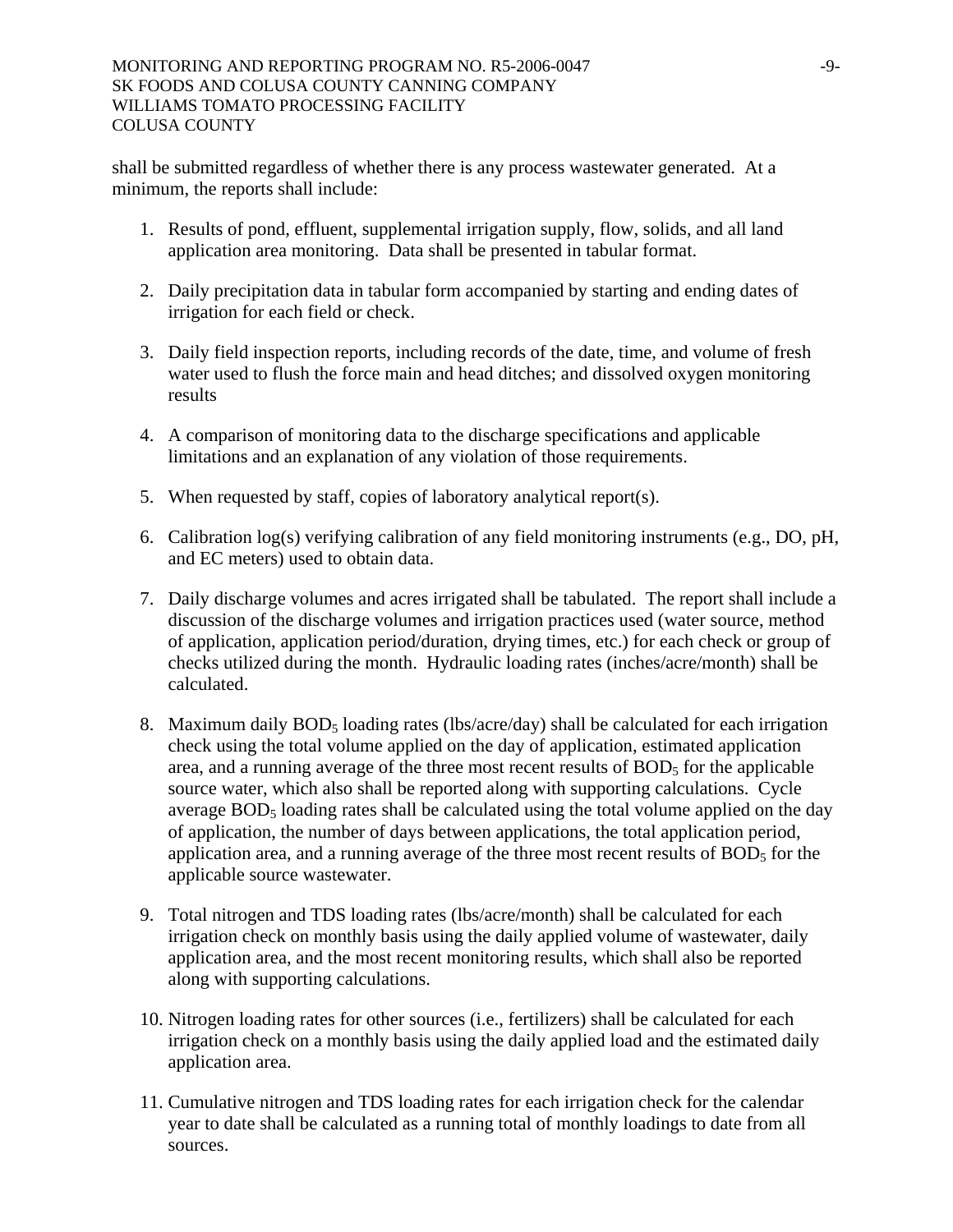shall be submitted regardless of whether there is any process wastewater generated. At a minimum, the reports shall include:

1. Results of pond, effluent, supplemental irrigation supply, flow, solids, and all land application area monitoring. Data shall be presented in tabular format.

2. Daily precipitation data in tabular form accompanied by starting and ending dates of irrigation for each field or check.

3. Daily field inspection reports, including records of the date, time, and volume of fresh water used to flush the force main and head ditches; and dissolved oxygen monitoring results

4. A comparison of monitoring data to the discharge specifications and applicable limitations and an explanation of any violation of those requirements.

5. When requested by staff, copies of laboratory analytical report(s).

6. Calibration log(s) verifying calibration of any field monitoring instruments (e.g., DO, pH, and EC meters) used to obtain data.

7. Daily discharge volumes and acres irrigated shall be tabulated. The report shall include a discussion of the discharge volumes and irrigation practices used (water source, method of application, application period/duration, drying times, etc.) for each check or group of checks utilized during the month. Hydraulic loading rates (inches/acre/month) shall be calculated.

8. Maximum daily $BOD_5$ loading rates (lbs/acre/day) shall be calculated for each irrigation check using the total volume applied on the day of application, estimated application area, and a running average of the three most recent results of $BOD_5$ for the applicable source water, which also shall be reported along with supporting calculations. Cycle average $BOD_5$ loading rates shall be calculated using the total volume applied on the day of application, the number of days between applications, the total application period, application area, and a running average of the three most recent results of $BOD_5$ for the applicable source wastewater.

9. Total nitrogen and TDS loading rates (lbs/acre/month) shall be calculated for each irrigation check on monthly basis using the daily applied volume of wastewater, daily application area, and the most recent monitoring results, which shall also be reported along with supporting calculations.

10. Nitrogen loading rates for other sources (i.e., fertilizers) shall be calculated for each irrigation check on a monthly basis using the daily applied load and the estimated daily application area.

11. Cumulative nitrogen and TDS loading rates for each irrigation check for the calendar year to date shall be calculated as a running total of monthly loadings to date from all sources.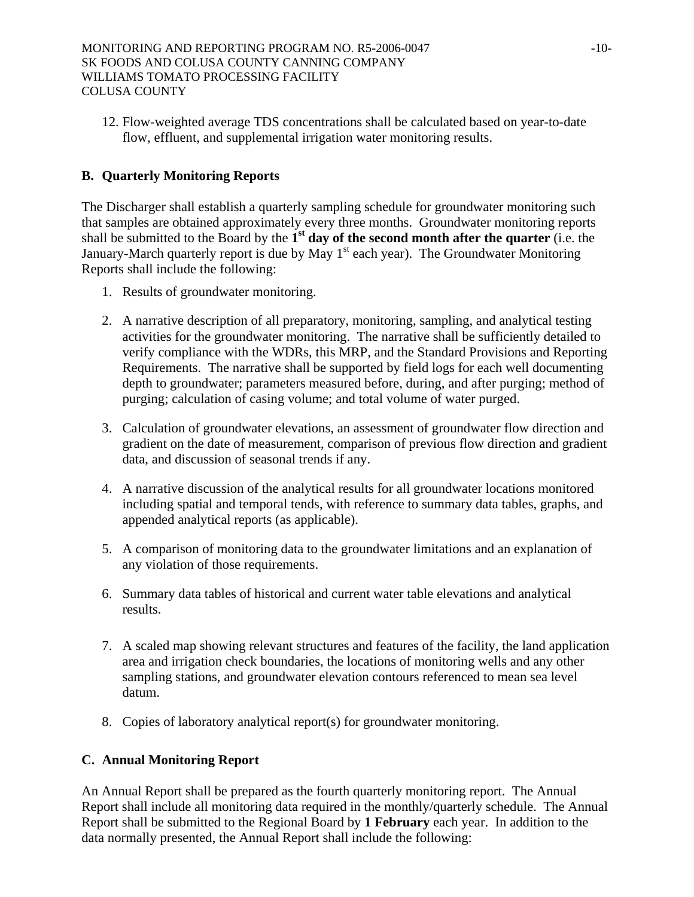12. Flow-weighted average TDS concentrations shall be calculated based on year-to-date flow, effluent, and supplemental irrigation water monitoring results.

## B. Quarterly Monitoring Reports

The Discharger shall establish a quarterly sampling schedule for groundwater monitoring such that samples are obtained approximately every three months. Groundwater monitoring reports shall be submitted to the Board by the **1st day of the second month after the quarter** (i.e. the January-March quarterly report is due by May 1st each year). The Groundwater Monitoring Reports shall include the following:

1. Results of groundwater monitoring.

2. A narrative description of all preparatory, monitoring, sampling, and analytical testing activities for the groundwater monitoring. The narrative shall be sufficiently detailed to verify compliance with the WDRs, this MRP, and the Standard Provisions and Reporting Requirements. The narrative shall be supported by field logs for each well documenting depth to groundwater; parameters measured before, during, and after purging; method of purging; calculation of casing volume; and total volume of water purged.

3. Calculation of groundwater elevations, an assessment of groundwater flow direction and gradient on the date of measurement, comparison of previous flow direction and gradient data, and discussion of seasonal trends if any.

4. A narrative discussion of the analytical results for all groundwater locations monitored including spatial and temporal tends, with reference to summary data tables, graphs, and appended analytical reports (as applicable).

5. A comparison of monitoring data to the groundwater limitations and an explanation of any violation of those requirements.

6. Summary data tables of historical and current water table elevations and analytical results.

7. A scaled map showing relevant structures and features of the facility, the land application area and irrigation check boundaries, the locations of monitoring wells and any other sampling stations, and groundwater elevation contours referenced to mean sea level datum.

8. Copies of laboratory analytical report(s) for groundwater monitoring.

## C. Annual Monitoring Report

An Annual Report shall be prepared as the fourth quarterly monitoring report. The Annual Report shall include all monitoring data required in the monthly/quarterly schedule. The Annual Report shall be submitted to the Regional Board by **1 February** each year. In addition to the data normally presented, the Annual Report shall include the following: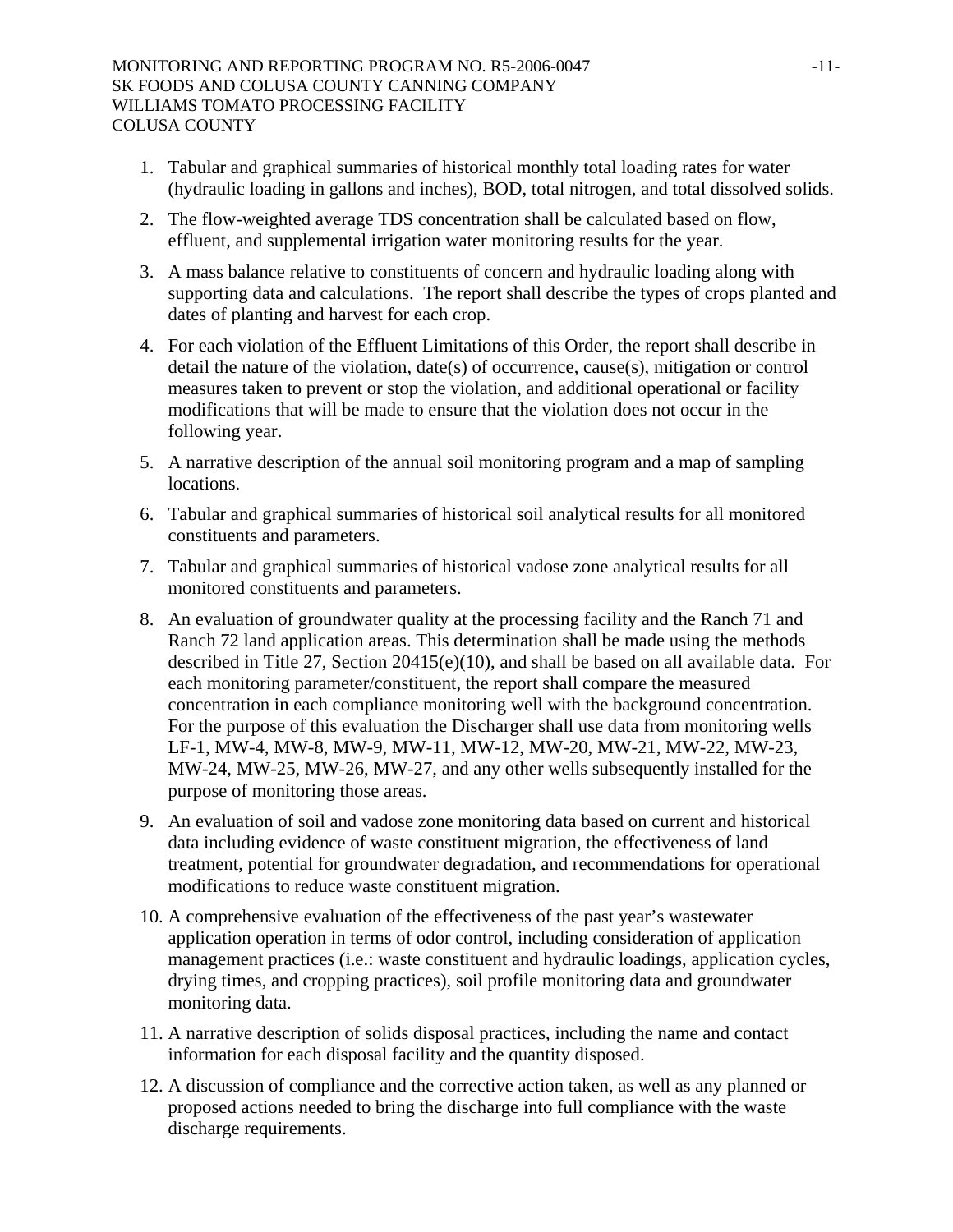1. Tabular and graphical summaries of historical monthly total loading rates for water (hydraulic loading in gallons and inches), BOD, total nitrogen, and total dissolved solids.

2. The flow-weighted average TDS concentration shall be calculated based on flow, effluent, and supplemental irrigation water monitoring results for the year.

3. A mass balance relative to constituents of concern and hydraulic loading along with supporting data and calculations. The report shall describe the types of crops planted and dates of planting and harvest for each crop.

4. For each violation of the Effluent Limitations of this Order, the report shall describe in detail the nature of the violation, date(s) of occurrence, cause(s), mitigation or control measures taken to prevent or stop the violation, and additional operational or facility modifications that will be made to ensure that the violation does not occur in the following year.

5. A narrative description of the annual soil monitoring program and a map of sampling locations.

6. Tabular and graphical summaries of historical soil analytical results for all monitored constituents and parameters.

7. Tabular and graphical summaries of historical vadose zone analytical results for all monitored constituents and parameters.

8. An evaluation of groundwater quality at the processing facility and the Ranch 71 and Ranch 72 land application areas. This determination shall be made using the methods described in Title 27, Section 20415(e)(10), and shall be based on all available data. For each monitoring parameter/constituent, the report shall compare the measured concentration in each compliance monitoring well with the background concentration. For the purpose of this evaluation the Discharger shall use data from monitoring wells LF-1, MW-4, MW-8, MW-9, MW-11, MW-12, MW-20, MW-21, MW-22, MW-23, MW-24, MW-25, MW-26, MW-27, and any other wells subsequently installed for the purpose of monitoring those areas.

9. An evaluation of soil and vadose zone monitoring data based on current and historical data including evidence of waste constituent migration, the effectiveness of land treatment, potential for groundwater degradation, and recommendations for operational modifications to reduce waste constituent migration.

10. A comprehensive evaluation of the effectiveness of the past year's wastewater application operation in terms of odor control, including consideration of application management practices (i.e.: waste constituent and hydraulic loadings, application cycles, drying times, and cropping practices), soil profile monitoring data and groundwater monitoring data.

11. A narrative description of solids disposal practices, including the name and contact information for each disposal facility and the quantity disposed.

12. A discussion of compliance and the corrective action taken, as well as any planned or proposed actions needed to bring the discharge into full compliance with the waste discharge requirements.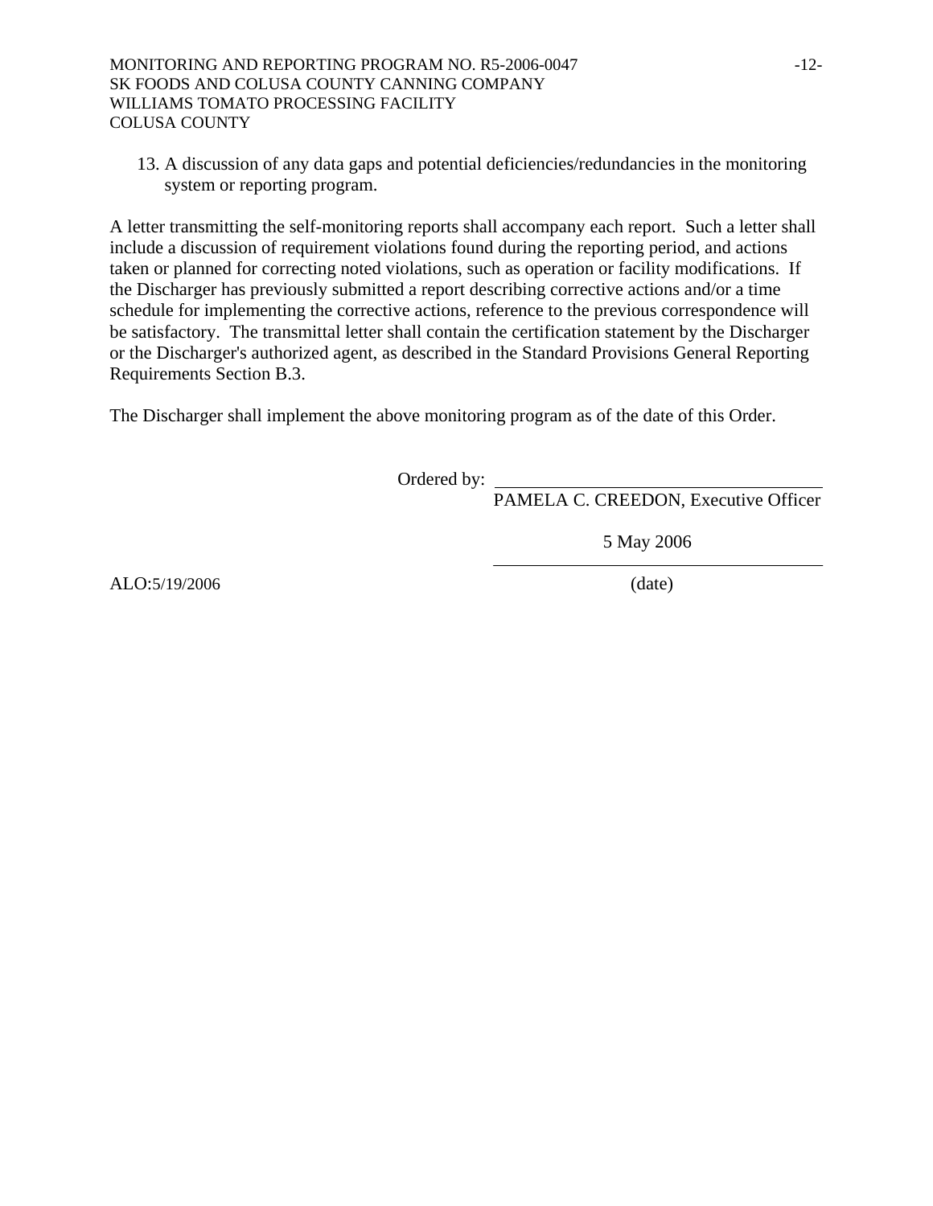13. A discussion of any data gaps and potential deficiencies/redundancies in the monitoring system or reporting program.

A letter transmitting the self-monitoring reports shall accompany each report. Such a letter shall include a discussion of requirement violations found during the reporting period, and actions taken or planned for correcting noted violations, such as operation or facility modifications. If the Discharger has previously submitted a report describing corrective actions and/or a time schedule for implementing the corrective actions, reference to the previous correspondence will be satisfactory. The transmittal letter shall contain the certification statement by the Discharger or the Discharger's authorized agent, as described in the Standard Provisions General Reporting Requirements Section B.3.

The Discharger shall implement the above monitoring program as of the date of this Order.

Ordered by: ______________________________
PAMELA C. CREEDON, Executive Officer

5 May 2006
______________________________
(date)

ALO:5/19/2006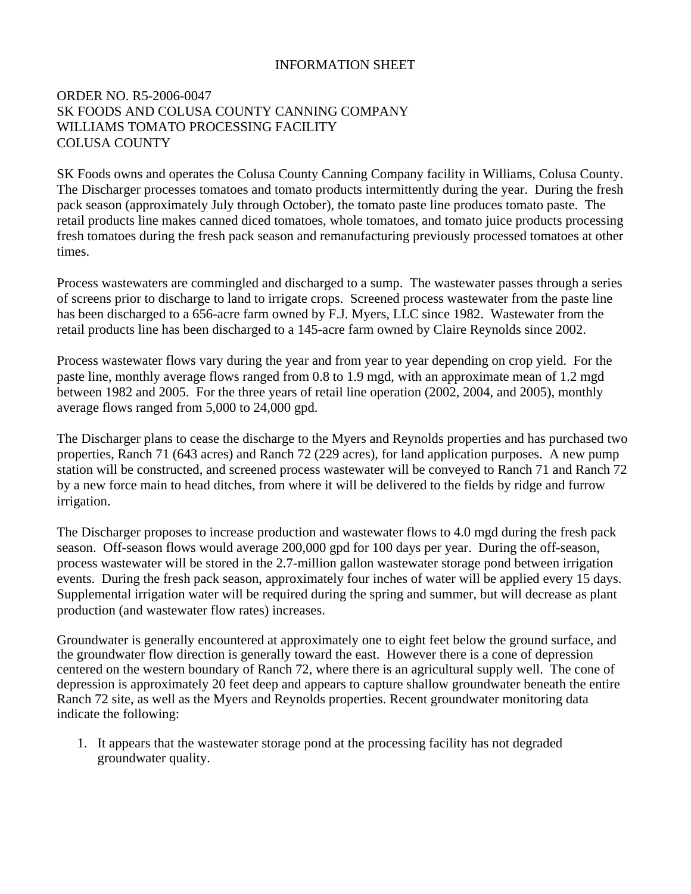# INFORMATION SHEET

ORDER NO. R5-2006-0047
SK FOODS AND COLUSA COUNTY CANNING COMPANY
WILLIAMS TOMATO PROCESSING FACILITY
COLUSA COUNTY

SK Foods owns and operates the Colusa County Canning Company facility in Williams, Colusa County. The Discharger processes tomatoes and tomato products intermittently during the year. During the fresh pack season (approximately July through October), the tomato paste line produces tomato paste. The retail products line makes canned diced tomatoes, whole tomatoes, and tomato juice products processing fresh tomatoes during the fresh pack season and remanufacturing previously processed tomatoes at other times.

Process wastewaters are commingled and discharged to a sump. The wastewater passes through a series of screens prior to discharge to land to irrigate crops. Screened process wastewater from the paste line has been discharged to a 656-acre farm owned by F.J. Myers, LLC since 1982. Wastewater from the retail products line has been discharged to a 145-acre farm owned by Claire Reynolds since 2002.

Process wastewater flows vary during the year and from year to year depending on crop yield. For the paste line, monthly average flows ranged from 0.8 to 1.9 mgd, with an approximate mean of 1.2 mgd between 1982 and 2005. For the three years of retail line operation (2002, 2004, and 2005), monthly average flows ranged from 5,000 to 24,000 gpd.

The Discharger plans to cease the discharge to the Myers and Reynolds properties and has purchased two properties, Ranch 71 (643 acres) and Ranch 72 (229 acres), for land application purposes. A new pump station will be constructed, and screened process wastewater will be conveyed to Ranch 71 and Ranch 72 by a new force main to head ditches, from where it will be delivered to the fields by ridge and furrow irrigation.

The Discharger proposes to increase production and wastewater flows to 4.0 mgd during the fresh pack season. Off-season flows would average 200,000 gpd for 100 days per year. During the off-season, process wastewater will be stored in the 2.7-million gallon wastewater storage pond between irrigation events. During the fresh pack season, approximately four inches of water will be applied every 15 days. Supplemental irrigation water will be required during the spring and summer, but will decrease as plant production (and wastewater flow rates) increases.

Groundwater is generally encountered at approximately one to eight feet below the ground surface, and the groundwater flow direction is generally toward the east. However there is a cone of depression centered on the western boundary of Ranch 72, where there is an agricultural supply well. The cone of depression is approximately 20 feet deep and appears to capture shallow groundwater beneath the entire Ranch 72 site, as well as the Myers and Reynolds properties. Recent groundwater monitoring data indicate the following:

1. It appears that the wastewater storage pond at the processing facility has not degraded groundwater quality.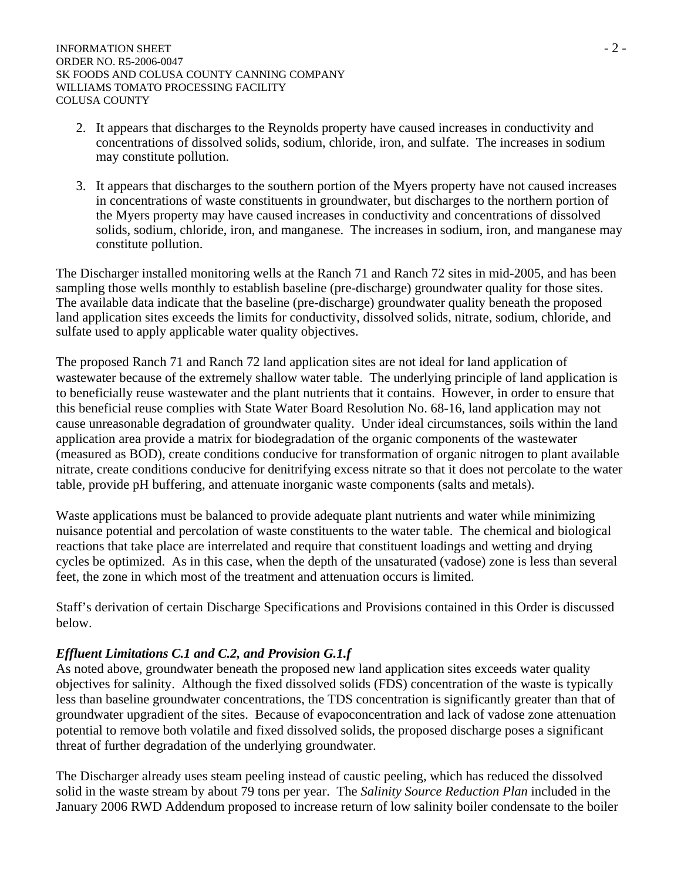2. It appears that discharges to the Reynolds property have caused increases in conductivity and concentrations of dissolved solids, sodium, chloride, iron, and sulfate. The increases in sodium may constitute pollution.

3. It appears that discharges to the southern portion of the Myers property have not caused increases in concentrations of waste constituents in groundwater, but discharges to the northern portion of the Myers property may have caused increases in conductivity and concentrations of dissolved solids, sodium, chloride, iron, and manganese. The increases in sodium, iron, and manganese may constitute pollution.

The Discharger installed monitoring wells at the Ranch 71 and Ranch 72 sites in mid-2005, and has been sampling those wells monthly to establish baseline (pre-discharge) groundwater quality for those sites. The available data indicate that the baseline (pre-discharge) groundwater quality beneath the proposed land application sites exceeds the limits for conductivity, dissolved solids, nitrate, sodium, chloride, and sulfate used to apply applicable water quality objectives.

The proposed Ranch 71 and Ranch 72 land application sites are not ideal for land application of wastewater because of the extremely shallow water table. The underlying principle of land application is to beneficially reuse wastewater and the plant nutrients that it contains. However, in order to ensure that this beneficial reuse complies with State Water Board Resolution No. 68-16, land application may not cause unreasonable degradation of groundwater quality. Under ideal circumstances, soils within the land application area provide a matrix for biodegradation of the organic components of the wastewater (measured as BOD), create conditions conducive for transformation of organic nitrogen to plant available nitrate, create conditions conducive for denitrifying excess nitrate so that it does not percolate to the water table, provide pH buffering, and attenuate inorganic waste components (salts and metals).

Waste applications must be balanced to provide adequate plant nutrients and water while minimizing nuisance potential and percolation of waste constituents to the water table. The chemical and biological reactions that take place are interrelated and require that constituent loadings and wetting and drying cycles be optimized. As in this case, when the depth of the unsaturated (vadose) zone is less than several feet, the zone in which most of the treatment and attenuation occurs is limited.

Staff's derivation of certain Discharge Specifications and Provisions contained in this Order is discussed below.

***Effluent Limitations C.1 and C.2, and Provision G.1.f***

As noted above, groundwater beneath the proposed new land application sites exceeds water quality objectives for salinity. Although the fixed dissolved solids (FDS) concentration of the waste is typically less than baseline groundwater concentrations, the TDS concentration is significantly greater than that of groundwater upgradient of the sites. Because of evapoconcentration and lack of vadose zone attenuation potential to remove both volatile and fixed dissolved solids, the proposed discharge poses a significant threat of further degradation of the underlying groundwater.

The Discharger already uses steam peeling instead of caustic peeling, which has reduced the dissolved solid in the waste stream by about 79 tons per year. The *Salinity Source Reduction Plan* included in the January 2006 RWD Addendum proposed to increase return of low salinity boiler condensate to the boiler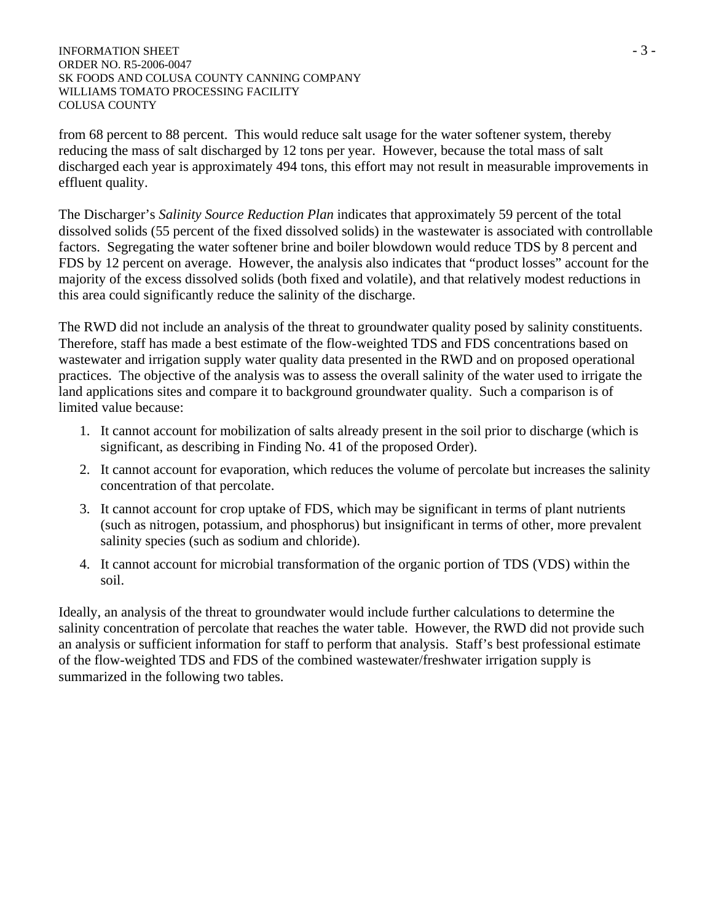from 68 percent to 88 percent. This would reduce salt usage for the water softener system, thereby reducing the mass of salt discharged by 12 tons per year. However, because the total mass of salt discharged each year is approximately 494 tons, this effort may not result in measurable improvements in effluent quality.

The Discharger's *Salinity Source Reduction Plan* indicates that approximately 59 percent of the total dissolved solids (55 percent of the fixed dissolved solids) in the wastewater is associated with controllable factors. Segregating the water softener brine and boiler blowdown would reduce TDS by 8 percent and FDS by 12 percent on average. However, the analysis also indicates that "product losses" account for the majority of the excess dissolved solids (both fixed and volatile), and that relatively modest reductions in this area could significantly reduce the salinity of the discharge.

The RWD did not include an analysis of the threat to groundwater quality posed by salinity constituents. Therefore, staff has made a best estimate of the flow-weighted TDS and FDS concentrations based on wastewater and irrigation supply water quality data presented in the RWD and on proposed operational practices. The objective of the analysis was to assess the overall salinity of the water used to irrigate the land applications sites and compare it to background groundwater quality. Such a comparison is of limited value because:

1. It cannot account for mobilization of salts already present in the soil prior to discharge (which is significant, as describing in Finding No. 41 of the proposed Order).
2. It cannot account for evaporation, which reduces the volume of percolate but increases the salinity concentration of that percolate.
3. It cannot account for crop uptake of FDS, which may be significant in terms of plant nutrients (such as nitrogen, potassium, and phosphorus) but insignificant in terms of other, more prevalent salinity species (such as sodium and chloride).
4. It cannot account for microbial transformation of the organic portion of TDS (VDS) within the soil.

Ideally, an analysis of the threat to groundwater would include further calculations to determine the salinity concentration of percolate that reaches the water table. However, the RWD did not provide such an analysis or sufficient information for staff to perform that analysis. Staff's best professional estimate of the flow-weighted TDS and FDS of the combined wastewater/freshwater irrigation supply is summarized in the following two tables.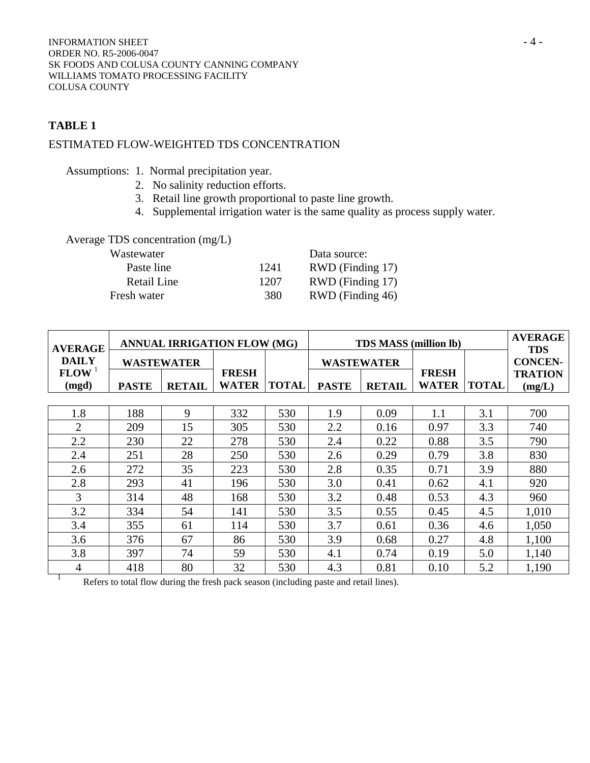## TABLE 1

ESTIMATED FLOW-WEIGHTED TDS CONCENTRATION

Assumptions:
1. Normal precipitation year.
2. No salinity reduction efforts.
3. Retail line growth proportional to paste line growth.
4. Supplemental irrigation water is the same quality as process supply water.

Average TDS concentration (mg/L)

| | | Data source: |
|---|---|---|
| Wastewater | | |
| Paste line | 1241 | RWD (Finding 17) |
| Retail Line | 1207 | RWD (Finding 17) |
| Fresh water | 380 | RWD (Finding 46) |

| AVERAGE DAILY FLOW [1] (mgd) | ANNUAL IRRIGATION FLOW (MG) | | | | TDS MASS (million lb) | | | | AVERAGE TDS CONCEN-TRATION (mg/L) |
|---|---|---|---|---|---|---|---|---|---|
| | WASTEWATER | | FRESH WATER | TOTAL | WASTEWATER | | FRESH WATER | TOTAL | |
| | PASTE | RETAIL | | | PASTE | RETAIL | | | |
| 1.8 | 188 | 9 | 332 | 530 | 1.9 | 0.09 | 1.1 | 3.1 | 700 |
| 2 | 209 | 15 | 305 | 530 | 2.2 | 0.16 | 0.97 | 3.3 | 740 |
| 2.2 | 230 | 22 | 278 | 530 | 2.4 | 0.22 | 0.88 | 3.5 | 790 |
| 2.4 | 251 | 28 | 250 | 530 | 2.6 | 0.29 | 0.79 | 3.8 | 830 |
| 2.6 | 272 | 35 | 223 | 530 | 2.8 | 0.35 | 0.71 | 3.9 | 880 |
| 2.8 | 293 | 41 | 196 | 530 | 3.0 | 0.41 | 0.62 | 4.1 | 920 |
| 3 | 314 | 48 | 168 | 530 | 3.2 | 0.48 | 0.53 | 4.3 | 960 |
| 3.2 | 334 | 54 | 141 | 530 | 3.5 | 0.55 | 0.45 | 4.5 | 1,010 |
| 3.4 | 355 | 61 | 114 | 530 | 3.7 | 0.61 | 0.36 | 4.6 | 1,050 |
| 3.6 | 376 | 67 | 86 | 530 | 3.9 | 0.68 | 0.27 | 4.8 | 1,100 |
| 3.8 | 397 | 74 | 59 | 530 | 4.1 | 0.74 | 0.19 | 5.0 | 1,140 |
| 4 | 418 | 80 | 32 | 530 | 4.3 | 0.81 | 0.10 | 5.2 | 1,190 |

[1] Refers to total flow during the fresh pack season (including paste and retail lines).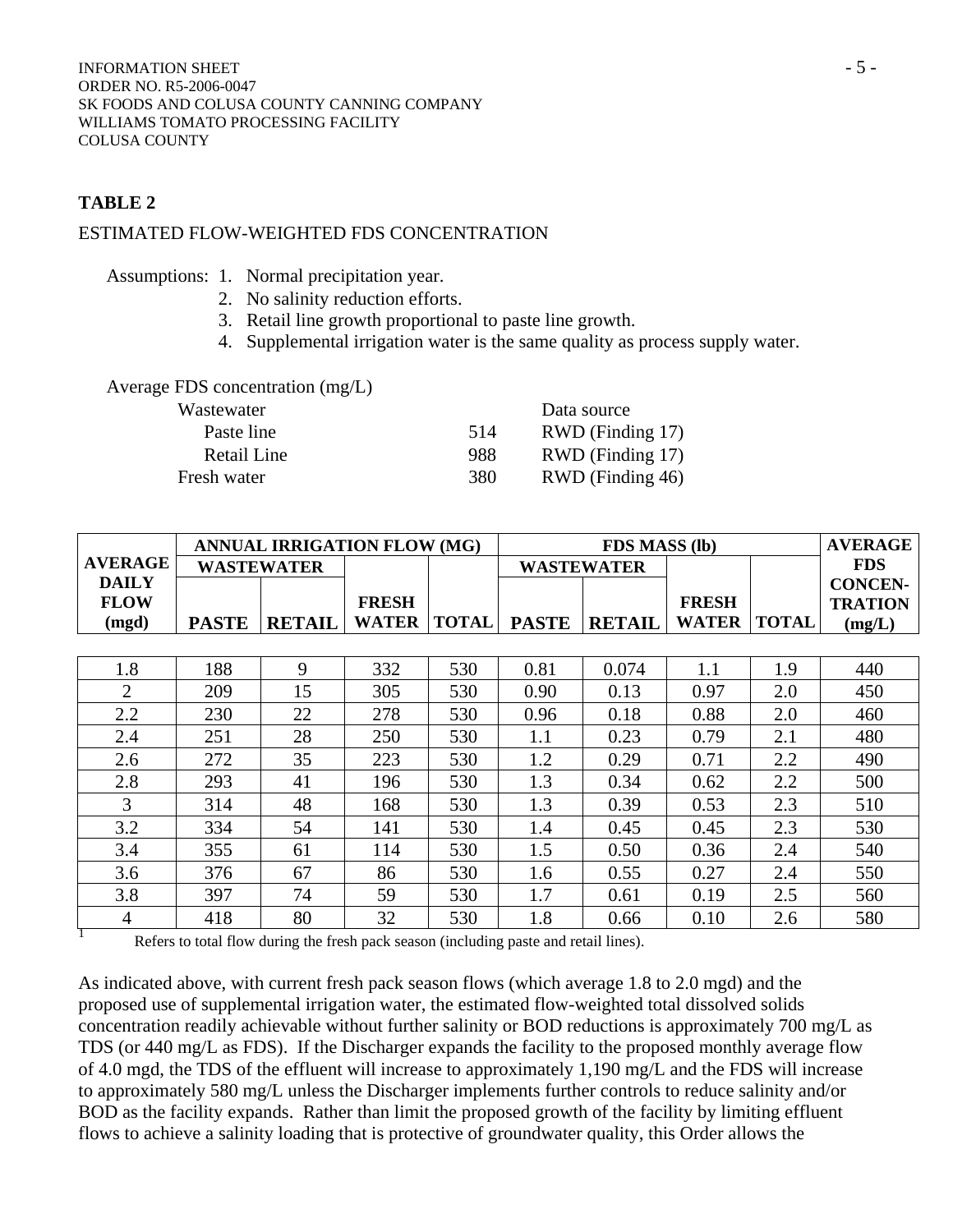## TABLE 2

ESTIMATED FLOW-WEIGHTED FDS CONCENTRATION

Assumptions:
1. Normal precipitation year.
2. No salinity reduction efforts.
3. Retail line growth proportional to paste line growth.
4. Supplemental irrigation water is the same quality as process supply water.

Average FDS concentration (mg/L)

| | | Data source |
|---|---|---|
| Wastewater | | |
| Paste line | 514 | RWD (Finding 17) |
| Retail Line | 988 | RWD (Finding 17) |
| Fresh water | 380 | RWD (Finding 46) |

| AVERAGE DAILY FLOW (mgd) | ANNUAL IRRIGATION FLOW (MG) | | | | FDS MASS (lb) | | | | AVERAGE FDS CONCEN-TRATION (mg/L) |
|---|---|---|---|---|---|---|---|---|---|
| | WASTEWATER | | | | WASTEWATER | | | | |
| | PASTE | RETAIL | FRESH WATER | TOTAL | PASTE | RETAIL | FRESH WATER | TOTAL | |
| 1.8 | 188 | 9 | 332 | 530 | 0.81 | 0.074 | 1.1 | 1.9 | 440 |
| 2 | 209 | 15 | 305 | 530 | 0.90 | 0.13 | 0.97 | 2.0 | 450 |
| 2.2 | 230 | 22 | 278 | 530 | 0.96 | 0.18 | 0.88 | 2.0 | 460 |
| 2.4 | 251 | 28 | 250 | 530 | 1.1 | 0.23 | 0.79 | 2.1 | 480 |
| 2.6 | 272 | 35 | 223 | 530 | 1.2 | 0.29 | 0.71 | 2.2 | 490 |
| 2.8 | 293 | 41 | 196 | 530 | 1.3 | 0.34 | 0.62 | 2.2 | 500 |
| 3 | 314 | 48 | 168 | 530 | 1.3 | 0.39 | 0.53 | 2.3 | 510 |
| 3.2 | 334 | 54 | 141 | 530 | 1.4 | 0.45 | 0.45 | 2.3 | 530 |
| 3.4 | 355 | 61 | 114 | 530 | 1.5 | 0.50 | 0.36 | 2.4 | 540 |
| 3.6 | 376 | 67 | 86 | 530 | 1.6 | 0.55 | 0.27 | 2.4 | 550 |
| 3.8 | 397 | 74 | 59 | 530 | 1.7 | 0.61 | 0.19 | 2.5 | 560 |
| 4 | 418 | 80 | 32 | 530 | 1.8 | 0.66 | 0.10 | 2.6 | 580 |

[1] Refers to total flow during the fresh pack season (including paste and retail lines).

As indicated above, with current fresh pack season flows (which average 1.8 to 2.0 mgd) and the proposed use of supplemental irrigation water, the estimated flow-weighted total dissolved solids concentration readily achievable without further salinity or BOD reductions is approximately 700 mg/L as TDS (or 440 mg/L as FDS). If the Discharger expands the facility to the proposed monthly average flow of 4.0 mgd, the TDS of the effluent will increase to approximately 1,190 mg/L and the FDS will increase to approximately 580 mg/L unless the Discharger implements further controls to reduce salinity and/or BOD as the facility expands. Rather than limit the proposed growth of the facility by limiting effluent flows to achieve a salinity loading that is protective of groundwater quality, this Order allows the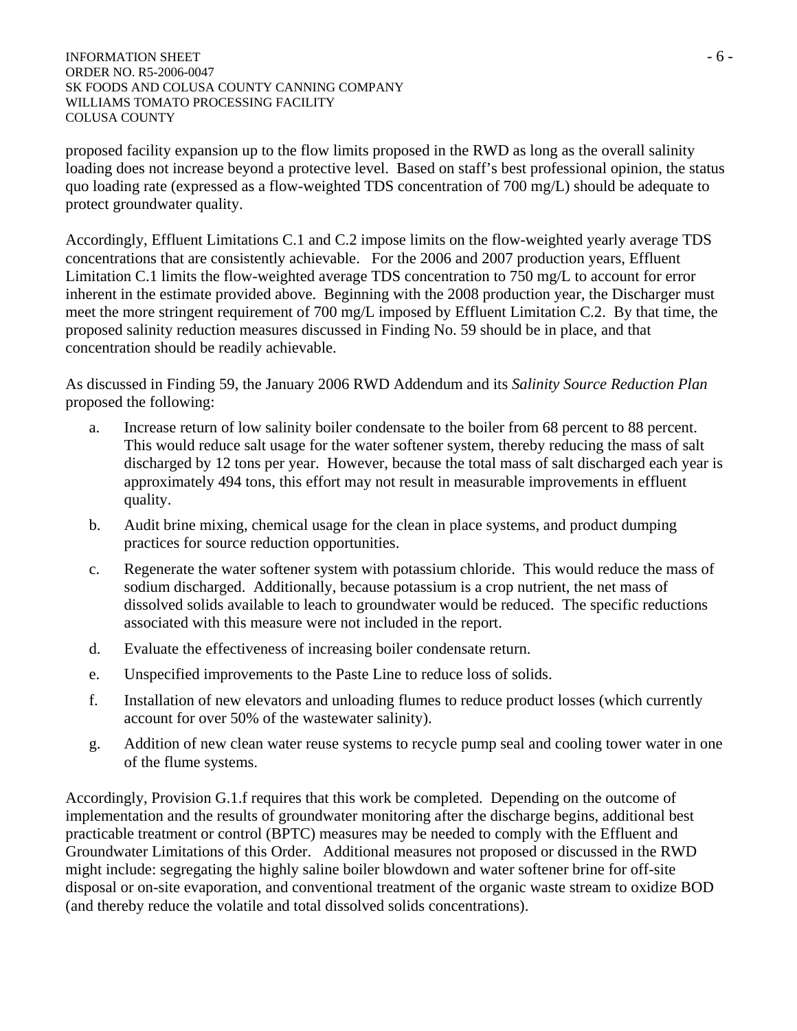proposed facility expansion up to the flow limits proposed in the RWD as long as the overall salinity loading does not increase beyond a protective level. Based on staff's best professional opinion, the status quo loading rate (expressed as a flow-weighted TDS concentration of 700 mg/L) should be adequate to protect groundwater quality.

Accordingly, Effluent Limitations C.1 and C.2 impose limits on the flow-weighted yearly average TDS concentrations that are consistently achievable. For the 2006 and 2007 production years, Effluent Limitation C.1 limits the flow-weighted average TDS concentration to 750 mg/L to account for error inherent in the estimate provided above. Beginning with the 2008 production year, the Discharger must meet the more stringent requirement of 700 mg/L imposed by Effluent Limitation C.2. By that time, the proposed salinity reduction measures discussed in Finding No. 59 should be in place, and that concentration should be readily achievable.

As discussed in Finding 59, the January 2006 RWD Addendum and its *Salinity Source Reduction Plan* proposed the following:

a. Increase return of low salinity boiler condensate to the boiler from 68 percent to 88 percent. This would reduce salt usage for the water softener system, thereby reducing the mass of salt discharged by 12 tons per year. However, because the total mass of salt discharged each year is approximately 494 tons, this effort may not result in measurable improvements in effluent quality.

b. Audit brine mixing, chemical usage for the clean in place systems, and product dumping practices for source reduction opportunities.

c. Regenerate the water softener system with potassium chloride. This would reduce the mass of sodium discharged. Additionally, because potassium is a crop nutrient, the net mass of dissolved solids available to leach to groundwater would be reduced. The specific reductions associated with this measure were not included in the report.

d. Evaluate the effectiveness of increasing boiler condensate return.

e. Unspecified improvements to the Paste Line to reduce loss of solids.

f. Installation of new elevators and unloading flumes to reduce product losses (which currently account for over 50% of the wastewater salinity).

g. Addition of new clean water reuse systems to recycle pump seal and cooling tower water in one of the flume systems.

Accordingly, Provision G.1.f requires that this work be completed. Depending on the outcome of implementation and the results of groundwater monitoring after the discharge begins, additional best practicable treatment or control (BPTC) measures may be needed to comply with the Effluent and Groundwater Limitations of this Order. Additional measures not proposed or discussed in the RWD might include: segregating the highly saline boiler blowdown and water softener brine for off-site disposal or on-site evaporation, and conventional treatment of the organic waste stream to oxidize BOD (and thereby reduce the volatile and total dissolved solids concentrations).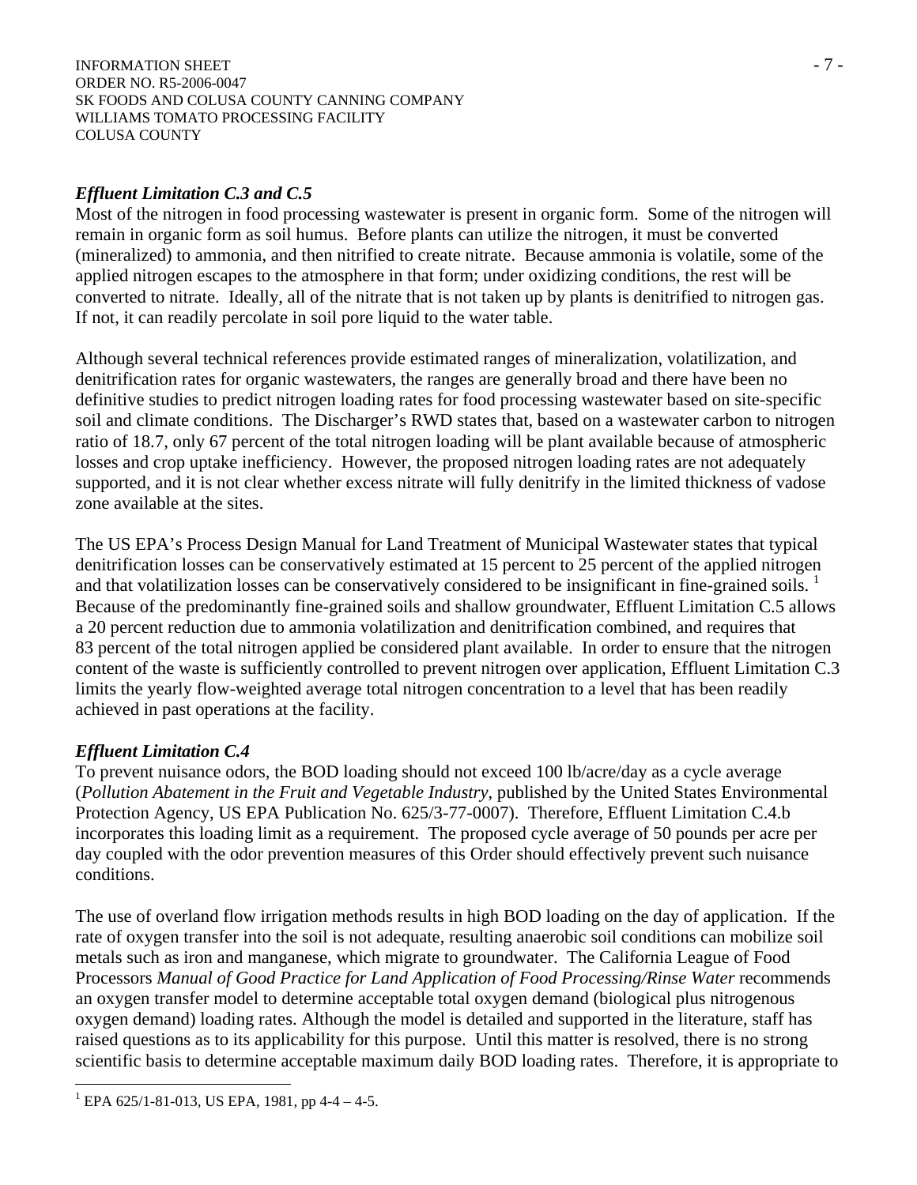### *Effluent Limitation C.3 and C.5*

Most of the nitrogen in food processing wastewater is present in organic form. Some of the nitrogen will remain in organic form as soil humus. Before plants can utilize the nitrogen, it must be converted (mineralized) to ammonia, and then nitrified to create nitrate. Because ammonia is volatile, some of the applied nitrogen escapes to the atmosphere in that form; under oxidizing conditions, the rest will be converted to nitrate. Ideally, all of the nitrate that is not taken up by plants is denitrified to nitrogen gas. If not, it can readily percolate in soil pore liquid to the water table.

Although several technical references provide estimated ranges of mineralization, volatilization, and denitrification rates for organic wastewaters, the ranges are generally broad and there have been no definitive studies to predict nitrogen loading rates for food processing wastewater based on site-specific soil and climate conditions. The Discharger's RWD states that, based on a wastewater carbon to nitrogen ratio of 18.7, only 67 percent of the total nitrogen loading will be plant available because of atmospheric losses and crop uptake inefficiency. However, the proposed nitrogen loading rates are not adequately supported, and it is not clear whether excess nitrate will fully denitrify in the limited thickness of vadose zone available at the sites.

The US EPA's Process Design Manual for Land Treatment of Municipal Wastewater states that typical denitrification losses can be conservatively estimated at 15 percent to 25 percent of the applied nitrogen and that volatilization losses can be conservatively considered to be insignificant in fine-grained soils. [1] Because of the predominantly fine-grained soils and shallow groundwater, Effluent Limitation C.5 allows a 20 percent reduction due to ammonia volatilization and denitrification combined, and requires that 83 percent of the total nitrogen applied be considered plant available. In order to ensure that the nitrogen content of the waste is sufficiently controlled to prevent nitrogen over application, Effluent Limitation C.3 limits the yearly flow-weighted average total nitrogen concentration to a level that has been readily achieved in past operations at the facility.

### *Effluent Limitation C.4*

To prevent nuisance odors, the BOD loading should not exceed 100 lb/acre/day as a cycle average (*Pollution Abatement in the Fruit and Vegetable Industry*, published by the United States Environmental Protection Agency, US EPA Publication No. 625/3-77-0007). Therefore, Effluent Limitation C.4.b incorporates this loading limit as a requirement. The proposed cycle average of 50 pounds per acre per day coupled with the odor prevention measures of this Order should effectively prevent such nuisance conditions.

The use of overland flow irrigation methods results in high BOD loading on the day of application. If the rate of oxygen transfer into the soil is not adequate, resulting anaerobic soil conditions can mobilize soil metals such as iron and manganese, which migrate to groundwater. The California League of Food Processors *Manual of Good Practice for Land Application of Food Processing/Rinse Water* recommends an oxygen transfer model to determine acceptable total oxygen demand (biological plus nitrogenous oxygen demand) loading rates. Although the model is detailed and supported in the literature, staff has raised questions as to its applicability for this purpose. Until this matter is resolved, there is no strong scientific basis to determine acceptable maximum daily BOD loading rates. Therefore, it is appropriate to

---

[1] EPA 625/1-81-013, US EPA, 1981, pp 4-4 – 4-5.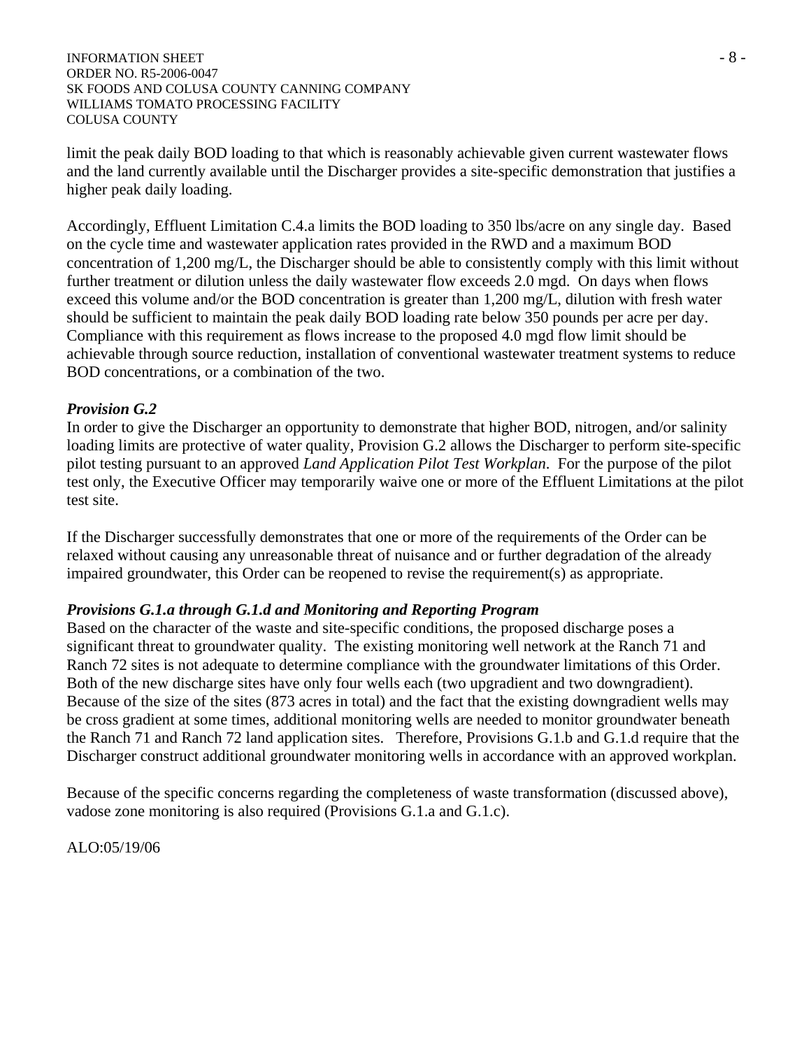limit the peak daily BOD loading to that which is reasonably achievable given current wastewater flows and the land currently available until the Discharger provides a site-specific demonstration that justifies a higher peak daily loading.

Accordingly, Effluent Limitation C.4.a limits the BOD loading to 350 lbs/acre on any single day. Based on the cycle time and wastewater application rates provided in the RWD and a maximum BOD concentration of 1,200 mg/L, the Discharger should be able to consistently comply with this limit without further treatment or dilution unless the daily wastewater flow exceeds 2.0 mgd. On days when flows exceed this volume and/or the BOD concentration is greater than 1,200 mg/L, dilution with fresh water should be sufficient to maintain the peak daily BOD loading rate below 350 pounds per acre per day. Compliance with this requirement as flows increase to the proposed 4.0 mgd flow limit should be achievable through source reduction, installation of conventional wastewater treatment systems to reduce BOD concentrations, or a combination of the two.

***Provision G.2***

In order to give the Discharger an opportunity to demonstrate that higher BOD, nitrogen, and/or salinity loading limits are protective of water quality, Provision G.2 allows the Discharger to perform site-specific pilot testing pursuant to an approved *Land Application Pilot Test Workplan*. For the purpose of the pilot test only, the Executive Officer may temporarily waive one or more of the Effluent Limitations at the pilot test site.

If the Discharger successfully demonstrates that one or more of the requirements of the Order can be relaxed without causing any unreasonable threat of nuisance and or further degradation of the already impaired groundwater, this Order can be reopened to revise the requirement(s) as appropriate.

***Provisions G.1.a through G.1.d and Monitoring and Reporting Program***

Based on the character of the waste and site-specific conditions, the proposed discharge poses a significant threat to groundwater quality. The existing monitoring well network at the Ranch 71 and Ranch 72 sites is not adequate to determine compliance with the groundwater limitations of this Order. Both of the new discharge sites have only four wells each (two upgradient and two downgradient). Because of the size of the sites (873 acres in total) and the fact that the existing downgradient wells may be cross gradient at some times, additional monitoring wells are needed to monitor groundwater beneath the Ranch 71 and Ranch 72 land application sites. Therefore, Provisions G.1.b and G.1.d require that the Discharger construct additional groundwater monitoring wells in accordance with an approved workplan.

Because of the specific concerns regarding the completeness of waste transformation (discussed above), vadose zone monitoring is also required (Provisions G.1.a and G.1.c).

ALO:05/19/06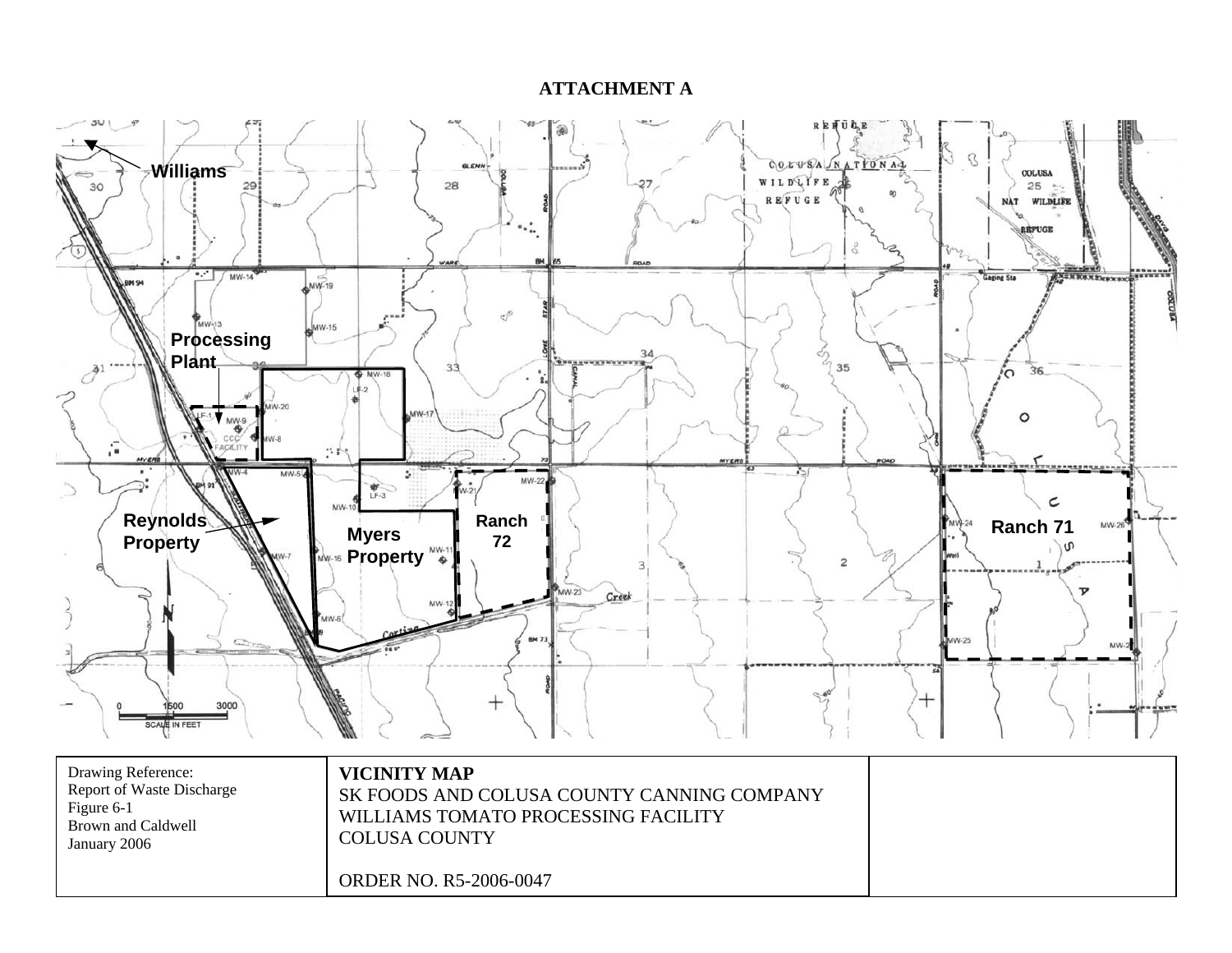# ATTACHMENT A

Williams

Processing Plant

Reynolds Property

Myers Property

Ranch 72

Ranch 71

| Drawing Reference: Report of Waste Discharge Figure 6-1 Brown and Caldwell January 2006 | **VICINITY MAP** SK FOODS AND COLUSA COUNTY CANNING COMPANY WILLIAMS TOMATO PROCESSING FACILITY COLUSA COUNTY ORDER NO. R5-2006-0047 | |
|---|---|---|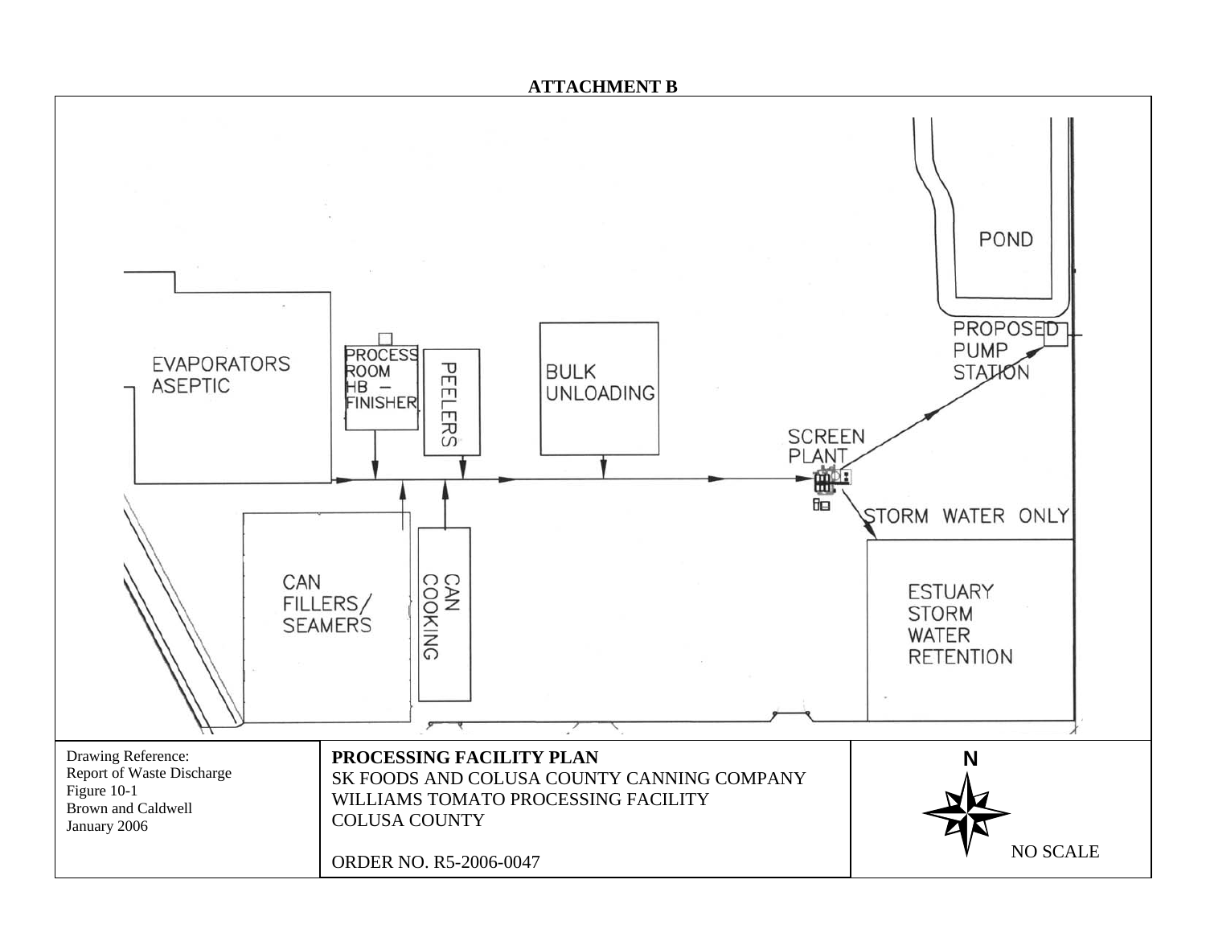# ATTACHMENT B

EVAPORATORS ASEPTIC

PROCESS ROOM HB – FINISHER

PEELERS

BULK UNLOADING

SCREEN PLANT

POND

PROPOSED PUMP STATION

STORM WATER ONLY

CAN FILLERS/ SEAMERS

CAN COOKING

ESTUARY STORM WATER RETENTION

| Drawing Reference: Report of Waste Discharge Figure 10-1 Brown and Caldwell January 2006 | **PROCESSING FACILITY PLAN** SK FOODS AND COLUSA COUNTY CANNING COMPANY WILLIAMS TOMATO PROCESSING FACILITY COLUSA COUNTY ORDER NO. R5-2006-0047 | N NO SCALE |
|---|---|---|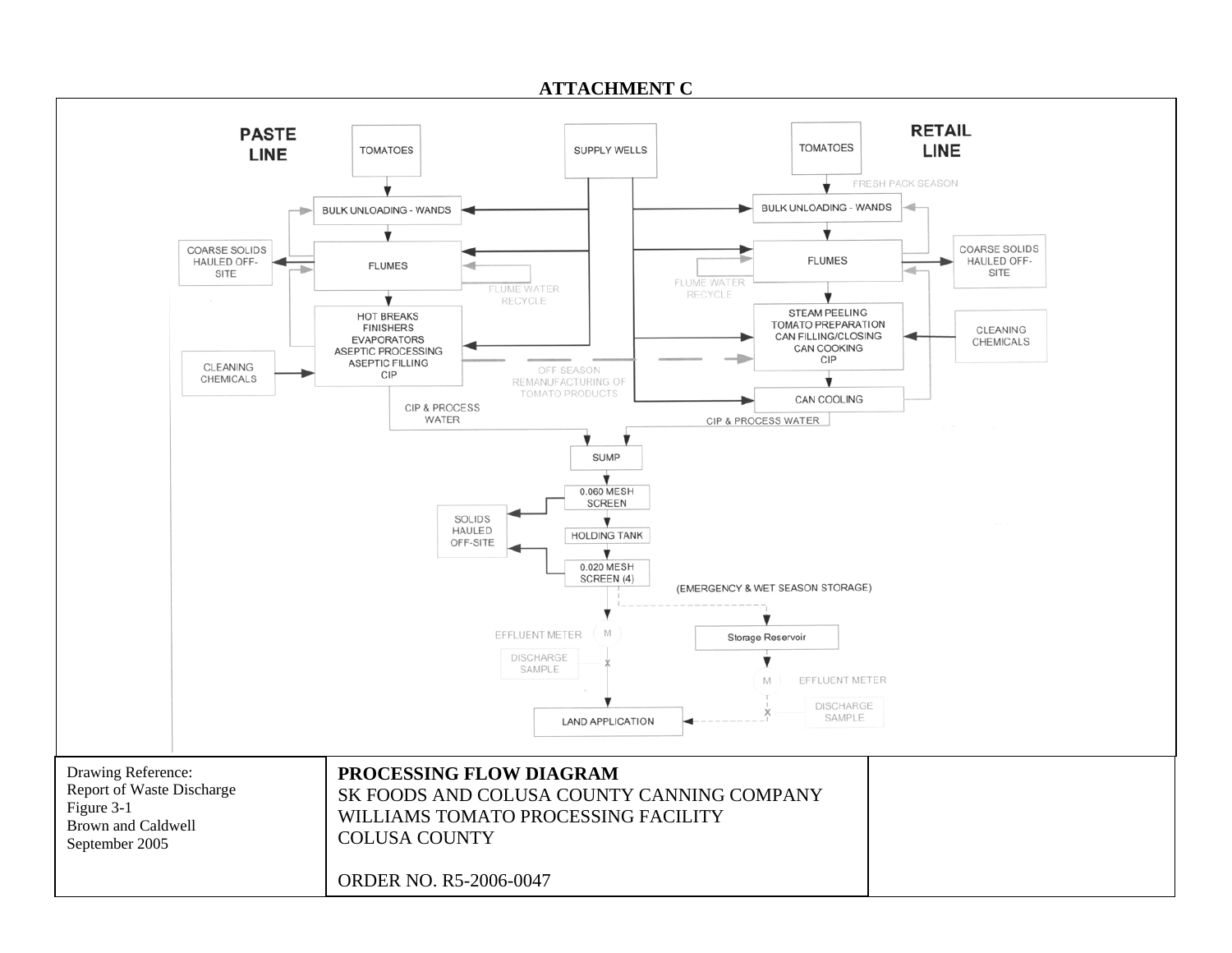# ATTACHMENT C

**PASTE LINE**

TOMATOES

BULK UNLOADING - WANDS

FLUMES

COARSE SOLIDS HAULED OFF-SITE

FLUME WATER RECYCLE

HOT BREAKS
FINISHERS
EVAPORATORS
ASEPTIC PROCESSING
ASEPTIC FILLING
CIP

CLEANING CHEMICALS

CIP & PROCESS WATER

SUPPLY WELLS

OFF SEASON REMANUFACTURING OF TOMATO PRODUCTS

**RETAIL LINE**

TOMATOES

FRESH PACK SEASON

BULK UNLOADING - WANDS

FLUMES

COARSE SOLIDS HAULED OFF-SITE

FLUME WATER RECYCLE

STEAM PEELING
TOMATO PREPARATION
CAN FILLING/CLOSING
CAN COOKING
CIP

CLEANING CHEMICALS

CAN COOLING

CIP & PROCESS WATER

SUMP

0.060 MESH SCREEN

SOLIDS HAULED OFF-SITE

HOLDING TANK

0.020 MESH SCREEN (4)

(EMERGENCY & WET SEASON STORAGE)

EFFLUENT METER

DISCHARGE SAMPLE

Storage Reservoir

EFFLUENT METER

DISCHARGE SAMPLE

LAND APPLICATION

| Drawing Reference: Report of Waste Discharge Figure 3-1 Brown and Caldwell September 2005 | **PROCESSING FLOW DIAGRAM** SK FOODS AND COLUSA COUNTY CANNING COMPANY WILLIAMS TOMATO PROCESSING FACILITY COLUSA COUNTY ORDER NO. R5-2006-0047 | |
|---|---|---|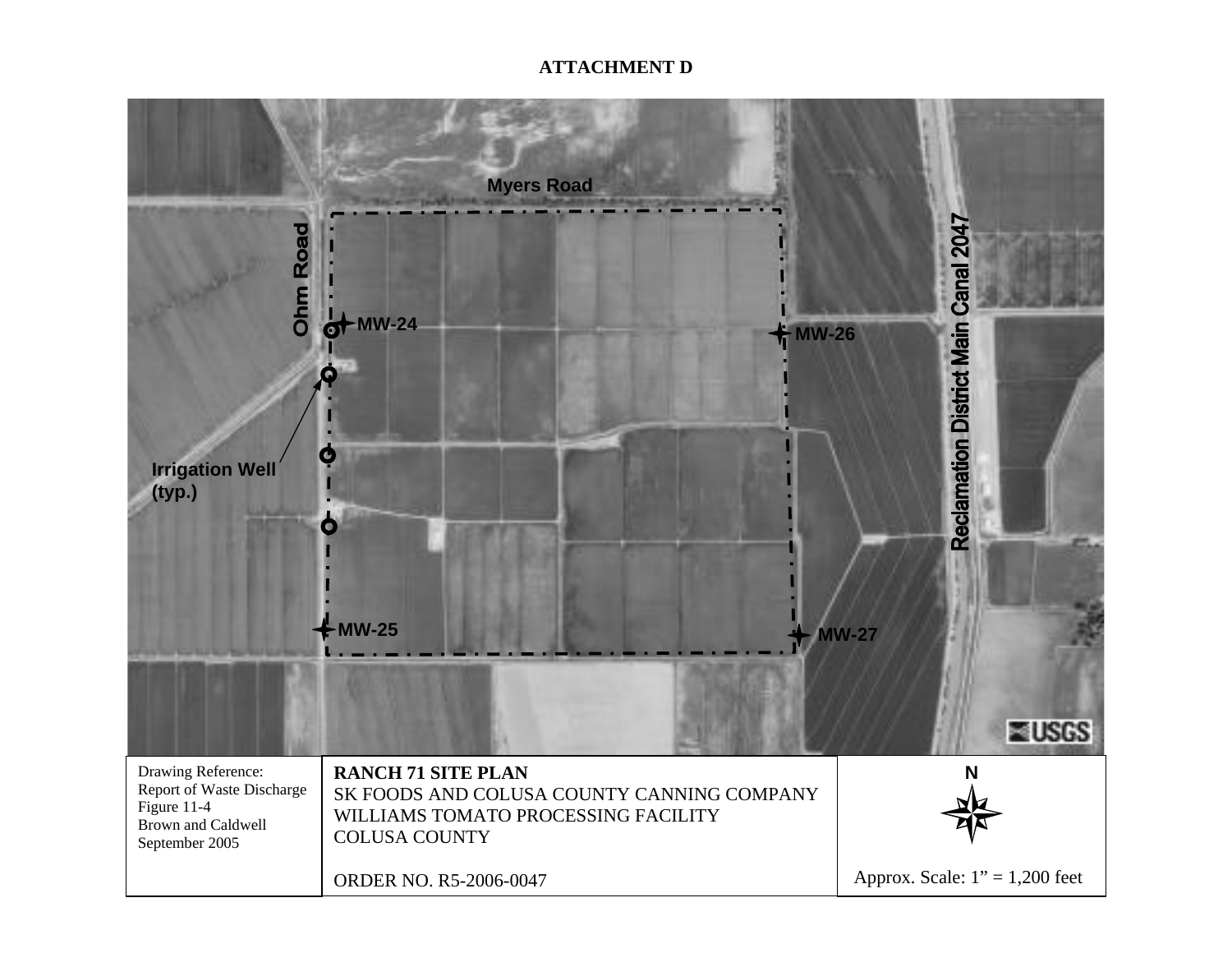# ATTACHMENT D

Myers Road

Ohm Road

MW-24

MW-26

Irrigation Well (typ.)

Reclamation District Main Canal 2047

MW-25

MW-27

USGS

| Drawing Reference: Report of Waste Discharge Figure 11-4 Brown and Caldwell September 2005 | **RANCH 71 SITE PLAN** SK FOODS AND COLUSA COUNTY CANNING COMPANY WILLIAMS TOMATO PROCESSING FACILITY COLUSA COUNTY | N |
|---|---|---|
| | ORDER NO. R5-2006-0047 | Approx. Scale: 1" = 1,200 feet |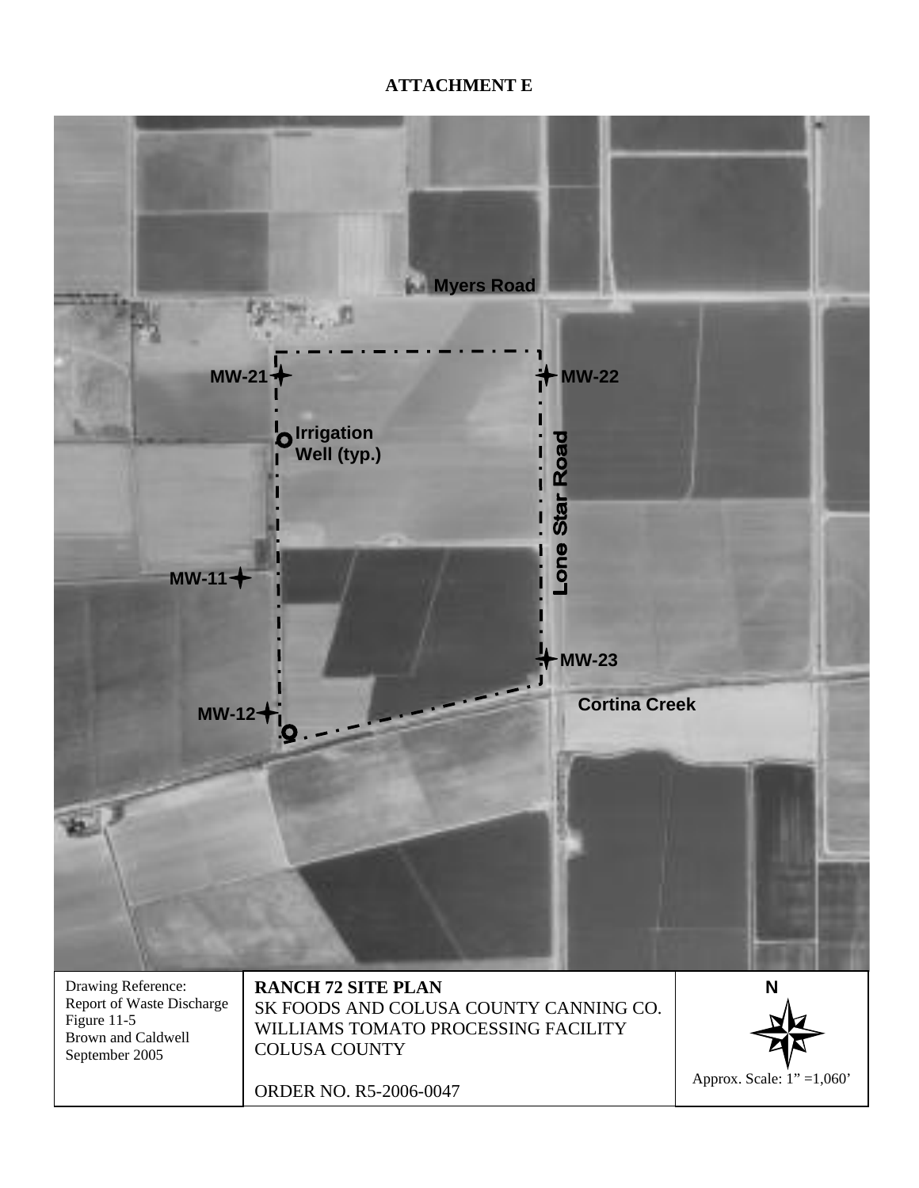# ATTACHMENT E

Myers Road

MW-21

MW-22

Irrigation Well (typ.)

Lone Star Road

MW-11

MW-23

Cortina Creek

MW-12

| Drawing Reference: Report of Waste Discharge Figure 11-5 Brown and Caldwell September 2005 | **RANCH 72 SITE PLAN** SK FOODS AND COLUSA COUNTY CANNING CO. WILLIAMS TOMATO PROCESSING FACILITY COLUSA COUNTY | N |
|---|---|---|
| | ORDER NO. R5-2006-0047 | Approx. Scale: 1" =1,060' |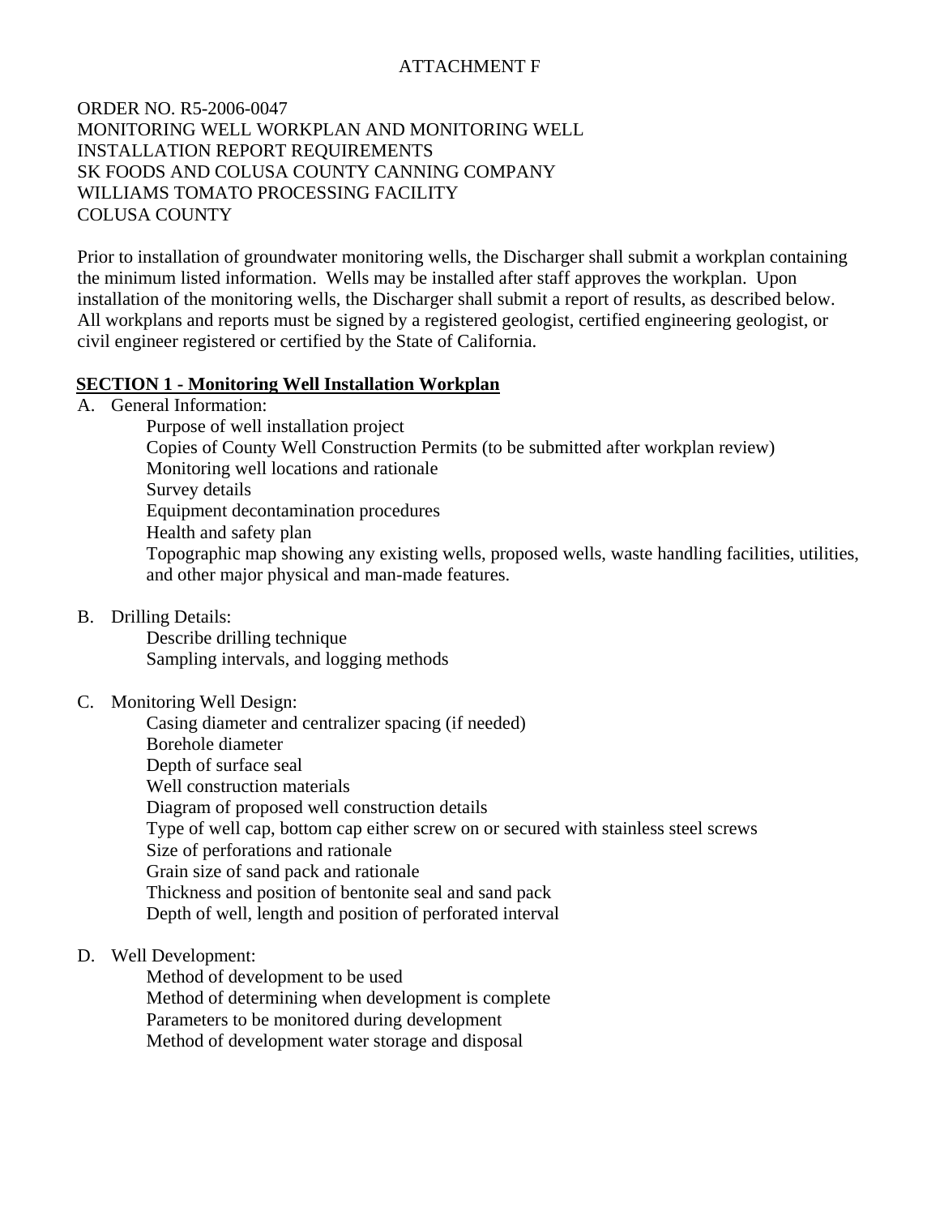ATTACHMENT F

ORDER NO. R5-2006-0047
MONITORING WELL WORKPLAN AND MONITORING WELL
INSTALLATION REPORT REQUIREMENTS
SK FOODS AND COLUSA COUNTY CANNING COMPANY
WILLIAMS TOMATO PROCESSING FACILITY
COLUSA COUNTY

Prior to installation of groundwater monitoring wells, the Discharger shall submit a workplan containing the minimum listed information. Wells may be installed after staff approves the workplan. Upon installation of the monitoring wells, the Discharger shall submit a report of results, as described below. All workplans and reports must be signed by a registered geologist, certified engineering geologist, or civil engineer registered or certified by the State of California.

## SECTION 1 - Monitoring Well Installation Workplan

A. General Information:
- Purpose of well installation project
- Copies of County Well Construction Permits (to be submitted after workplan review)
- Monitoring well locations and rationale
- Survey details
- Equipment decontamination procedures
- Health and safety plan
- Topographic map showing any existing wells, proposed wells, waste handling facilities, utilities, and other major physical and man-made features.

B. Drilling Details:
- Describe drilling technique
- Sampling intervals, and logging methods

C. Monitoring Well Design:
- Casing diameter and centralizer spacing (if needed)
- Borehole diameter
- Depth of surface seal
- Well construction materials
- Diagram of proposed well construction details
- Type of well cap, bottom cap either screw on or secured with stainless steel screws
- Size of perforations and rationale
- Grain size of sand pack and rationale
- Thickness and position of bentonite seal and sand pack
- Depth of well, length and position of perforated interval

D. Well Development:
- Method of development to be used
- Method of determining when development is complete
- Parameters to be monitored during development
- Method of development water storage and disposal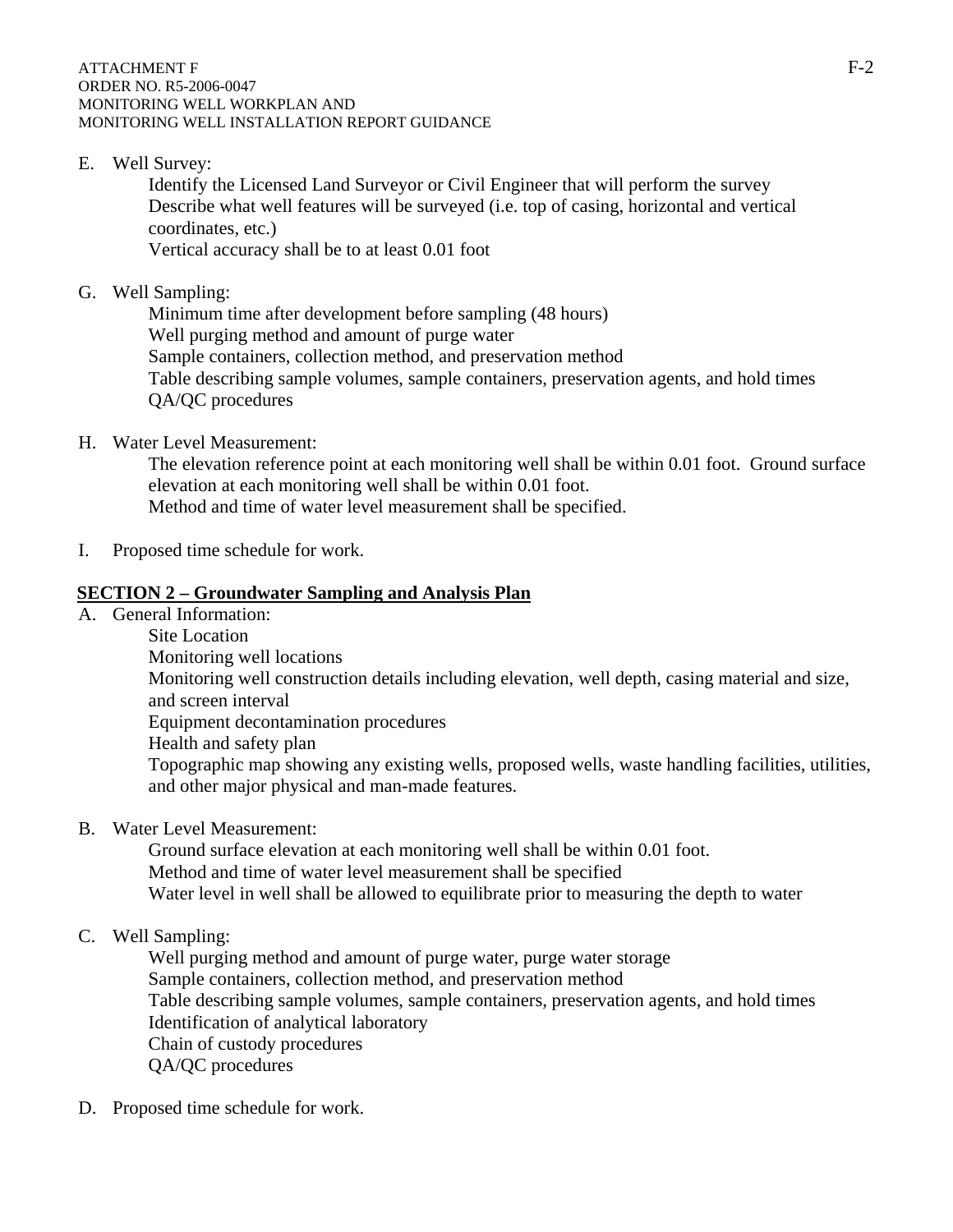E. Well Survey:

   Identify the Licensed Land Surveyor or Civil Engineer that will perform the survey
   Describe what well features will be surveyed (i.e. top of casing, horizontal and vertical coordinates, etc.)
   Vertical accuracy shall be to at least 0.01 foot

G. Well Sampling:

   Minimum time after development before sampling (48 hours)
   Well purging method and amount of purge water
   Sample containers, collection method, and preservation method
   Table describing sample volumes, sample containers, preservation agents, and hold times
   QA/QC procedures

H. Water Level Measurement:

   The elevation reference point at each monitoring well shall be within 0.01 foot. Ground surface elevation at each monitoring well shall be within 0.01 foot.
   Method and time of water level measurement shall be specified.

I. Proposed time schedule for work.

## SECTION 2 – Groundwater Sampling and Analysis Plan

A. General Information:

   Site Location
   Monitoring well locations
   Monitoring well construction details including elevation, well depth, casing material and size, and screen interval
   Equipment decontamination procedures
   Health and safety plan
   Topographic map showing any existing wells, proposed wells, waste handling facilities, utilities, and other major physical and man-made features.

B. Water Level Measurement:

   Ground surface elevation at each monitoring well shall be within 0.01 foot.
   Method and time of water level measurement shall be specified
   Water level in well shall be allowed to equilibrate prior to measuring the depth to water

C. Well Sampling:

   Well purging method and amount of purge water, purge water storage
   Sample containers, collection method, and preservation method
   Table describing sample volumes, sample containers, preservation agents, and hold times
   Identification of analytical laboratory
   Chain of custody procedures
   QA/QC procedures

D. Proposed time schedule for work.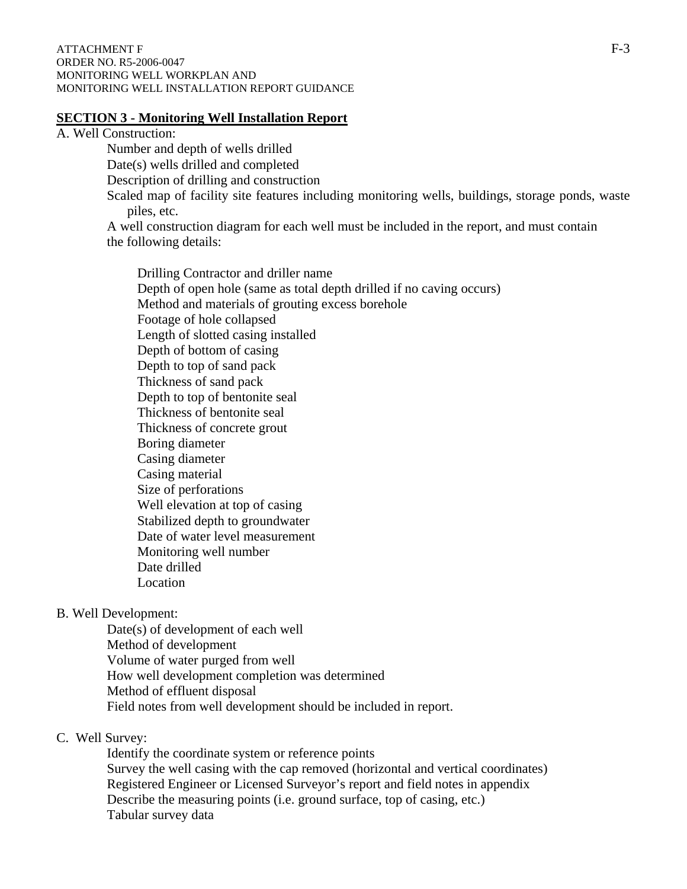## SECTION 3 - Monitoring Well Installation Report

A. Well Construction:

Number and depth of wells drilled
Date(s) wells drilled and completed
Description of drilling and construction
Scaled map of facility site features including monitoring wells, buildings, storage ponds, waste piles, etc.
A well construction diagram for each well must be included in the report, and must contain the following details:

- Drilling Contractor and driller name
- Depth of open hole (same as total depth drilled if no caving occurs)
- Method and materials of grouting excess borehole
- Footage of hole collapsed
- Length of slotted casing installed
- Depth of bottom of casing
- Depth to top of sand pack
- Thickness of sand pack
- Depth to top of bentonite seal
- Thickness of bentonite seal
- Thickness of concrete grout
- Boring diameter
- Casing diameter
- Casing material
- Size of perforations
- Well elevation at top of casing
- Stabilized depth to groundwater
- Date of water level measurement
- Monitoring well number
- Date drilled
- Location

B. Well Development:

Date(s) of development of each well
Method of development
Volume of water purged from well
How well development completion was determined
Method of effluent disposal
Field notes from well development should be included in report.

C. Well Survey:

Identify the coordinate system or reference points
Survey the well casing with the cap removed (horizontal and vertical coordinates)
Registered Engineer or Licensed Surveyor's report and field notes in appendix
Describe the measuring points (i.e. ground surface, top of casing, etc.)
Tabular survey data